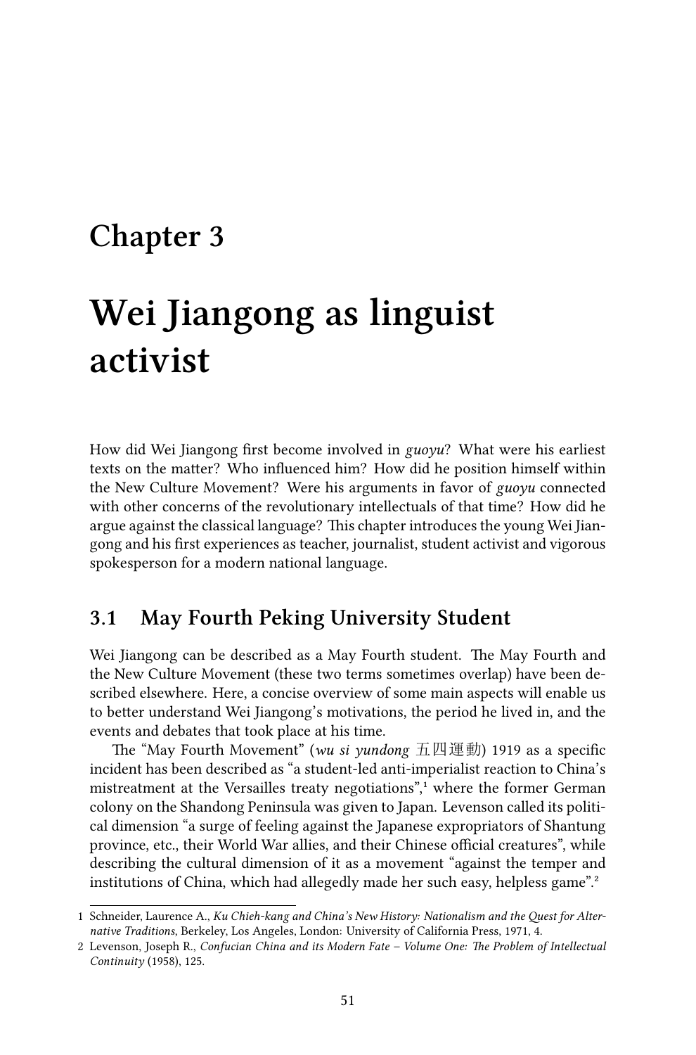# Chapter 3

# Wei Jiangong as linguist activist

How did Wei Jiangong first become involved in *guoyu*? What were his earliest texts on the matter? Who influenced him? How did he position himself within the New Culture Movement? Were his arguments in favor of *guoyu* connected with other concerns of the revolutionary intellectuals of that time? How did he argue against the classical language? This chapter introduces the young Wei Jiangong and his first experiences as teacher, journalist, student activist and vigorous spokesperson for a modern national language.

## 3.1 May Fourth Peking University Student

Wei Jiangong can be described as a May Fourth student. The May Fourth and the New Culture Movement (these two terms sometimes overlap) have been described elsewhere. Here, a concise overview of some main aspects will enable us to better understand Wei Jiangong's motivations, the period he lived in, and the events and debates that took place at his time.

The "May Fourth Movement" (*wu si yundong* 五四運動) 1919 as a specific incident has been described as "a student-led anti-imperialist reaction to China's mistreatment at the Versailles treaty negotiations",[1] where the former German colony on the Shandong Peninsula was given to Japan. Levenson called its political dimension "a surge of feeling against the Japanese expropriators of Shantung province, etc., their World War allies, and their Chinese official creatures", while describing the cultural dimension of it as a movement "against the temper and institutions of China, which had allegedly made her such easy, helpless game".[2]

---

1 Schneider, Laurence A., *Ku Chieh-kang and China's New History: Nationalism and the Quest for Alternative Traditions*, Berkeley, Los Angeles, London: University of California Press, 1971, 4.

2 Levenson, Joseph R., *Confucian China and its Modern Fate – Volume One: The Problem of Intellectual Continuity* (1958), 125.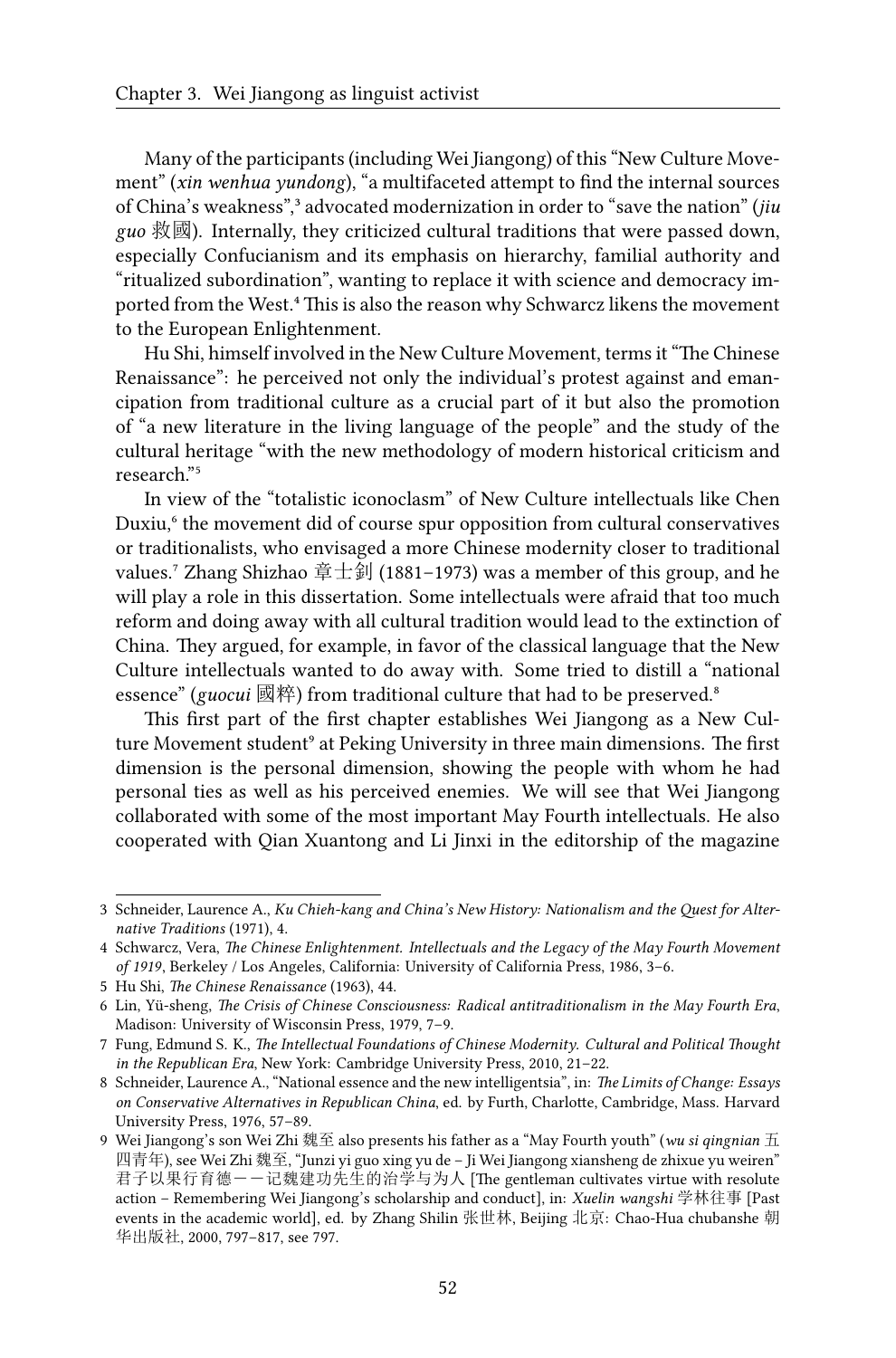Many of the participants (including Wei Jiangong) of this "New Culture Movement" (*xin wenhua yundong*), "a multifaceted attempt to find the internal sources of China's weakness",[3] advocated modernization in order to "save the nation" (*jiu guo* 救國). Internally, they criticized cultural traditions that were passed down, especially Confucianism and its emphasis on hierarchy, familial authority and "ritualized subordination", wanting to replace it with science and democracy imported from the West.[4] This is also the reason why Schwarcz likens the movement to the European Enlightenment.

Hu Shi, himself involved in the New Culture Movement, terms it "The Chinese Renaissance": he perceived not only the individual's protest against and emancipation from traditional culture as a crucial part of it but also the promotion of "a new literature in the living language of the people" and the study of the cultural heritage "with the new methodology of modern historical criticism and research."[5]

In view of the "totalistic iconoclasm" of New Culture intellectuals like Chen Duxiu,[6] the movement did of course spur opposition from cultural conservatives or traditionalists, who envisaged a more Chinese modernity closer to traditional values.[7] Zhang Shizhao 章士釗 (1881–1973) was a member of this group, and he will play a role in this dissertation. Some intellectuals were afraid that too much reform and doing away with all cultural tradition would lead to the extinction of China. They argued, for example, in favor of the classical language that the New Culture intellectuals wanted to do away with. Some tried to distill a "national essence" (*guocui* 國粹) from traditional culture that had to be preserved.[8]

This first part of the first chapter establishes Wei Jiangong as a New Culture Movement student[9] at Peking University in three main dimensions. The first dimension is the personal dimension, showing the people with whom he had personal ties as well as his perceived enemies. We will see that Wei Jiangong collaborated with some of the most important May Fourth intellectuals. He also cooperated with Qian Xuantong and Li Jinxi in the editorship of the magazine

---

3 Schneider, Laurence A., *Ku Chieh-kang and China's New History: Nationalism and the Quest for Alternative Traditions* (1971), 4.

4 Schwarcz, Vera, *The Chinese Enlightenment. Intellectuals and the Legacy of the May Fourth Movement of 1919*, Berkeley / Los Angeles, California: University of California Press, 1986, 3–6.

5 Hu Shi, *The Chinese Renaissance* (1963), 44.

6 Lin, Yü-sheng, *The Crisis of Chinese Consciousness: Radical antitraditionalism in the May Fourth Era*, Madison: University of Wisconsin Press, 1979, 7–9.

7 Fung, Edmund S. K., *The Intellectual Foundations of Chinese Modernity. Cultural and Political Thought in the Republican Era*, New York: Cambridge University Press, 2010, 21–22.

8 Schneider, Laurence A., "National essence and the new intelligentsia", in: *The Limits of Change: Essays on Conservative Alternatives in Republican China*, ed. by Furth, Charlotte, Cambridge, Mass. Harvard University Press, 1976, 57–89.

9 Wei Jiangong's son Wei Zhi 魏至 also presents his father as a "May Fourth youth" (*wu si qingnian* 五四青年), see Wei Zhi 魏至, "Junzi yi guo xing yu de – Ji Wei Jiangong xiansheng de zhixue yu weiren" 君子以果行育德——记魏建功先生的治学与为人 [The gentleman cultivates virtue with resolute action – Remembering Wei Jiangong's scholarship and conduct], in: *Xuelin wangshi* 学林往事 [Past events in the academic world], ed. by Zhang Shilin 张世林, Beijing 北京: Chao-Hua chubanshe 朝华出版社, 2000, 797–817, see 797.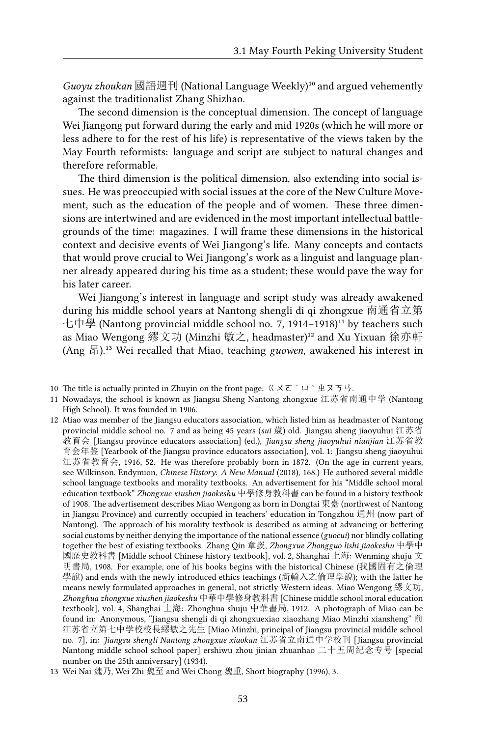*Guoyu zhoukan* 國語週刊 (National Language Weekly)[10] and argued vehemently against the traditionalist Zhang Shizhao.

The second dimension is the conceptual dimension. The concept of language Wei Jiangong put forward during the early and mid 1920s (which he will more or less adhere to for the rest of his life) is representative of the views taken by the May Fourth reformists: language and script are subject to natural changes and therefore reformable.

The third dimension is the political dimension, also extending into social issues. He was preoccupied with social issues at the core of the New Culture Movement, such as the education of the people and of women. These three dimensions are intertwined and are evidenced in the most important intellectual battlegrounds of the time: magazines. I will frame these dimensions in the historical context and decisive events of Wei Jiangong's life. Many concepts and contacts that would prove crucial to Wei Jiangong's work as a linguist and language planner already appeared during his time as a student; these would pave the way for his later career.

Wei Jiangong's interest in language and script study was already awakened during his middle school years at Nantong shengli di qi zhongxue 南通省立第七中學 (Nantong provincial middle school no. 7, 1914–1918)[11] by teachers such as Miao Wengong 繆文功 (Minzhi 敏之, headmaster)[12] and Xu Yixuan 徐亦軒 (Ang 昂).[13] Wei recalled that Miao, teaching *guowen*, awakened his interest in

---

10 The title is actually printed in Zhuyin on the front page: ㄍㄨㄛˊㄩˇㄓㄡㄎㄢ.

11 Nowadays, the school is known as Jiangsu Sheng Nantong zhongxue 江苏省南通中学 (Nantong High School). It was founded in 1906.

12 Miao was member of the Jiangsu educators association, which listed him as headmaster of Nantong provincial middle school no. 7 and as being 45 years (*sui* 歲) old. Jiangsu sheng jiaoyuhui 江苏省教育会 [Jiangsu province educators association] (ed.), *Jiangsu sheng jiaoyuhui nianjian* 江苏省教育会年鉴 [Yearbook of the Jiangsu province educators association], vol. 1: Jiangsu sheng jiaoyuhui 江苏省教育会, 1916, 52. He was therefore probably born in 1872. (On the age in current years, see Wilkinson, Endymion, *Chinese History: A New Manual* (2018), 168.) He authored several middle school language textbooks and morality textbooks. An advertisement for his "Middle school moral education textbook" *Zhongxue xiushen jiaokeshu* 中學修身教科書 can be found in a history textbook of 1908. The advertisement describes Miao Wengong as born in Dongtai 東臺 (northwest of Nantong in Jiangsu Province) and currently occupied in teachers' education in Tongzhou 通州 (now part of Nantong). The approach of his morality textbook is described as aiming at advancing or bettering social customs by neither denying the importance of the national essence (*guocui*) nor blindly collating together the best of existing textbooks. Zhang Qin 章嶔, *Zhongxue Zhongguo lishi jiaokeshu* 中學中國歷史教科書 [Middle school Chinese history textbook], vol. 2, Shanghai 上海: Wenming shuju 文明書局, 1908. For example, one of his books begins with the historical Chinese (我國固有之倫理學說) and ends with the newly introduced ethics teachings (新輸入之倫理學說); with the latter he means newly formulated approaches in general, not strictly Western ideas. Miao Wengong 繆文功, *Zhonghua zhongxue xiushen jiaokeshu* 中華中學修身教科書 [Chinese middle school moral education textbook], vol. 4, Shanghai 上海: Zhonghua shuju 中華書局, 1912. A photograph of Miao can be found in: Anonymous, "Jiangsu shengli di qi zhongxuexiao xiaozhang Miao Minzhi xiansheng" 前江苏省立第七中学校校長繆敏之先生 [Miao Minzhi, principal of Jiangsu provincial middle school no. 7], in: *Jiangsu shengli Nantong zhongxue xiaokan* 江苏省立南通中学校刊 [Jiangsu provincial Nantong middle school school paper] ershiwu zhou jinian zhuanhao 二十五周纪念专号 [special number on the 25th anniversary] (1934).

13 Wei Nai 魏乃, Wei Zhi 魏至 and Wei Chong 魏重, Short biography (1996), 3.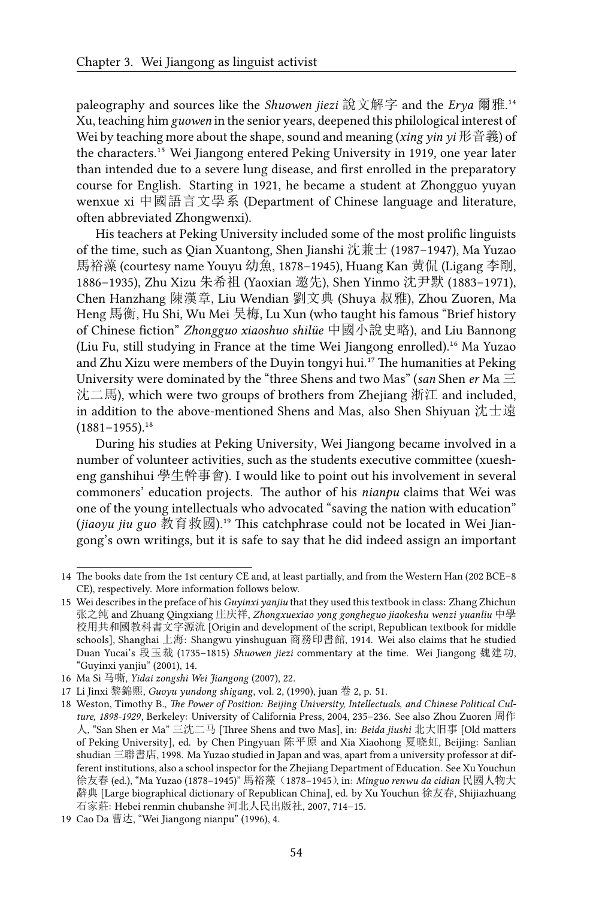paleography and sources like the *Shuowen jiezi* 說文解字 and the *Erya* 爾雅.[14] Xu, teaching him *guowen* in the senior years, deepened this philological interest of Wei by teaching more about the shape, sound and meaning (*xing yin yi* 形音義) of the characters.[15] Wei Jiangong entered Peking University in 1919, one year later than intended due to a severe lung disease, and first enrolled in the preparatory course for English. Starting in 1921, he became a student at Zhongguo yuyan wenxue xi 中國語言文學系 (Department of Chinese language and literature, often abbreviated Zhongwenxi).

His teachers at Peking University included some of the most prolific linguists of the time, such as Qian Xuantong, Shen Jianshi 沈兼士 (1987–1947), Ma Yuzao 馬裕藻 (courtesy name Youyu 幼魚, 1878–1945), Huang Kan 黃侃 (Ligang 李剛, 1886–1935), Zhu Xizu 朱希祖 (Yaoxian 逷先), Shen Yinmo 沈尹默 (1883–1971), Chen Hanzhang 陳漢章, Liu Wendian 劉文典 (Shuya 叔雅), Zhou Zuoren, Ma Heng 馬衡, Hu Shi, Wu Mei 吴梅, Lu Xun (who taught his famous "Brief history of Chinese fiction" *Zhongguo xiaoshuo shilüe* 中國小說史略), and Liu Bannong (Liu Fu, still studying in France at the time Wei Jiangong enrolled).[16] Ma Yuzao and Zhu Xizu were members of the Duyin tongyi hui.[17] The humanities at Peking University were dominated by the "three Shens and two Mas" (*san* Shen *er* Ma 三沈二馬), which were two groups of brothers from Zhejiang 浙江 and included, in addition to the above-mentioned Shens and Mas, also Shen Shiyuan 沈士遠 (1881–1955).[18]

During his studies at Peking University, Wei Jiangong became involved in a number of volunteer activities, such as the students executive committee (xuesheng ganshihui 學生幹事會). I would like to point out his involvement in several commoners' education projects. The author of his *nianpu* claims that Wei was one of the young intellectuals who advocated "saving the nation with education" (*jiaoyu jiu guo* 教育救國).[19] This catchphrase could not be located in Wei Jiangong's own writings, but it is safe to say that he did indeed assign an important

---

14 The books date from the 1st century CE and, at least partially, and from the Western Han (202 BCE–8 CE), respectively. More information follows below.

15 Wei describes in the preface of his *Guyinxi yanjiu* that they used this textbook in class: Zhang Zhichun 张之纯 and Zhuang Qingxiang 庄庆祥, *Zhongxuexiao yong gongheguo jiaokeshu wenzi yuanliu* 中學校用共和國教科書文字源流 [Origin and development of the script, Republican textbook for middle schools], Shanghai 上海: Shangwu yinshuguan 商務印書館, 1914. Wei also claims that he studied Duan Yucai's 段玉裁 (1735–1815) *Shuowen jiezi* commentary at the time. Wei Jiangong 魏建功, "Guyinxi yanjiu" (2001), 14.

16 Ma Si 马嘶, *Yidai zongshi Wei Jiangong* (2007), 22.

17 Li Jinxi 黎錦熙, *Guoyu yundong shigang*, vol. 2, (1990), juan 卷 2, p. 51.

18 Weston, Timothy B., *The Power of Position: Beijing University, Intellectuals, and Chinese Political Culture, 1898-1929*, Berkeley: University of California Press, 2004, 235–236. See also Zhou Zuoren 周作人, "San Shen er Ma" 三沈二马 [Three Shens and two Mas], in: *Beida jiushi* 北大旧事 [Old matters of Peking University], ed. by Chen Pingyuan 陈平原 and Xia Xiaohong 夏晓虹, Beijing: Sanlian shudian 三聯書店, 1998. Ma Yuzao studied in Japan and was, apart from a university professor at different institutions, also a school inspector for the Zhejiang Department of Education. See Xu Youchun 徐友春 (ed.), "Ma Yuzao (1878–1945)" 馬裕藻（1878–1945）, in: *Minguo renwu da cidian* 民國人物大辭典 [Large biographical dictionary of Republican China], ed. by Xu Youchun 徐友春, Shijiazhuang 石家莊: Hebei renmin chubanshe 河北人民出版社, 2007, 714–15.

19 Cao Da 曹达, "Wei Jiangong nianpu" (1996), 4.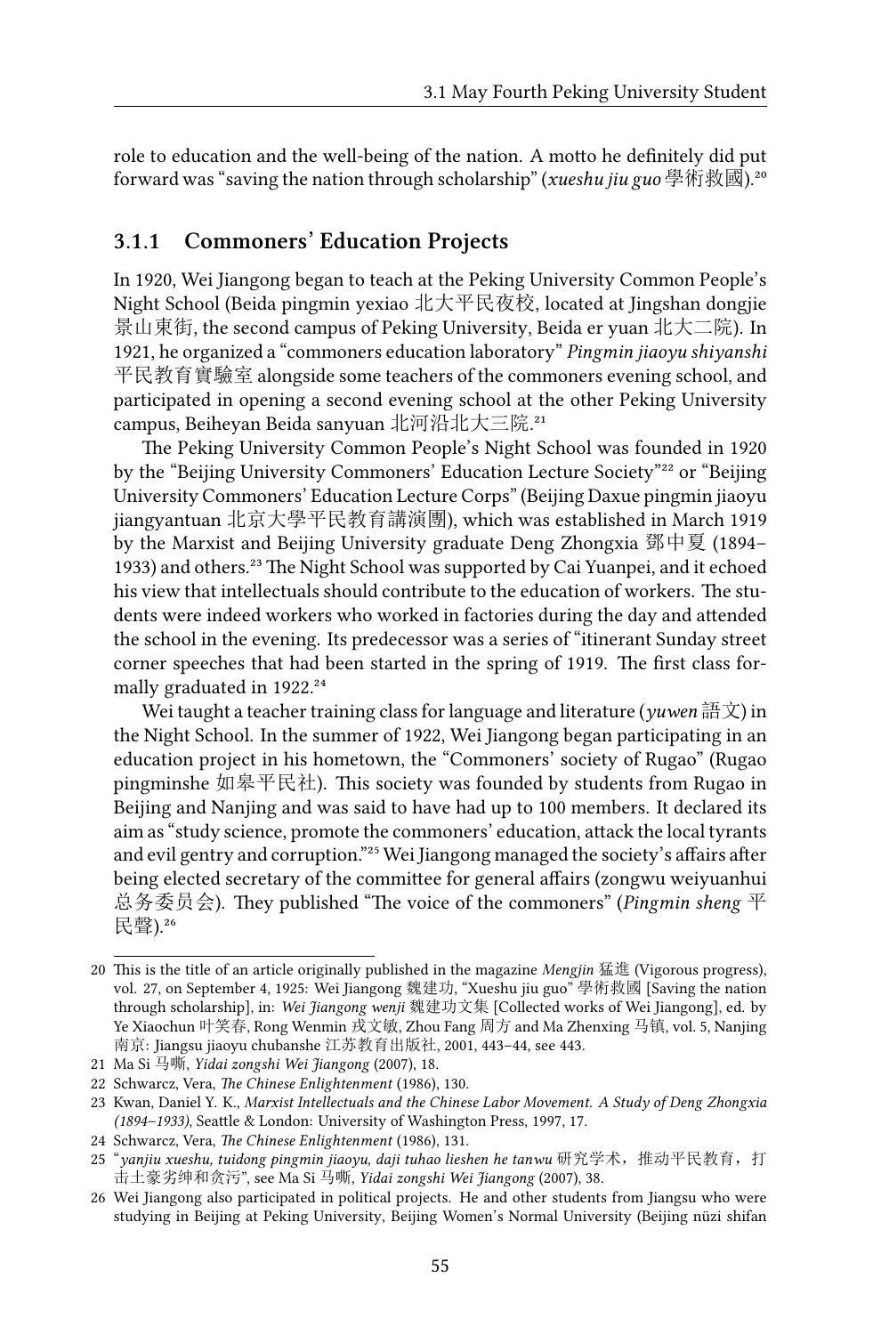role to education and the well-being of the nation. A motto he definitely did put forward was "saving the nation through scholarship" (*xueshu jiu guo* 學術救國).[20]

### 3.1.1 Commoners' Education Projects

In 1920, Wei Jiangong began to teach at the Peking University Common People's Night School (Beida pingmin yexiao 北大平民夜校, located at Jingshan dongjie 景山東街, the second campus of Peking University, Beida er yuan 北大二院). In 1921, he organized a "commoners education laboratory" *Pingmin jiaoyu shiyanshi* 平民教育實驗室 alongside some teachers of the commoners evening school, and participated in opening a second evening school at the other Peking University campus, Beiheyan Beida sanyuan 北河沿北大三院.[21]

The Peking University Common People's Night School was founded in 1920 by the "Beijing University Commoners' Education Lecture Society"[22] or "Beijing University Commoners' Education Lecture Corps" (Beijing Daxue pingmin jiaoyu jiangyantuan 北京大學平民教育講演團), which was established in March 1919 by the Marxist and Beijing University graduate Deng Zhongxia 鄧中夏 (1894–1933) and others.[23] The Night School was supported by Cai Yuanpei, and it echoed his view that intellectuals should contribute to the education of workers. The students were indeed workers who worked in factories during the day and attended the school in the evening. Its predecessor was a series of "itinerant Sunday street corner speeches that had been started in the spring of 1919. The first class formally graduated in 1922.[24]

Wei taught a teacher training class for language and literature (*yuwen* 語文) in the Night School. In the summer of 1922, Wei Jiangong began participating in an education project in his hometown, the "Commoners' society of Rugao" (Rugao pingminshe 如皋平民社). This society was founded by students from Rugao in Beijing and Nanjing and was said to have had up to 100 members. It declared its aim as "study science, promote the commoners' education, attack the local tyrants and evil gentry and corruption."[25] Wei Jiangong managed the society's affairs after being elected secretary of the committee for general affairs (zongwu weiyuanhui 总务委员会). They published "The voice of the commoners" (*Pingmin sheng* 平民聲).[26]

---

20 This is the title of an article originally published in the magazine *Mengjin* 猛進 (Vigorous progress), vol. 27, on September 4, 1925: Wei Jiangong 魏建功, "Xueshu jiu guo" 學術救國 [Saving the nation through scholarship], in: *Wei Jiangong wenji* 魏建功文集 [Collected works of Wei Jiangong], ed. by Ye Xiaochun 叶笑春, Rong Wenmin 戎文敏, Zhou Fang 周方 and Ma Zhenxing 马镇, vol. 5, Nanjing 南京: Jiangsu jiaoyu chubanshe 江苏教育出版社, 2001, 443–44, see 443.

21 Ma Si 马嘶, *Yidai zongshi Wei Jiangong* (2007), 18.

22 Schwarcz, Vera, *The Chinese Enlightenment* (1986), 130.

23 Kwan, Daniel Y. K., *Marxist Intellectuals and the Chinese Labor Movement. A Study of Deng Zhongxia (1894–1933)*, Seattle & London: University of Washington Press, 1997, 17.

24 Schwarcz, Vera, *The Chinese Enlightenment* (1986), 131.

25 "*yanjiu xueshu, tuidong pingmin jiaoyu, daji tuhao lieshen he tanwu* 研究学术，推动平民教育，打击土豪劣绅和贪污", see Ma Si 马嘶, *Yidai zongshi Wei Jiangong* (2007), 38.

26 Wei Jiangong also participated in political projects. He and other students from Jiangsu who were studying in Beijing at Peking University, Beijing Women's Normal University (Beijing nüzi shifan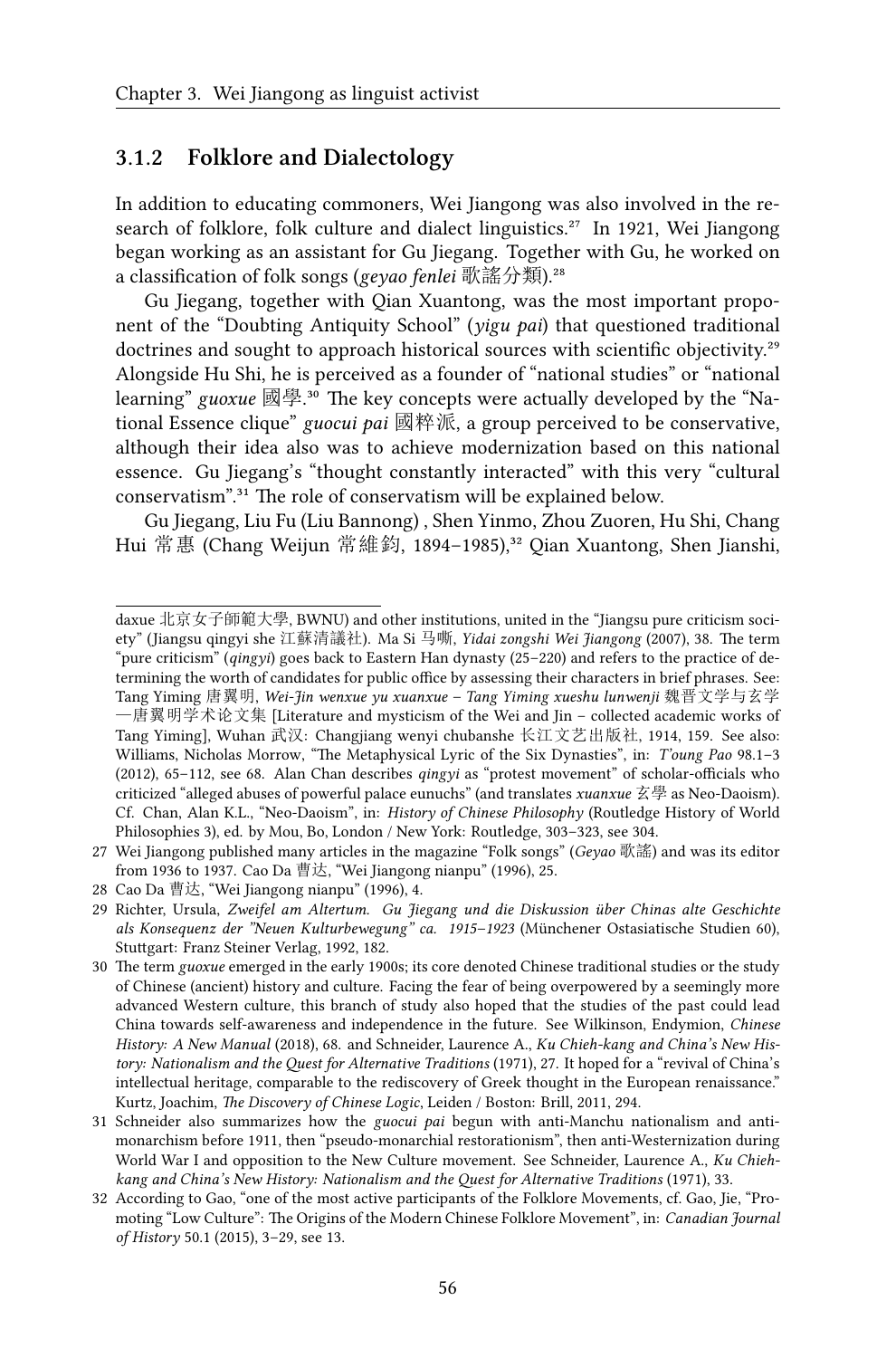### 3.1.2 Folklore and Dialectology

In addition to educating commoners, Wei Jiangong was also involved in the research of folklore, folk culture and dialect linguistics.[27] In 1921, Wei Jiangong began working as an assistant for Gu Jiegang. Together with Gu, he worked on a classification of folk songs (*geyao fenlei* 歌謠分類).[28]

Gu Jiegang, together with Qian Xuantong, was the most important proponent of the "Doubting Antiquity School" (*yigu pai*) that questioned traditional doctrines and sought to approach historical sources with scientific objectivity.[29] Alongside Hu Shi, he is perceived as a founder of "national studies" or "national learning" *guoxue* 國學.[30] The key concepts were actually developed by the "National Essence clique" *guocui pai* 國粹派, a group perceived to be conservative, although their idea also was to achieve modernization based on this national essence. Gu Jiegang's "thought constantly interacted" with this very "cultural conservatism".[31] The role of conservatism will be explained below.

Gu Jiegang, Liu Fu (Liu Bannong) , Shen Yinmo, Zhou Zuoren, Hu Shi, Chang Hui 常惠 (Chang Weijun 常維鈞, 1894–1985),[32] Qian Xuantong, Shen Jianshi,

---

daxue 北京女子師範大學, BWNU) and other institutions, united in the "Jiangsu pure criticism society" (Jiangsu qingyi she 江蘇清議社). Ma Si 马嘶, *Yidai zongshi Wei Jiangong* (2007), 38. The term "pure criticism" (*qingyi*) goes back to Eastern Han dynasty (25–220) and refers to the practice of determining the worth of candidates for public office by assessing their characters in brief phrases. See: Tang Yiming 唐翼明, *Wei-Jin wenxue yu xuanxue – Tang Yiming xueshu lunwenji* 魏晋文学与玄学—唐翼明学术论文集 [Literature and mysticism of the Wei and Jin – collected academic works of Tang Yiming], Wuhan 武汉: Changjiang wenyi chubanshe 长江文艺出版社, 1914, 159. See also: Williams, Nicholas Morrow, "The Metaphysical Lyric of the Six Dynasties", in: *T'oung Pao* 98.1–3 (2012), 65–112, see 68. Alan Chan describes *qingyi* as "protest movement" of scholar-officials who criticized "alleged abuses of powerful palace eunuchs" (and translates *xuanxue* 玄學 as Neo-Daoism). Cf. Chan, Alan K.L., "Neo-Daoism", in: *History of Chinese Philosophy* (Routledge History of World Philosophies 3), ed. by Mou, Bo, London / New York: Routledge, 303–323, see 304.

27 Wei Jiangong published many articles in the magazine "Folk songs" (*Geyao* 歌謠) and was its editor from 1936 to 1937. Cao Da 曹达, "Wei Jiangong nianpu" (1996), 25.

28 Cao Da 曹达, "Wei Jiangong nianpu" (1996), 4.

29 Richter, Ursula, *Zweifel am Altertum. Gu Jiegang und die Diskussion über Chinas alte Geschichte als Konsequenz der "Neuen Kulturbewegung" ca. 1915–1923* (Münchener Ostasiatische Studien 60), Stuttgart: Franz Steiner Verlag, 1992, 182.

30 The term *guoxue* emerged in the early 1900s; its core denoted Chinese traditional studies or the study of Chinese (ancient) history and culture. Facing the fear of being overpowered by a seemingly more advanced Western culture, this branch of study also hoped that the studies of the past could lead China towards self-awareness and independence in the future. See Wilkinson, Endymion, *Chinese History: A New Manual* (2018), 68. and Schneider, Laurence A., *Ku Chieh-kang and China's New History: Nationalism and the Quest for Alternative Traditions* (1971), 27. It hoped for a "revival of China's intellectual heritage, comparable to the rediscovery of Greek thought in the European renaissance." Kurtz, Joachim, *The Discovery of Chinese Logic*, Leiden / Boston: Brill, 2011, 294.

31 Schneider also summarizes how the *guocui pai* begun with anti-Manchu nationalism and antimonarchism before 1911, then "pseudo-monarchial restorationism", then anti-Westernization during World War I and opposition to the New Culture movement. See Schneider, Laurence A., *Ku Chiehkang and China's New History: Nationalism and the Quest for Alternative Traditions* (1971), 33.

32 According to Gao, "one of the most active participants of the Folklore Movements, cf. Gao, Jie, "Promoting "Low Culture": The Origins of the Modern Chinese Folklore Movement", in: *Canadian Journal of History* 50.1 (2015), 3–29, see 13.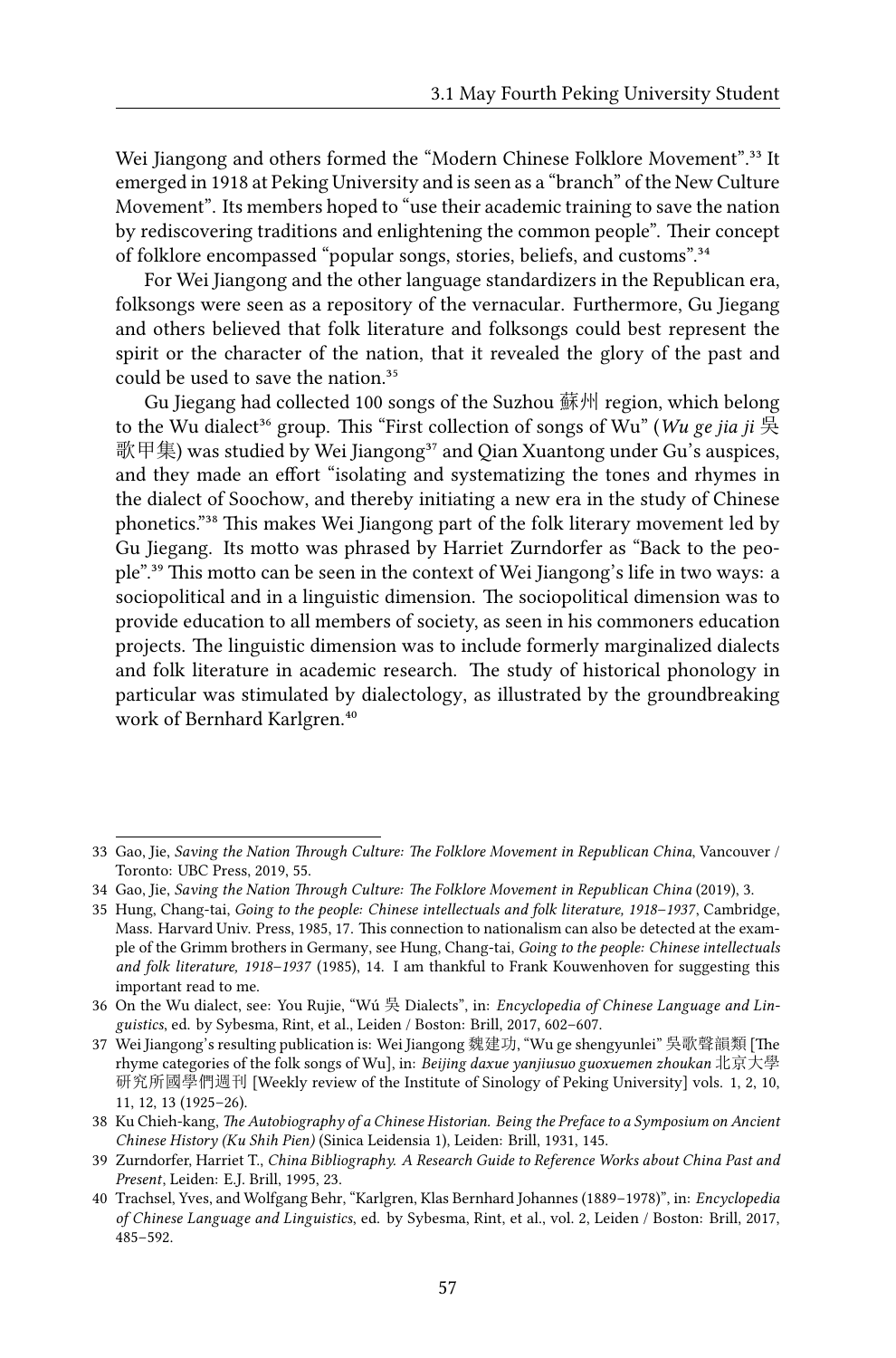Wei Jiangong and others formed the "Modern Chinese Folklore Movement".[33] It emerged in 1918 at Peking University and is seen as a "branch" of the New Culture Movement". Its members hoped to "use their academic training to save the nation by rediscovering traditions and enlightening the common people". Their concept of folklore encompassed "popular songs, stories, beliefs, and customs".[34]

For Wei Jiangong and the other language standardizers in the Republican era, folksongs were seen as a repository of the vernacular. Furthermore, Gu Jiegang and others believed that folk literature and folksongs could best represent the spirit or the character of the nation, that it revealed the glory of the past and could be used to save the nation.[35]

Gu Jiegang had collected 100 songs of the Suzhou 蘇州 region, which belong to the Wu dialect[36] group. This "First collection of songs of Wu" (*Wu ge jia ji* 吳歌甲集) was studied by Wei Jiangong[37] and Qian Xuantong under Gu's auspices, and they made an effort "isolating and systematizing the tones and rhymes in the dialect of Soochow, and thereby initiating a new era in the study of Chinese phonetics."[38] This makes Wei Jiangong part of the folk literary movement led by Gu Jiegang. Its motto was phrased by Harriet Zurndorfer as "Back to the people".[39] This motto can be seen in the context of Wei Jiangong's life in two ways: a sociopolitical and in a linguistic dimension. The sociopolitical dimension was to provide education to all members of society, as seen in his commoners education projects. The linguistic dimension was to include formerly marginalized dialects and folk literature in academic research. The study of historical phonology in particular was stimulated by dialectology, as illustrated by the groundbreaking work of Bernhard Karlgren.[40]

---

33 Gao, Jie, *Saving the Nation Through Culture: The Folklore Movement in Republican China*, Vancouver / Toronto: UBC Press, 2019, 55.

34 Gao, Jie, *Saving the Nation Through Culture: The Folklore Movement in Republican China* (2019), 3.

35 Hung, Chang-tai, *Going to the people: Chinese intellectuals and folk literature, 1918–1937*, Cambridge, Mass. Harvard Univ. Press, 1985, 17. This connection to nationalism can also be detected at the example of the Grimm brothers in Germany, see Hung, Chang-tai, *Going to the people: Chinese intellectuals and folk literature, 1918–1937* (1985), 14. I am thankful to Frank Kouwenhoven for suggesting this important read to me.

36 On the Wu dialect, see: You Rujie, "Wú 吳 Dialects", in: *Encyclopedia of Chinese Language and Linguistics*, ed. by Sybesma, Rint, et al., Leiden / Boston: Brill, 2017, 602–607.

37 Wei Jiangong's resulting publication is: Wei Jiangong 魏建功, "Wu ge shengyunlei" 吳歌聲韻類 [The rhyme categories of the folk songs of Wu], in: *Beijing daxue yanjiusuo guoxuemen zhoukan* 北京大學研究所國學們週刊 [Weekly review of the Institute of Sinology of Peking University] vols. 1, 2, 10, 11, 12, 13 (1925–26).

38 Ku Chieh-kang, *The Autobiography of a Chinese Historian. Being the Preface to a Symposium on Ancient Chinese History (Ku Shih Pien)* (Sinica Leidensia 1), Leiden: Brill, 1931, 145.

39 Zurndorfer, Harriet T., *China Bibliography. A Research Guide to Reference Works about China Past and Present*, Leiden: E.J. Brill, 1995, 23.

40 Trachsel, Yves, and Wolfgang Behr, "Karlgren, Klas Bernhard Johannes (1889–1978)", in: *Encyclopedia of Chinese Language and Linguistics*, ed. by Sybesma, Rint, et al., vol. 2, Leiden / Boston: Brill, 2017, 485–592.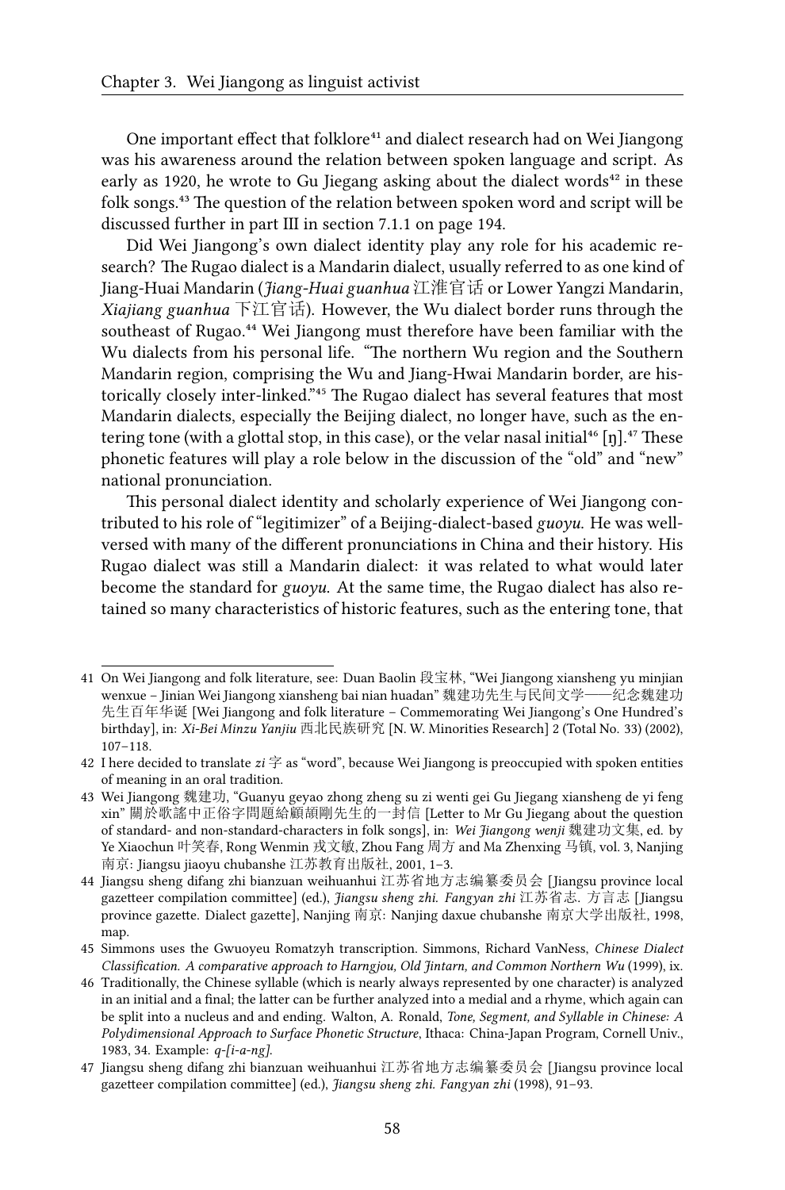One important effect that folklore[41] and dialect research had on Wei Jiangong was his awareness around the relation between spoken language and script. As early as 1920, he wrote to Gu Jiegang asking about the dialect words[42] in these folk songs.[43] The question of the relation between spoken word and script will be discussed further in part III in section 7.1.1 on page 194.

Did Wei Jiangong's own dialect identity play any role for his academic research? The Rugao dialect is a Mandarin dialect, usually referred to as one kind of Jiang-Huai Mandarin (*Jiang-Huai guanhua* 江淮官话 or Lower Yangzi Mandarin, *Xiajiang guanhua* 下江官话). However, the Wu dialect border runs through the southeast of Rugao.[44] Wei Jiangong must therefore have been familiar with the Wu dialects from his personal life. "The northern Wu region and the Southern Mandarin region, comprising the Wu and Jiang-Hwai Mandarin border, are historically closely inter-linked."[45] The Rugao dialect has several features that most Mandarin dialects, especially the Beijing dialect, no longer have, such as the entering tone (with a glottal stop, in this case), or the velar nasal initial[46] [ŋ].[47] These phonetic features will play a role below in the discussion of the "old" and "new" national pronunciation.

This personal dialect identity and scholarly experience of Wei Jiangong contributed to his role of "legitimizer" of a Beijing-dialect-based *guoyu*. He was well-versed with many of the different pronunciations in China and their history. His Rugao dialect was still a Mandarin dialect: it was related to what would later become the standard for *guoyu*. At the same time, the Rugao dialect has also retained so many characteristics of historic features, such as the entering tone, that

---

41 On Wei Jiangong and folk literature, see: Duan Baolin 段宝林, "Wei Jiangong xiansheng yu minjian wenxue – Jinian Wei Jiangong xiansheng bai nian huadan" 魏建功先生与民间文学——纪念魏建功先生百年华诞 [Wei Jiangong and folk literature – Commemorating Wei Jiangong's One Hundred's birthday], in: *Xi-Bei Minzu Yanjiu* 西北民族研究 [N. W. Minorities Research] 2 (Total No. 33) (2002), 107–118.

42 I here decided to translate *zi* 字 as "word", because Wei Jiangong is preoccupied with spoken entities of meaning in an oral tradition.

43 Wei Jiangong 魏建功, "Guanyu geyao zhong zheng su zi wenti gei Gu Jiegang xiansheng de yi feng xin" 關於歌謠中正俗字問題給顧頡剛先生的一封信 [Letter to Mr Gu Jiegang about the question of standard- and non-standard-characters in folk songs], in: *Wei Jiangong wenji* 魏建功文集, ed. by Ye Xiaochun 叶笑春, Rong Wenmin 戎文敏, Zhou Fang 周方 and Ma Zhenxing 马镇, vol. 3, Nanjing 南京: Jiangsu jiaoyu chubanshe 江苏教育出版社, 2001, 1–3.

44 Jiangsu sheng difang zhi bianzuan weihuanhui 江苏省地方志编纂委员会 [Jiangsu province local gazetteer compilation committee] (ed.), *Jiangsu sheng zhi. Fangyan zhi* 江苏省志. 方言志 [Jiangsu province gazette. Dialect gazette], Nanjing 南京: Nanjing daxue chubanshe 南京大学出版社, 1998, map.

45 Simmons uses the Gwuoyeu Romatzyh transcription. Simmons, Richard VanNess, *Chinese Dialect Classification. A comparative approach to Harngjou, Old Jintarn, and Common Northern Wu* (1999), ix.

46 Traditionally, the Chinese syllable (which is nearly always represented by one character) is analyzed in an initial and a final; the latter can be further analyzed into a medial and a rhyme, which again can be split into a nucleus and and ending. Walton, A. Ronald, *Tone, Segment, and Syllable in Chinese: A Polydimensional Approach to Surface Phonetic Structure*, Ithaca: China-Japan Program, Cornell Univ., 1983, 34. Example: *q-[i-a-ng]*.

47 Jiangsu sheng difang zhi bianzuan weihuanhui 江苏省地方志编纂委员会 [Jiangsu province local gazetteer compilation committee] (ed.), *Jiangsu sheng zhi. Fangyan zhi* (1998), 91–93.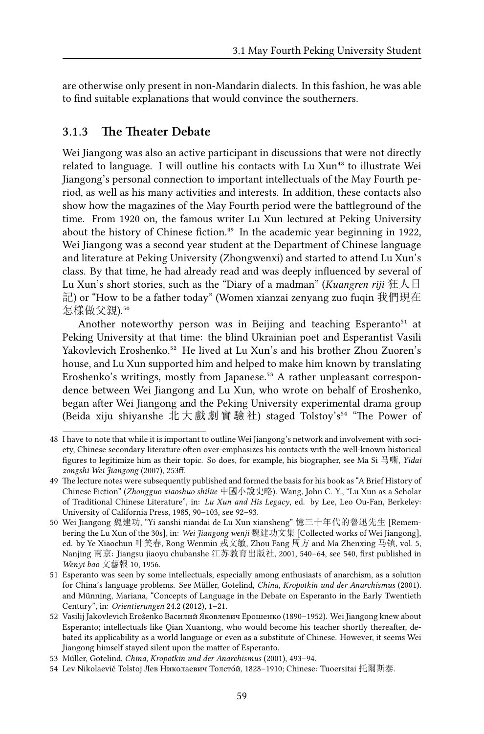are otherwise only present in non-Mandarin dialects. In this fashion, he was able to find suitable explanations that would convince the southerners.

### 3.1.3 The Theater Debate

Wei Jiangong was also an active participant in discussions that were not directly related to language. I will outline his contacts with Lu Xun[48] to illustrate Wei Jiangong's personal connection to important intellectuals of the May Fourth period, as well as his many activities and interests. In addition, these contacts also show how the magazines of the May Fourth period were the battleground of the time. From 1920 on, the famous writer Lu Xun lectured at Peking University about the history of Chinese fiction.[49] In the academic year beginning in 1922, Wei Jiangong was a second year student at the Department of Chinese language and literature at Peking University (Zhongwenxi) and started to attend Lu Xun's class. By that time, he had already read and was deeply influenced by several of Lu Xun's short stories, such as the "Diary of a madman" (*Kuangren riji* 狂人日記) or "How to be a father today" (Women xianzai zenyang zuo fuqin 我們現在怎樣做父親).[50]

Another noteworthy person was in Beijing and teaching Esperanto[51] at Peking University at that time: the blind Ukrainian poet and Esperantist Vasili Yakovlevich Eroshenko.[52] He lived at Lu Xun's and his brother Zhou Zuoren's house, and Lu Xun supported him and helped to make him known by translating Eroshenko's writings, mostly from Japanese.[53] A rather unpleasant correspondence between Wei Jiangong and Lu Xun, who wrote on behalf of Eroshenko, began after Wei Jiangong and the Peking University experimental drama group (Beida xiju shiyanshe 北大戲劇實驗社) staged Tolstoy's[54] "The Power of

---

48 I have to note that while it is important to outline Wei Jiangong's network and involvement with society, Chinese secondary literature often over-emphasizes his contacts with the well-known historical figures to legitimize him as their topic. So does, for example, his biographer, see Ma Si 马嘶, *Yidai zongshi Wei Jiangong* (2007), 253ff.

49 The lecture notes were subsequently published and formed the basis for his book as "A Brief History of Chinese Fiction" (*Zhongguo xiaoshuo shilüe* 中國小說史略). Wang, John C. Y., "Lu Xun as a Scholar of Traditional Chinese Literature", in: *Lu Xun and His Legacy*, ed. by Lee, Leo Ou-Fan, Berkeley: University of California Press, 1985, 90–103, see 92–93.

50 Wei Jiangong 魏建功, "Yi sanshi niandai de Lu Xun xiansheng" 憶三十年代的魯迅先生 [Remembering the Lu Xun of the 30s], in: *Wei Jiangong wenji* 魏建功文集 [Collected works of Wei Jiangong], ed. by Ye Xiaochun 叶笑春, Rong Wenmin 戎文敏, Zhou Fang 周方 and Ma Zhenxing 马镇, vol. 5, Nanjing 南京: Jiangsu jiaoyu chubanshe 江苏教育出版社, 2001, 540–64, see 540, first published in *Wenyi bao* 文藝報 10, 1956.

51 Esperanto was seen by some intellectuals, especially among enthusiasts of anarchism, as a solution for China's language problems. See Müller, Gotelind, *China, Kropotkin und der Anarchismus* (2001). and Münning, Mariana, "Concepts of Language in the Debate on Esperanto in the Early Twentieth Century", in: *Orientierungen* 24.2 (2012), 1–21.

52 Vasilij Jakovlevich Erošenko Василий Яковлевич Ерошенко (1890–1952). Wei Jiangong knew about Esperanto; intellectuals like Qian Xuantong, who would become his teacher shortly thereafter, debated its applicability as a world language or even as a substitute of Chinese. However, it seems Wei Jiangong himself stayed silent upon the matter of Esperanto.

53 Müller, Gotelind, *China, Kropotkin und der Anarchismus* (2001), 493–94.

54 Lev Nikolaevič Tolstoj Лев Николаевич Толстóй, 1828–1910; Chinese: Tuoersitai 托爾斯泰.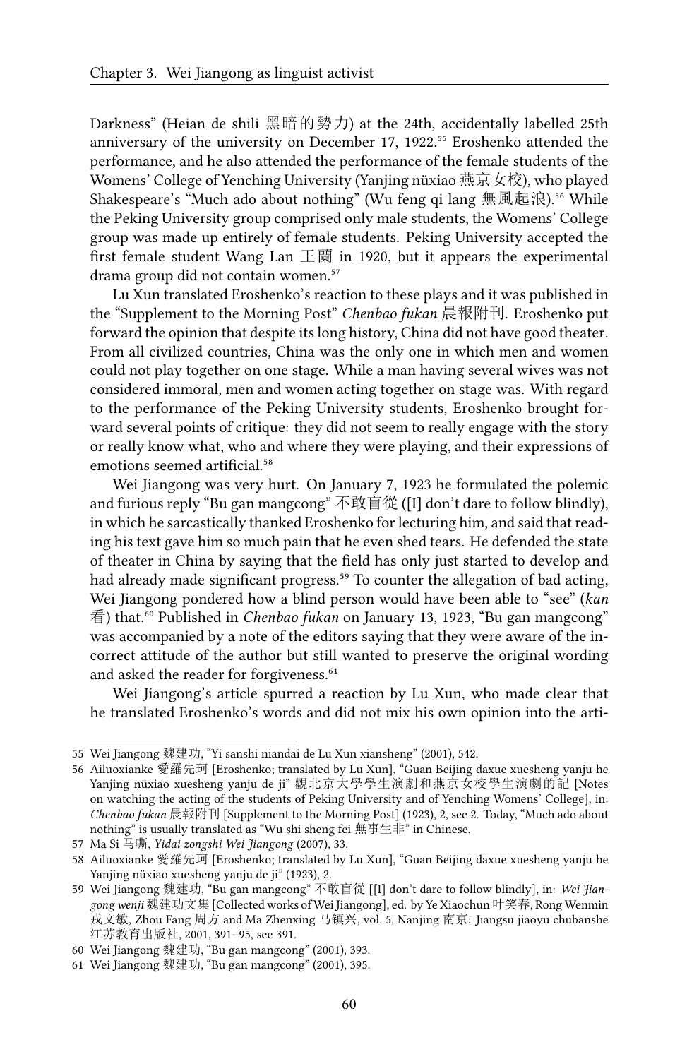Darkness" (Heian de shili 黑暗的勢力) at the 24th, accidentally labelled 25th anniversary of the university on December 17, 1922.[55] Eroshenko attended the performance, and he also attended the performance of the female students of the Womens' College of Yenching University (Yanjing nüxiao 燕京女校), who played Shakespeare's "Much ado about nothing" (Wu feng qi lang 無風起浪).[56] While the Peking University group comprised only male students, the Womens' College group was made up entirely of female students. Peking University accepted the first female student Wang Lan 王蘭 in 1920, but it appears the experimental drama group did not contain women.[57]

Lu Xun translated Eroshenko's reaction to these plays and it was published in the "Supplement to the Morning Post" *Chenbao fukan* 晨報附刊. Eroshenko put forward the opinion that despite its long history, China did not have good theater. From all civilized countries, China was the only one in which men and women could not play together on one stage. While a man having several wives was not considered immoral, men and women acting together on stage was. With regard to the performance of the Peking University students, Eroshenko brought forward several points of critique: they did not seem to really engage with the story or really know what, who and where they were playing, and their expressions of emotions seemed artificial.[58]

Wei Jiangong was very hurt. On January 7, 1923 he formulated the polemic and furious reply "Bu gan mangcong" 不敢盲從 ([I] don't dare to follow blindly), in which he sarcastically thanked Eroshenko for lecturing him, and said that reading his text gave him so much pain that he even shed tears. He defended the state of theater in China by saying that the field has only just started to develop and had already made significant progress.[59] To counter the allegation of bad acting, Wei Jiangong pondered how a blind person would have been able to "see" (*kan* 看) that.[60] Published in *Chenbao fukan* on January 13, 1923, "Bu gan mangcong" was accompanied by a note of the editors saying that they were aware of the incorrect attitude of the author but still wanted to preserve the original wording and asked the reader for forgiveness.[61]

Wei Jiangong's article spurred a reaction by Lu Xun, who made clear that he translated Eroshenko's words and did not mix his own opinion into the arti-

---

55 Wei Jiangong 魏建功, "Yi sanshi niandai de Lu Xun xiansheng" (2001), 542.

56 Ailuoxianke 愛羅先珂 [Eroshenko; translated by Lu Xun], "Guan Beijing daxue xuesheng yanju he Yanjing nüxiao xuesheng yanju de ji" 觀北京大學學生演劇和燕京女校學生演劇的記 [Notes on watching the acting of the students of Peking University and of Yenching Womens' College], in: *Chenbao fukan* 晨報附刊 [Supplement to the Morning Post] (1923), 2, see 2. Today, "Much ado about nothing" is usually translated as "Wu shi sheng fei 無事生非" in Chinese.

57 Ma Si 马嘶, *Yidai zongshi Wei Jiangong* (2007), 33.

58 Ailuoxianke 愛羅先珂 [Eroshenko; translated by Lu Xun], "Guan Beijing daxue xuesheng yanju he Yanjing nüxiao xuesheng yanju de ji" (1923), 2.

59 Wei Jiangong 魏建功, "Bu gan mangcong" 不敢盲從 [[I] don't dare to follow blindly], in: *Wei Jiangong wenji* 魏建功文集 [Collected works of Wei Jiangong], ed. by Ye Xiaochun 叶笑春, Rong Wenmin 戎文敏, Zhou Fang 周方 and Ma Zhenxing 马镇兴, vol. 5, Nanjing 南京: Jiangsu jiaoyu chubanshe 江苏教育出版社, 2001, 391–95, see 391.

60 Wei Jiangong 魏建功, "Bu gan mangcong" (2001), 393.

61 Wei Jiangong 魏建功, "Bu gan mangcong" (2001), 395.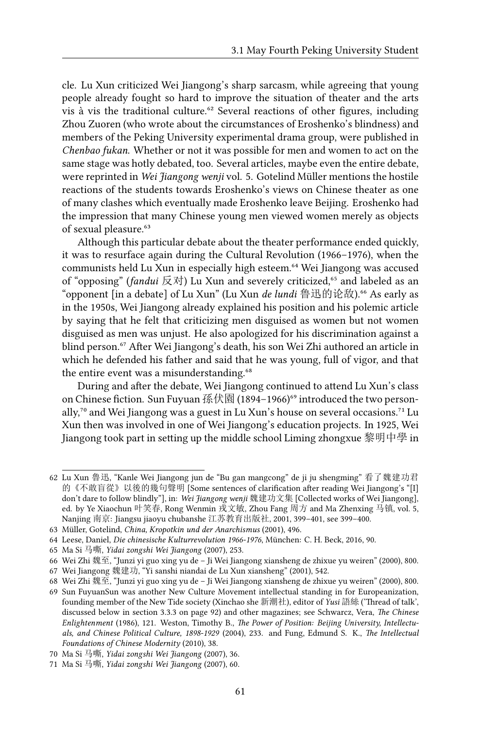cle. Lu Xun criticized Wei Jiangong's sharp sarcasm, while agreeing that young people already fought so hard to improve the situation of theater and the arts vis à vis the traditional culture.[62] Several reactions of other figures, including Zhou Zuoren (who wrote about the circumstances of Eroshenko's blindness) and members of the Peking University experimental drama group, were published in *Chenbao fukan*. Whether or not it was possible for men and women to act on the same stage was hotly debated, too. Several articles, maybe even the entire debate, were reprinted in *Wei Jiangong wenji* vol. 5. Gotelind Müller mentions the hostile reactions of the students towards Eroshenko's views on Chinese theater as one of many clashes which eventually made Eroshenko leave Beijing. Eroshenko had the impression that many Chinese young men viewed women merely as objects of sexual pleasure.[63]

Although this particular debate about the theater performance ended quickly, it was to resurface again during the Cultural Revolution (1966–1976), when the communists held Lu Xun in especially high esteem.[64] Wei Jiangong was accused of "opposing" (*fandui* 反对) Lu Xun and severely criticized,[65] and labeled as an "opponent [in a debate] of Lu Xun" (Lu Xun *de lundi* 鲁迅的论敌).[66] As early as in the 1950s, Wei Jiangong already explained his position and his polemic article by saying that he felt that criticizing men disguised as women but not women disguised as men was unjust. He also apologized for his discrimination against a blind person.[67] After Wei Jiangong's death, his son Wei Zhi authored an article in which he defended his father and said that he was young, full of vigor, and that the entire event was a misunderstanding.[68]

During and after the debate, Wei Jiangong continued to attend Lu Xun's class on Chinese fiction. Sun Fuyuan 孫伏園 (1894–1966)[69] introduced the two personally,[70] and Wei Jiangong was a guest in Lu Xun's house on several occasions.[71] Lu Xun then was involved in one of Wei Jiangong's education projects. In 1925, Wei Jiangong took part in setting up the middle school Liming zhongxue 黎明中學 in

---

62 Lu Xun 鲁迅, "Kanle Wei Jiangong jun de "Bu gan mangcong" de ji ju shengming" 看了魏建功君的《不敢盲從》以後的幾句聲明 [Some sentences of clarification after reading Wei Jiangong's "[I] don't dare to follow blindly"], in: *Wei Jiangong wenji* 魏建功文集 [Collected works of Wei Jiangong], ed. by Ye Xiaochun 叶笑春, Rong Wenmin 戎文敏, Zhou Fang 周方 and Ma Zhenxing 马镇, vol. 5, Nanjing 南京: Jiangsu jiaoyu chubanshe 江苏教育出版社, 2001, 399–401, see 399–400.

63 Müller, Gotelind, *China, Kropotkin und der Anarchismus* (2001), 496.

64 Leese, Daniel, *Die chinesische Kulturrevolution 1966-1976*, München: C. H. Beck, 2016, 90.

65 Ma Si 马嘶, *Yidai zongshi Wei Jiangong* (2007), 253.

66 Wei Zhi 魏至, "Junzi yi guo xing yu de – Ji Wei Jiangong xiansheng de zhixue yu weiren" (2000), 800.

67 Wei Jiangong 魏建功, "Yi sanshi niandai de Lu Xun xiansheng" (2001), 542.

68 Wei Zhi 魏至, "Junzi yi guo xing yu de – Ji Wei Jiangong xiansheng de zhixue yu weiren" (2000), 800.

69 Sun FuyuanSun was another New Culture Movement intellectual standing in for Europeanization, founding member of the New Tide society (Xinchao she 新潮社), editor of *Yusi* 語絲 ('Thread of talk', discussed below in section 3.3.3 on page 92) and other magazines; see Schwarcz, Vera, *The Chinese Enlightenment* (1986), 121. Weston, Timothy B., *The Power of Position: Beijing University, Intellectuals, and Chinese Political Culture, 1898-1929* (2004), 233. and Fung, Edmund S. K., *The Intellectual Foundations of Chinese Modernity* (2010), 38.

70 Ma Si 马嘶, *Yidai zongshi Wei Jiangong* (2007), 36.

71 Ma Si 马嘶, *Yidai zongshi Wei Jiangong* (2007), 60.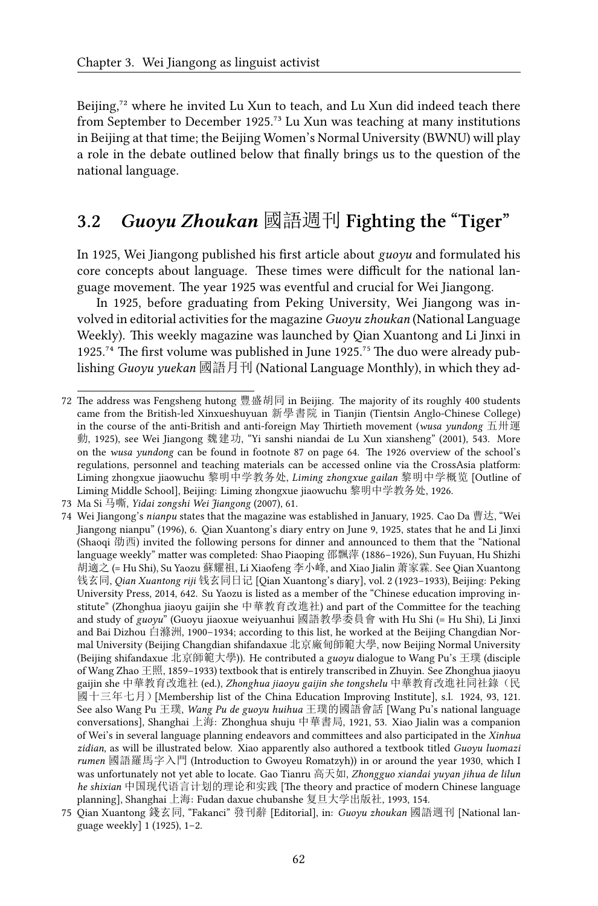Beijing,[72] where he invited Lu Xun to teach, and Lu Xun did indeed teach there from September to December 1925.[73] Lu Xun was teaching at many institutions in Beijing at that time; the Beijing Women's Normal University (BWNU) will play a role in the debate outlined below that finally brings us to the question of the national language.

## 3.2 *Guoyu Zhoukan* 國語週刊 Fighting the "Tiger"

In 1925, Wei Jiangong published his first article about *guoyu* and formulated his core concepts about language. These times were difficult for the national language movement. The year 1925 was eventful and crucial for Wei Jiangong.

In 1925, before graduating from Peking University, Wei Jiangong was involved in editorial activities for the magazine *Guoyu zhoukan* (National Language Weekly). This weekly magazine was launched by Qian Xuantong and Li Jinxi in 1925.[74] The first volume was published in June 1925.[75] The duo were already publishing *Guoyu yuekan* 國語月刊 (National Language Monthly), in which they ad-

---

72 The address was Fengsheng hutong 豐盛胡同 in Beijing. The majority of its roughly 400 students came from the British-led Xinxueshuyuan 新學書院 in Tianjin (Tientsin Anglo-Chinese College) in the course of the anti-British and anti-foreign May Thirtieth movement (*wusa yundong* 五卅運動, 1925), see Wei Jiangong 魏建功, "Yi sanshi niandai de Lu Xun xiansheng" (2001), 543. More on the *wusa yundong* can be found in footnote 87 on page 64. The 1926 overview of the school's regulations, personnel and teaching materials can be accessed online via the CrossAsia platform: Liming zhongxue jiaowuchu 黎明中学教务处, *Liming zhongxue gailan* 黎明中学概览 [Outline of Liming Middle School], Beijing: Liming zhongxue jiaowuchu 黎明中学教务处, 1926.

73 Ma Si 马嘶, *Yidai zongshi Wei Jiangong* (2007), 61.

74 Wei Jiangong's *nianpu* states that the magazine was established in January, 1925. Cao Da 曹达, "Wei Jiangong nianpu" (1996), 6. Qian Xuantong's diary entry on June 9, 1925, states that he and Li Jinxi (Shaoqi 劭西) invited the following persons for dinner and announced to them that the "National language weekly" matter was completed: Shao Piaoping 邵飄萍 (1886–1926), Sun Fuyuan, Hu Shizhi 胡適之 (= Hu Shi), Su Yaozu 蘇耀祖, Li Xiaofeng 李小峰, and Xiao Jialin 蕭家霖. See Qian Xuantong 钱玄同, *Qian Xuantong riji* 钱玄同日记 [Qian Xuantong's diary], vol. 2 (1923–1933), Beijing: Peking University Press, 2014, 642. Su Yaozu is listed as a member of the "Chinese education improving institute" (Zhonghua jiaoyu gaijin she 中華教育改進社) and part of the Committee for the teaching and study of *guoyu*" (Guoyu jiaoxue weiyuanhui 國語教學委員會 with Hu Shi (= Hu Shi), Li Jinxi and Bai Dizhou 白滌洲, 1900–1934; according to this list, he worked at the Beijing Changdian Normal University (Beijing Changdian shifandaxue 北京廠甸師範大學, now Beijing Normal University (Beijing shifandaxue 北京師範大學)). He contributed a *guoyu* dialogue to Wang Pu's 王璞 (disciple of Wang Zhao 王照, 1859–1933) textbook that is entirely transcribed in Zhuyin. See Zhonghua jiaoyu gaijin she 中華教育改進社 (ed.), *Zhonghua jiaoyu gaijin she tongshelu* 中華教育改進社同社錄（民國十三年七月）[Membership list of the China Education Improving Institute], s.l. 1924, 93, 121. See also Wang Pu 王璞, *Wang Pu de guoyu huihua* 王璞的國語會話 [Wang Pu's national language conversations], Shanghai 上海: Zhonghua shuju 中華書局, 1921, 53. Xiao Jialin was a companion of Wei's in several language planning endeavors and committees and also participated in the *Xinhua zidian*, as will be illustrated below. Xiao apparently also authored a textbook titled *Guoyu luomazi rumen* 國語羅馬字入門 (Introduction to Gwoyeu Romatzyh)) in or around the year 1930, which I was unfortunately not yet able to locate. Gao Tianru 高天如, *Zhongguo xiandai yuyan jihua de lilun he shixian* 中国现代语言计划的理论和实践 [The theory and practice of modern Chinese language planning], Shanghai 上海: Fudan daxue chubanshe 复旦大学出版社, 1993, 154.

75 Qian Xuantong 錢玄同, "Fakanci" 發刊辭 [Editorial], in: *Guoyu zhoukan* 國語週刊 [National language weekly] 1 (1925), 1–2.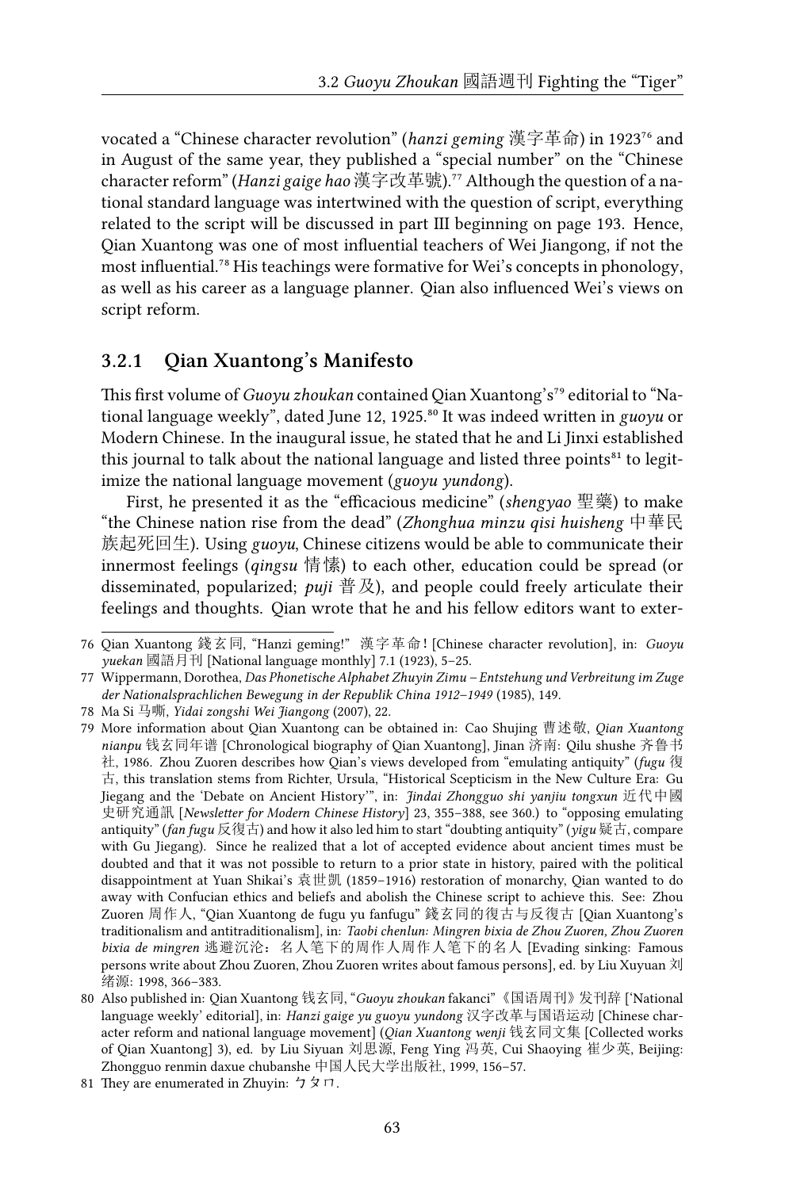vocated a "Chinese character revolution" (*hanzi geming* 漢字革命) in 1923[76] and in August of the same year, they published a "special number" on the "Chinese character reform" (*Hanzi gaige hao* 漢字改革號).[77] Although the question of a national standard language was intertwined with the question of script, everything related to the script will be discussed in part III beginning on page 193. Hence, Qian Xuantong was one of most influential teachers of Wei Jiangong, if not the most influential.[78] His teachings were formative for Wei's concepts in phonology, as well as his career as a language planner. Qian also influenced Wei's views on script reform.

### 3.2.1 Qian Xuantong's Manifesto

This first volume of *Guoyu zhoukan* contained Qian Xuantong's[79] editorial to "National language weekly", dated June 12, 1925.[80] It was indeed written in *guoyu* or Modern Chinese. In the inaugural issue, he stated that he and Li Jinxi established this journal to talk about the national language and listed three points[81] to legitimize the national language movement (*guoyu yundong*).

First, he presented it as the "efficacious medicine" (*shengyao* 聖藥) to make "the Chinese nation rise from the dead" (*Zhonghua minzu qisi huisheng* 中華民族起死回生). Using *guoyu*, Chinese citizens would be able to communicate their innermost feelings (*qingsu* 情愫) to each other, education could be spread (or disseminated, popularized; *puji* 普及), and people could freely articulate their feelings and thoughts. Qian wrote that he and his fellow editors want to exter-

---

76 Qian Xuantong 錢玄同, "Hanzi geming!" 漢字革命! [Chinese character revolution], in: *Guoyu yuekan* 國語月刊 [National language monthly] 7.1 (1923), 5–25.

77 Wippermann, Dorothea, *Das Phonetische Alphabet Zhuyin Zimu – Entstehung und Verbreitung im Zuge der Nationalsprachlichen Bewegung in der Republik China 1912–1949* (1985), 149.

78 Ma Si 马嘶, *Yidai zongshi Wei Jiangong* (2007), 22.

79 More information about Qian Xuantong can be obtained in: Cao Shujing 曹述敬, *Qian Xuantong nianpu* 钱玄同年谱 [Chronological biography of Qian Xuantong], Jinan 济南: Qilu shushe 齐鲁书社, 1986. Zhou Zuoren describes how Qian's views developed from "emulating antiquity" (*fugu* 復古, this translation stems from Richter, Ursula, "Historical Scepticism in the New Culture Era: Gu Jiegang and the 'Debate on Ancient History'", in: *Jindai Zhongguo shi yanjiu tongxun* 近代中國史研究通訊 [*Newsletter for Modern Chinese History*] 23, 355–388, see 360.) to "opposing emulating antiquity" (*fan fugu* 反復古) and how it also led him to start "doubting antiquity" (*yigu* 疑古, compare with Gu Jiegang). Since he realized that a lot of accepted evidence about ancient times must be doubted and that it was not possible to return to a prior state in history, paired with the political disappointment at Yuan Shikai's 袁世凱 (1859–1916) restoration of monarchy, Qian wanted to do away with Confucian ethics and beliefs and abolish the Chinese script to achieve this. See: Zhou Zuoren 周作人, "Qian Xuantong de fugu yu fanfugu" 錢玄同的復古与反復古 [Qian Xuantong's traditionalism and antitraditionalism], in: *Taobi chenlun: Mingren bixia de Zhou Zuoren, Zhou Zuoren bixia de mingren* 逃避沉沦：名人笔下的周作人周作人笔下的名人 [Evading sinking: Famous persons write about Zhou Zuoren, Zhou Zuoren writes about famous persons], ed. by Liu Xuyuan 刘绪源: 1998, 366–383.

80 Also published in: Qian Xuantong 钱玄同, "*Guoyu zhoukan* fakanci"《国语周刊》发刊辞 ['National language weekly' editorial], in: *Hanzi gaige yu guoyu yundong* 汉字改革与国语运动 [Chinese character reform and national language movement] (*Qian Xuantong wenji* 钱玄同文集 [Collected works of Qian Xuantong] 3), ed. by Liu Siyuan 刘思源, Feng Ying 冯英, Cui Shaoying 崔少英, Beijing: Zhongguo renmin daxue chubanshe 中国人民大学出版社, 1999, 156–57.

81 They are enumerated in Zhuyin: ㄅㄆㄇ.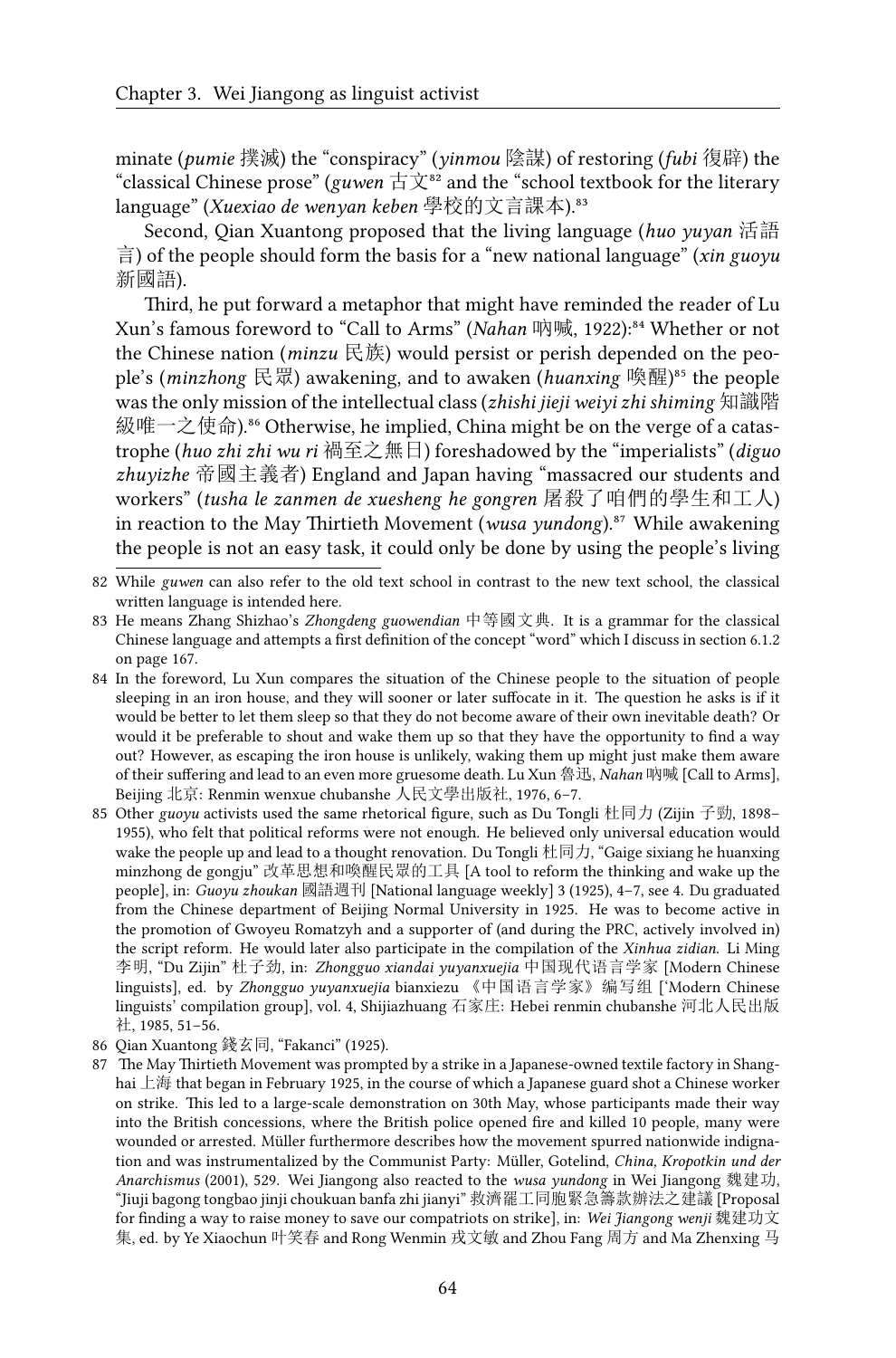minate (*pumie* 撲滅) the "conspiracy" (*yinmou* 陰謀) of restoring (*fubi* 復辟) the "classical Chinese prose" (*guwen* 古文[82] and the "school textbook for the literary language" (*Xuexiao de wenyan keben* 學校的文言課本).[83]

Second, Qian Xuantong proposed that the living language (*huo yuyan* 活語言) of the people should form the basis for a "new national language" (*xin guoyu* 新國語).

Third, he put forward a metaphor that might have reminded the reader of Lu Xun's famous foreword to "Call to Arms" (*Nahan* 吶喊, 1922):[84] Whether or not the Chinese nation (*minzu* 民族) would persist or perish depended on the people's (*minzhong* 民眾) awakening, and to awaken (*huanxing* 喚醒)[85] the people was the only mission of the intellectual class (*zhishi jieji weiyi zhi shiming* 知識階級唯一之使命).[86] Otherwise, he implied, China might be on the verge of a catastrophe (*huo zhi zhi wu ri* 禍至之無日) foreshadowed by the "imperialists" (*diguo zhuyizhe* 帝國主義者) England and Japan having "massacred our students and workers" (*tusha le zanmen de xuesheng he gongren* 屠殺了咱們的學生和工人) in reaction to the May Thirtieth Movement (*wusa yundong*).[87] While awakening the people is not an easy task, it could only be done by using the people's living

---

82 While *guwen* can also refer to the old text school in contrast to the new text school, the classical written language is intended here.

83 He means Zhang Shizhao's *Zhongdeng guowendian* 中等國文典. It is a grammar for the classical Chinese language and attempts a first definition of the concept "word" which I discuss in section 6.1.2 on page 167.

84 In the foreword, Lu Xun compares the situation of the Chinese people to the situation of people sleeping in an iron house, and they will sooner or later suffocate in it. The question he asks is if it would be better to let them sleep so that they do not become aware of their own inevitable death? Or would it be preferable to shout and wake them up so that they have the opportunity to find a way out? However, as escaping the iron house is unlikely, waking them up might just make them aware of their suffering and lead to an even more gruesome death. Lu Xun 魯迅, *Nahan* 吶喊 [Call to Arms], Beijing 北京: Renmin wenxue chubanshe 人民文學出版社, 1976, 6–7.

85 Other *guoyu* activists used the same rhetorical figure, such as Du Tongli 杜同力 (Zijin 子勁, 1898–1955), who felt that political reforms were not enough. He believed only universal education would wake the people up and lead to a thought renovation. Du Tongli 杜同力, "Gaige sixiang he huanxing minzhong de gongju" 改革思想和喚醒民眾的工具 [A tool to reform the thinking and wake up the people], in: *Guoyu zhoukan* 國語週刊 [National language weekly] 3 (1925), 4–7, see 4. Du graduated from the Chinese department of Beijing Normal University in 1925. He was to become active in the promotion of Gwoyeu Romatzyh and a supporter of (and during the PRC, actively involved in) the script reform. He would later also participate in the compilation of the *Xinhua zidian*. Li Ming 李明, "Du Zijin" 杜子劲, in: *Zhongguo xiandai yuyanxuejia* 中国现代语言学家 [Modern Chinese linguists], ed. by *Zhongguo yuyanxuejia* bianxiezu 《中国语言学家》编写组 ['Modern Chinese linguists' compilation group], vol. 4, Shijiazhuang 石家庄: Hebei renmin chubanshe 河北人民出版社, 1985, 51–56.

86 Qian Xuantong 錢玄同, "Fakanci" (1925).

87 The May Thirtieth Movement was prompted by a strike in a Japanese-owned textile factory in Shanghai 上海 that began in February 1925, in the course of which a Japanese guard shot a Chinese worker on strike. This led to a large-scale demonstration on 30th May, whose participants made their way into the British concessions, where the British police opened fire and killed 10 people, many were wounded or arrested. Müller furthermore describes how the movement spurred nationwide indignation and was instrumentalized by the Communist Party: Müller, Gotelind, *China, Kropotkin und der Anarchismus* (2001), 529. Wei Jiangong also reacted to the *wusa yundong* in Wei Jiangong 魏建功, "Jiuji bagong tongbao jinji choukuan banfa zhi jianyi" 救濟罷工同胞緊急籌款辦法之建議 [Proposal for finding a way to raise money to save our compatriots on strike], in: *Wei Jiangong wenji* 魏建功文集, ed. by Ye Xiaochun 叶笑春 and Rong Wenmin 戎文敏 and Zhou Fang 周方 and Ma Zhenxing 马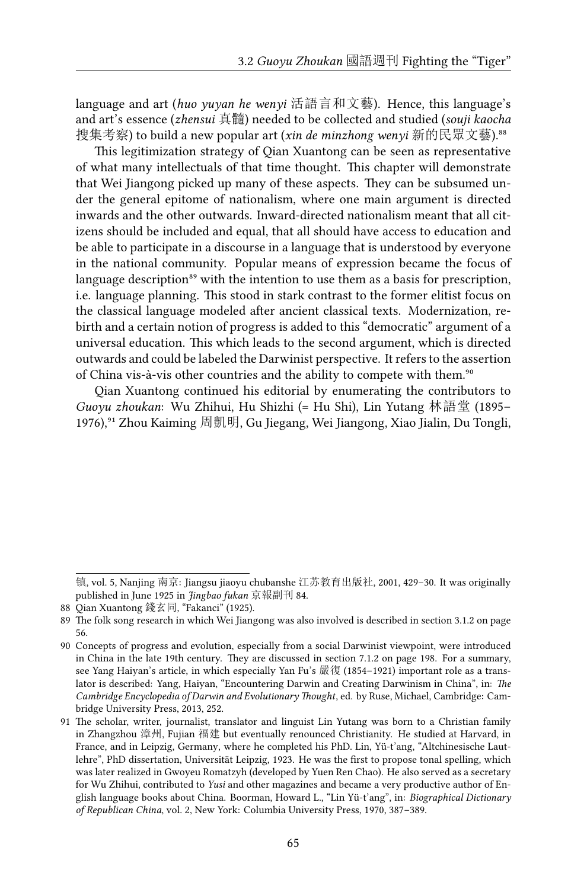language and art (*huo yuyan he wenyi* 活語言和文藝). Hence, this language's and art's essence (*zhensui* 真髓) needed to be collected and studied (*souji kaocha* 搜集考察) to build a new popular art (*xin de minzhong wenyi* 新的民眾文藝).[88]

This legitimization strategy of Qian Xuantong can be seen as representative of what many intellectuals of that time thought. This chapter will demonstrate that Wei Jiangong picked up many of these aspects. They can be subsumed under the general epitome of nationalism, where one main argument is directed inwards and the other outwards. Inward-directed nationalism meant that all citizens should be included and equal, that all should have access to education and be able to participate in a discourse in a language that is understood by everyone in the national community. Popular means of expression became the focus of language description[89] with the intention to use them as a basis for prescription, i.e. language planning. This stood in stark contrast to the former elitist focus on the classical language modeled after ancient classical texts. Modernization, rebirth and a certain notion of progress is added to this "democratic" argument of a universal education. This which leads to the second argument, which is directed outwards and could be labeled the Darwinist perspective. It refers to the assertion of China vis-à-vis other countries and the ability to compete with them.[90]

Qian Xuantong continued his editorial by enumerating the contributors to *Guoyu zhoukan*: Wu Zhihui, Hu Shizhi (= Hu Shi), Lin Yutang 林語堂 (1895–1976),[91] Zhou Kaiming 周凱明, Gu Jiegang, Wei Jiangong, Xiao Jialin, Du Tongli,

---

镇, vol. 5, Nanjing 南京: Jiangsu jiaoyu chubanshe 江苏教育出版社, 2001, 429–30. It was originally published in June 1925 in *Jingbao fukan* 京報副刊 84.

88 Qian Xuantong 錢玄同, "Fakanci" (1925).

89 The folk song research in which Wei Jiangong was also involved is described in section 3.1.2 on page 56.

90 Concepts of progress and evolution, especially from a social Darwinist viewpoint, were introduced in China in the late 19th century. They are discussed in section 7.1.2 on page 198. For a summary, see Yang Haiyan's article, in which especially Yan Fu's 嚴復 (1854–1921) important role as a translator is described: Yang, Haiyan, "Encountering Darwin and Creating Darwinism in China", in: *The Cambridge Encyclopedia of Darwin and Evolutionary Thought*, ed. by Ruse, Michael, Cambridge: Cambridge University Press, 2013, 252.

91 The scholar, writer, journalist, translator and linguist Lin Yutang was born to a Christian family in Zhangzhou 漳州, Fujian 福建 but eventually renounced Christianity. He studied at Harvard, in France, and in Leipzig, Germany, where he completed his PhD. Lin, Yü-t'ang, "Altchinesische Lautlehre", PhD dissertation, Universität Leipzig, 1923. He was the first to propose tonal spelling, which was later realized in Gwoyeu Romatzyh (developed by Yuen Ren Chao). He also served as a secretary for Wu Zhihui, contributed to *Yusi* and other magazines and became a very productive author of English language books about China. Boorman, Howard L., "Lin Yü-t'ang", in: *Biographical Dictionary of Republican China*, vol. 2, New York: Columbia University Press, 1970, 387–389.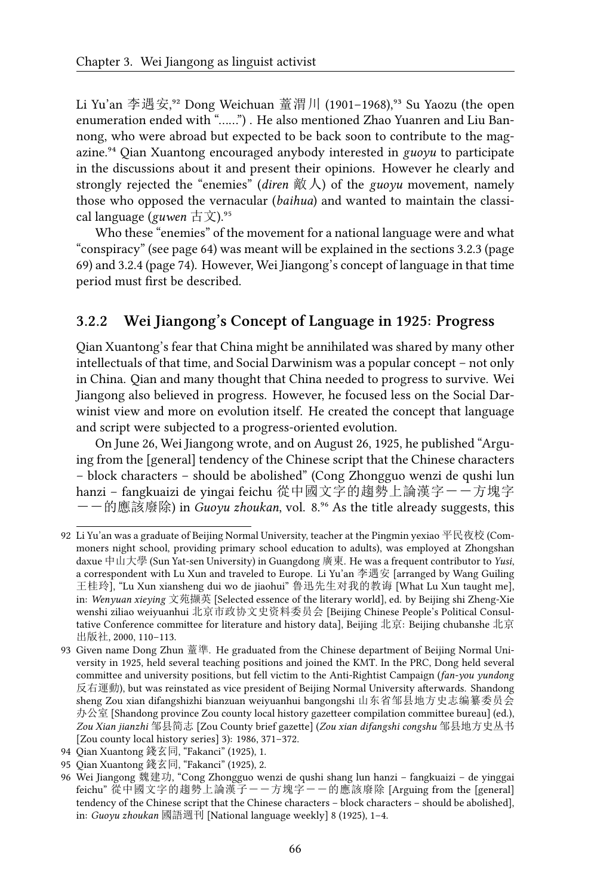Li Yu'an 李遇安,[92] Dong Weichuan 董渭川 (1901–1968),[93] Su Yaozu (the open enumeration ended with "……") . He also mentioned Zhao Yuanren and Liu Bannong, who were abroad but expected to be back soon to contribute to the magazine.[94] Qian Xuantong encouraged anybody interested in *guoyu* to participate in the discussions about it and present their opinions. However he clearly and strongly rejected the "enemies" (*diren* 敵人) of the *guoyu* movement, namely those who opposed the vernacular (*baihua*) and wanted to maintain the classical language (*guwen* 古文).[95]

Who these "enemies" of the movement for a national language were and what "conspiracy" (see page 64) was meant will be explained in the sections 3.2.3 (page 69) and 3.2.4 (page 74). However, Wei Jiangong's concept of language in that time period must first be described.

### 3.2.2 Wei Jiangong's Concept of Language in 1925: Progress

Qian Xuantong's fear that China might be annihilated was shared by many other intellectuals of that time, and Social Darwinism was a popular concept – not only in China. Qian and many thought that China needed to progress to survive. Wei Jiangong also believed in progress. However, he focused less on the Social Darwinist view and more on evolution itself. He created the concept that language and script were subjected to a progress-oriented evolution.

On June 26, Wei Jiangong wrote, and on August 26, 1925, he published "Arguing from the [general] tendency of the Chinese script that the Chinese characters – block characters – should be abolished" (Cong Zhongguo wenzi de qushi lun hanzi – fangkuaizi de yingai feichu 從中國文字的趨勢上論漢字——方塊字——的應該廢除) in *Guoyu zhoukan*, vol. 8.[96] As the title already suggests, this

---

92 Li Yu'an was a graduate of Beijing Normal University, teacher at the Pingmin yexiao 平民夜校 (Commoners night school, providing primary school education to adults), was employed at Zhongshan daxue 中山大學 (Sun Yat-sen University) in Guangdong 廣東. He was a frequent contributor to *Yusi*, a correspondent with Lu Xun and traveled to Europe. Li Yu'an 李遇安 [arranged by Wang Guiling 王桂玲], "Lu Xun xiansheng dui wo de jiaohui" 鲁迅先生对我的教诲 [What Lu Xun taught me], in: *Wenyuan xieying* 文苑擷英 [Selected essence of the literary world], ed. by Beijing shi Zheng-Xie wenshi ziliao weiyuanhui 北京市政协文史资料委员会 [Beijing Chinese People's Political Consultative Conference committee for literature and history data], Beijing 北京: Beijing chubanshe 北京出版社, 2000, 110–113.

93 Given name Dong Zhun 董準. He graduated from the Chinese department of Beijing Normal University in 1925, held several teaching positions and joined the KMT. In the PRC, Dong held several committee and university positions, but fell victim to the Anti-Rightist Campaign (*fan-you yundong* 反右運動), but was reinstated as vice president of Beijing Normal University afterwards. Shandong sheng Zou xian difangshizhi bianzuan weiyuanhui bangongshi 山东省邹县地方史志编纂委员会办公室 [Shandong province Zou county local history gazetteer compilation committee bureau] (ed.), *Zou Xian jianzhi* 邹县简志 [Zou County brief gazette] (*Zou xian difangshi congshu* 邹县地方史丛书 [Zou county local history series] 3): 1986, 371–372.

94 Qian Xuantong 錢玄同, "Fakanci" (1925), 1.

95 Qian Xuantong 錢玄同, "Fakanci" (1925), 2.

96 Wei Jiangong 魏建功, "Cong Zhongguo wenzi de qushi shang lun hanzi – fangkuaizi – de yinggai feichu" 從中國文字的趨勢上論漢子——方塊字——的應該廢除 [Arguing from the [general] tendency of the Chinese script that the Chinese characters – block characters – should be abolished], in: *Guoyu zhoukan* 國語週刊 [National language weekly] 8 (1925), 1–4.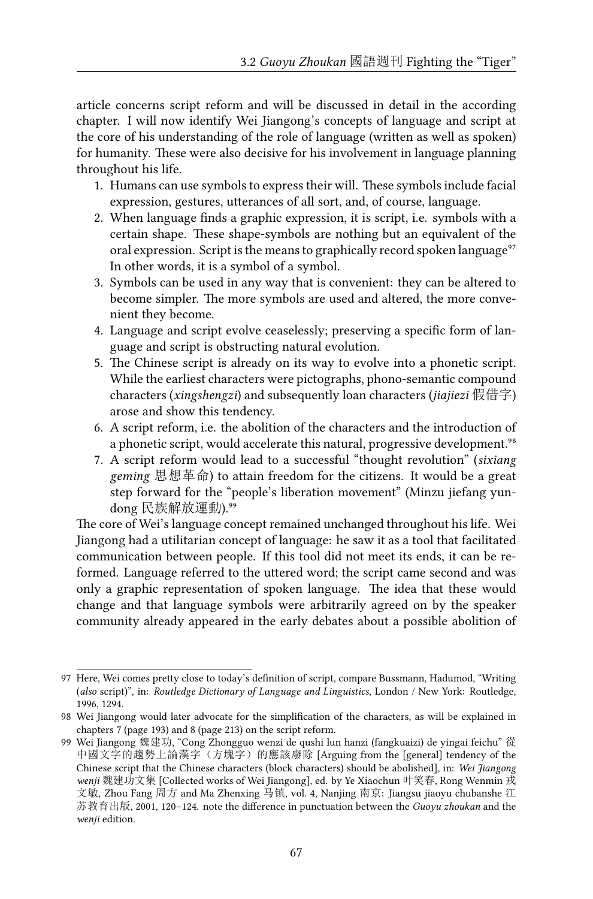article concerns script reform and will be discussed in detail in the according chapter. I will now identify Wei Jiangong's concepts of language and script at the core of his understanding of the role of language (written as well as spoken) for humanity. These were also decisive for his involvement in language planning throughout his life.

1. Humans can use symbols to express their will. These symbols include facial expression, gestures, utterances of all sort, and, of course, language.
2. When language finds a graphic expression, it is script, i.e. symbols with a certain shape. These shape-symbols are nothing but an equivalent of the oral expression. Script is the means to graphically record spoken language[97] In other words, it is a symbol of a symbol.
3. Symbols can be used in any way that is convenient: they can be altered to become simpler. The more symbols are used and altered, the more convenient they become.
4. Language and script evolve ceaselessly; preserving a specific form of language and script is obstructing natural evolution.
5. The Chinese script is already on its way to evolve into a phonetic script. While the earliest characters were pictographs, phono-semantic compound characters (*xingshengzi*) and subsequently loan characters (*jiajiezi* 假借字) arose and show this tendency.
6. A script reform, i.e. the abolition of the characters and the introduction of a phonetic script, would accelerate this natural, progressive development.[98]
7. A script reform would lead to a successful "thought revolution" (*sixiang geming* 思想革命) to attain freedom for the citizens. It would be a great step forward for the "people's liberation movement" (Minzu jiefang yundong 民族解放運動).[99]

The core of Wei's language concept remained unchanged throughout his life. Wei Jiangong had a utilitarian concept of language: he saw it as a tool that facilitated communication between people. If this tool did not meet its ends, it can be reformed. Language referred to the uttered word; the script came second and was only a graphic representation of spoken language. The idea that these would change and that language symbols were arbitrarily agreed on by the speaker community already appeared in the early debates about a possible abolition of

---

97 Here, Wei comes pretty close to today's definition of script, compare Bussmann, Hadumod, "Writing (*also* script)", in: *Routledge Dictionary of Language and Linguistics*, London / New York: Routledge, 1996, 1294.

98 Wei Jiangong would later advocate for the simplification of the characters, as will be explained in chapters 7 (page 193) and 8 (page 213) on the script reform.

99 Wei Jiangong 魏建功, "Cong Zhongguo wenzi de qushi lun hanzi (fangkuaizi) de yingai feichu" 從中國文字的趨勢上論漢字（方塊字）的應該廢除 [Arguing from the [general] tendency of the Chinese script that the Chinese characters (block characters) should be abolished], in: *Wei Jiangong wenji* 魏建功文集 [Collected works of Wei Jiangong], ed. by Ye Xiaochun 叶笑春, Rong Wenmin 戎文敏, Zhou Fang 周方 and Ma Zhenxing 马镇, vol. 4, Nanjing 南京: Jiangsu jiaoyu chubanshe 江苏教育出版, 2001, 120–124. note the difference in punctuation between the *Guoyu zhoukan* and the *wenji* edition.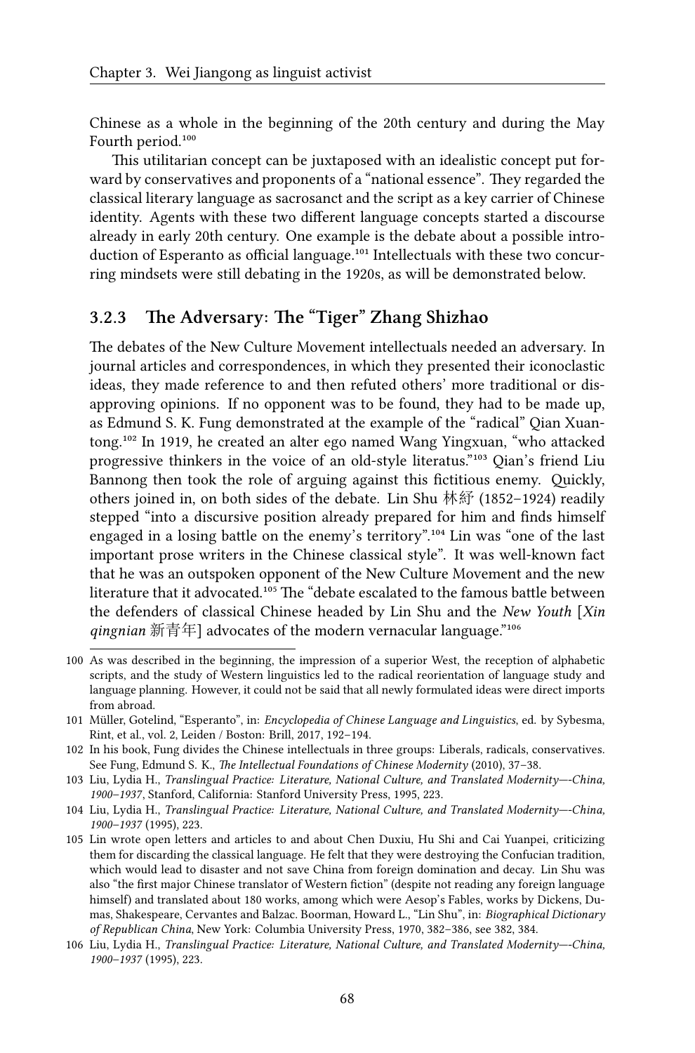Chinese as a whole in the beginning of the 20th century and during the May Fourth period.[100]

This utilitarian concept can be juxtaposed with an idealistic concept put forward by conservatives and proponents of a "national essence". They regarded the classical literary language as sacrosanct and the script as a key carrier of Chinese identity. Agents with these two different language concepts started a discourse already in early 20th century. One example is the debate about a possible introduction of Esperanto as official language.[101] Intellectuals with these two concurring mindsets were still debating in the 1920s, as will be demonstrated below.

### 3.2.3 The Adversary: The "Tiger" Zhang Shizhao

The debates of the New Culture Movement intellectuals needed an adversary. In journal articles and correspondences, in which they presented their iconoclastic ideas, they made reference to and then refuted others' more traditional or disapproving opinions. If no opponent was to be found, they had to be made up, as Edmund S. K. Fung demonstrated at the example of the "radical" Qian Xuantong.[102] In 1919, he created an alter ego named Wang Yingxuan, "who attacked progressive thinkers in the voice of an old-style literatus."[103] Qian's friend Liu Bannong then took the role of arguing against this fictitious enemy. Quickly, others joined in, on both sides of the debate. Lin Shu 林紓 (1852–1924) readily stepped "into a discursive position already prepared for him and finds himself engaged in a losing battle on the enemy's territory".[104] Lin was "one of the last important prose writers in the Chinese classical style". It was well-known fact that he was an outspoken opponent of the New Culture Movement and the new literature that it advocated.[105] The "debate escalated to the famous battle between the defenders of classical Chinese headed by Lin Shu and the *New Youth* [*Xin qingnian* 新青年] advocates of the modern vernacular language."[106]

100 As was described in the beginning, the impression of a superior West, the reception of alphabetic scripts, and the study of Western linguistics led to the radical reorientation of language study and language planning. However, it could not be said that all newly formulated ideas were direct imports from abroad.

101 Müller, Gotelind, "Esperanto", in: *Encyclopedia of Chinese Language and Linguistics*, ed. by Sybesma, Rint, et al., vol. 2, Leiden / Boston: Brill, 2017, 192–194.

102 In his book, Fung divides the Chinese intellectuals in three groups: Liberals, radicals, conservatives. See Fung, Edmund S. K., *The Intellectual Foundations of Chinese Modernity* (2010), 37–38.

103 Liu, Lydia H., *Translingual Practice: Literature, National Culture, and Translated Modernity—-China, 1900–1937*, Stanford, California: Stanford University Press, 1995, 223.

104 Liu, Lydia H., *Translingual Practice: Literature, National Culture, and Translated Modernity—-China, 1900–1937* (1995), 223.

105 Lin wrote open letters and articles to and about Chen Duxiu, Hu Shi and Cai Yuanpei, criticizing them for discarding the classical language. He felt that they were destroying the Confucian tradition, which would lead to disaster and not save China from foreign domination and decay. Lin Shu was also "the first major Chinese translator of Western fiction" (despite not reading any foreign language himself) and translated about 180 works, among which were Aesop's Fables, works by Dickens, Dumas, Shakespeare, Cervantes and Balzac. Boorman, Howard L., "Lin Shu", in: *Biographical Dictionary of Republican China*, New York: Columbia University Press, 1970, 382–386, see 382, 384.

106 Liu, Lydia H., *Translingual Practice: Literature, National Culture, and Translated Modernity—-China, 1900–1937* (1995), 223.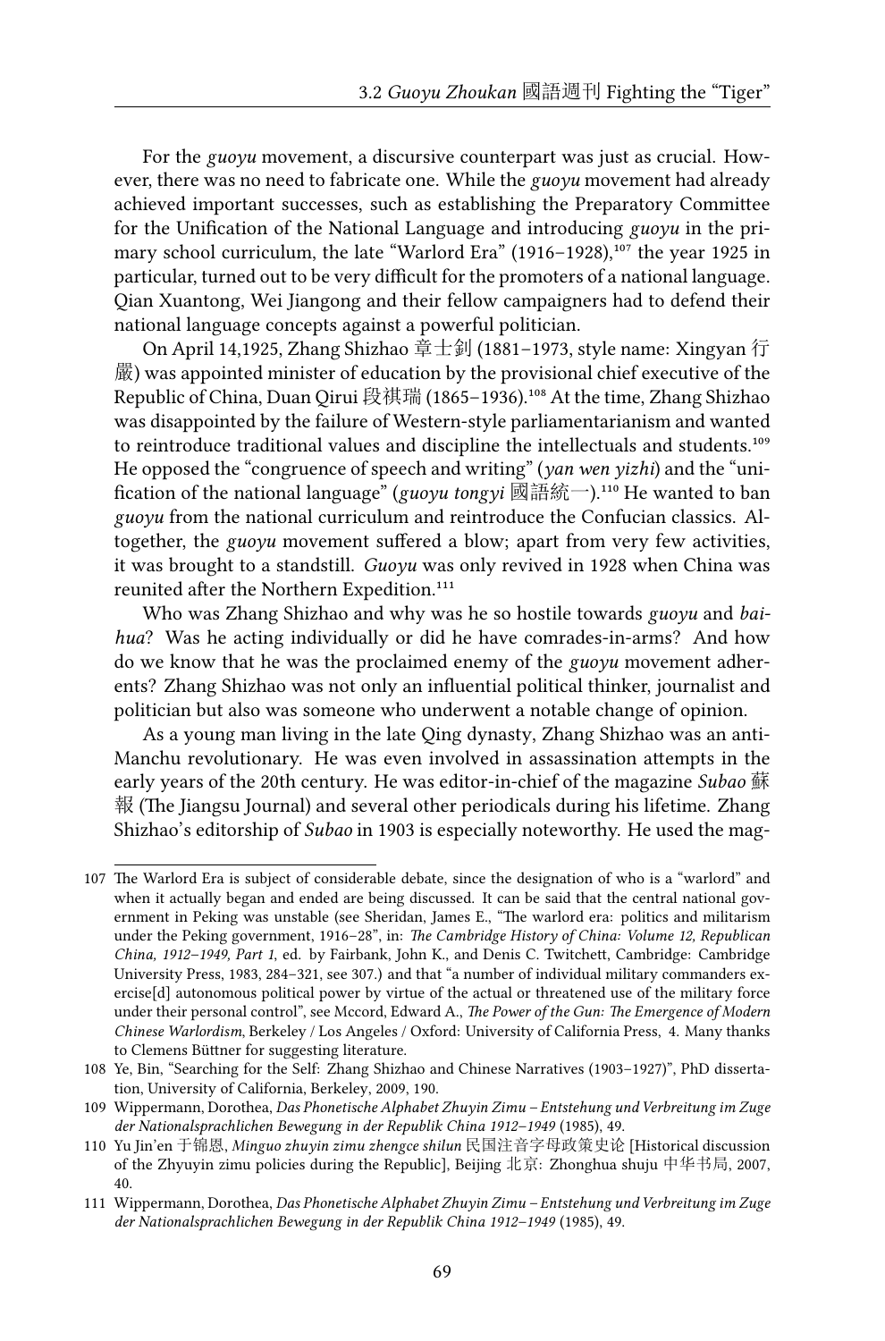For the *guoyu* movement, a discursive counterpart was just as crucial. However, there was no need to fabricate one. While the *guoyu* movement had already achieved important successes, such as establishing the Preparatory Committee for the Unification of the National Language and introducing *guoyu* in the primary school curriculum, the late "Warlord Era" (1916–1928),[107] the year 1925 in particular, turned out to be very difficult for the promoters of a national language. Qian Xuantong, Wei Jiangong and their fellow campaigners had to defend their national language concepts against a powerful politician.

On April 14,1925, Zhang Shizhao 章士釗 (1881–1973, style name: Xingyan 行嚴) was appointed minister of education by the provisional chief executive of the Republic of China, Duan Qirui 段祺瑞 (1865–1936).[108] At the time, Zhang Shizhao was disappointed by the failure of Western-style parliamentarianism and wanted to reintroduce traditional values and discipline the intellectuals and students.[109] He opposed the "congruence of speech and writing" (*yan wen yizhi*) and the "unification of the national language" (*guoyu tongyi* 國語統一).[110] He wanted to ban *guoyu* from the national curriculum and reintroduce the Confucian classics. Altogether, the *guoyu* movement suffered a blow; apart from very few activities, it was brought to a standstill. *Guoyu* was only revived in 1928 when China was reunited after the Northern Expedition.[111]

Who was Zhang Shizhao and why was he so hostile towards *guoyu* and *baihua*? Was he acting individually or did he have comrades-in-arms? And how do we know that he was the proclaimed enemy of the *guoyu* movement adherents? Zhang Shizhao was not only an influential political thinker, journalist and politician but also was someone who underwent a notable change of opinion.

As a young man living in the late Qing dynasty, Zhang Shizhao was an anti-Manchu revolutionary. He was even involved in assassination attempts in the early years of the 20th century. He was editor-in-chief of the magazine *Subao* 蘇報 (The Jiangsu Journal) and several other periodicals during his lifetime. Zhang Shizhao's editorship of *Subao* in 1903 is especially noteworthy. He used the mag-

---

107 The Warlord Era is subject of considerable debate, since the designation of who is a "warlord" and when it actually began and ended are being discussed. It can be said that the central national government in Peking was unstable (see Sheridan, James E., "The warlord era: politics and militarism under the Peking government, 1916–28", in: *The Cambridge History of China: Volume 12, Republican China, 1912–1949, Part 1*, ed. by Fairbank, John K., and Denis C. Twitchett, Cambridge: Cambridge University Press, 1983, 284–321, see 307.) and that "a number of individual military commanders exercise[d] autonomous political power by virtue of the actual or threatened use of the military force under their personal control", see Mccord, Edward A., *The Power of the Gun: The Emergence of Modern Chinese Warlordism*, Berkeley / Los Angeles / Oxford: University of California Press, 4. Many thanks to Clemens Büttner for suggesting literature.

108 Ye, Bin, "Searching for the Self: Zhang Shizhao and Chinese Narratives (1903–1927)", PhD dissertation, University of California, Berkeley, 2009, 190.

109 Wippermann, Dorothea, *Das Phonetische Alphabet Zhuyin Zimu – Entstehung und Verbreitung im Zuge der Nationalsprachlichen Bewegung in der Republik China 1912–1949* (1985), 49.

110 Yu Jin'en 于锦恩, *Minguo zhuyin zimu zhengce shilun* 民国注音字母政策史论 [Historical discussion of the Zhyuyin zimu policies during the Republic], Beijing 北京: Zhonghua shuju 中华书局, 2007, 40.

111 Wippermann, Dorothea, *Das Phonetische Alphabet Zhuyin Zimu – Entstehung und Verbreitung im Zuge der Nationalsprachlichen Bewegung in der Republik China 1912–1949* (1985), 49.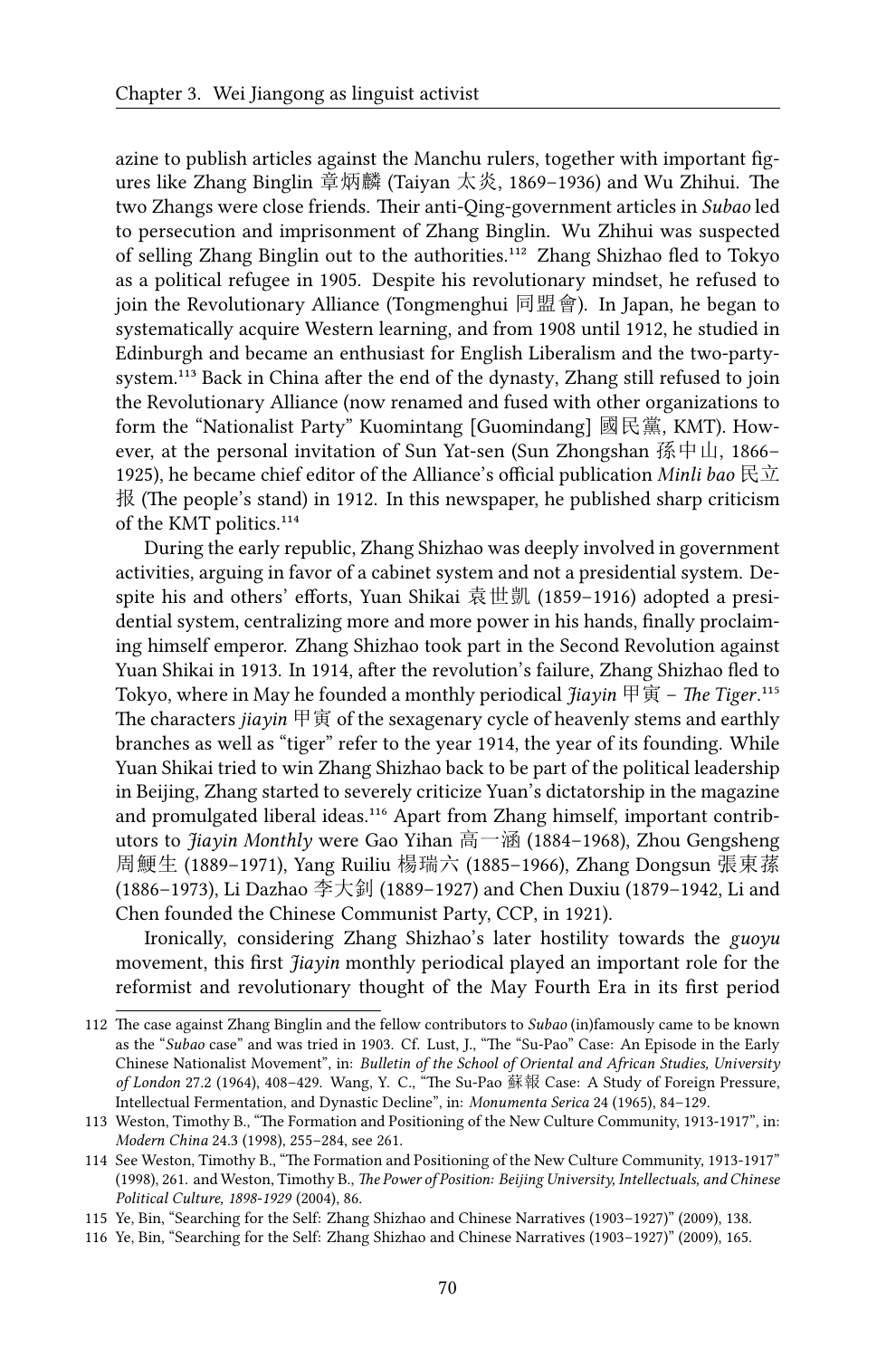azine to publish articles against the Manchu rulers, together with important figures like Zhang Binglin 章炳麟 (Taiyan 太炎, 1869–1936) and Wu Zhihui. The two Zhangs were close friends. Their anti-Qing-government articles in *Subao* led to persecution and imprisonment of Zhang Binglin. Wu Zhihui was suspected of selling Zhang Binglin out to the authorities.[112] Zhang Shizhao fled to Tokyo as a political refugee in 1905. Despite his revolutionary mindset, he refused to join the Revolutionary Alliance (Tongmenghui 同盟會). In Japan, he began to systematically acquire Western learning, and from 1908 until 1912, he studied in Edinburgh and became an enthusiast for English Liberalism and the two-party-system.[113] Back in China after the end of the dynasty, Zhang still refused to join the Revolutionary Alliance (now renamed and fused with other organizations to form the "Nationalist Party" Kuomintang [Guomindang] 國民黨, KMT). However, at the personal invitation of Sun Yat-sen (Sun Zhongshan 孫中山, 1866–1925), he became chief editor of the Alliance's official publication *Minli bao* 民立报 (The people's stand) in 1912. In this newspaper, he published sharp criticism of the KMT politics.[114]

During the early republic, Zhang Shizhao was deeply involved in government activities, arguing in favor of a cabinet system and not a presidential system. Despite his and others' efforts, Yuan Shikai 袁世凱 (1859–1916) adopted a presidential system, centralizing more and more power in his hands, finally proclaiming himself emperor. Zhang Shizhao took part in the Second Revolution against Yuan Shikai in 1913. In 1914, after the revolution's failure, Zhang Shizhao fled to Tokyo, where in May he founded a monthly periodical *Jiayin* 甲寅 – *The Tiger*.[115] The characters *jiayin* 甲寅 of the sexagenary cycle of heavenly stems and earthly branches as well as "tiger" refer to the year 1914, the year of its founding. While Yuan Shikai tried to win Zhang Shizhao back to be part of the political leadership in Beijing, Zhang started to severely criticize Yuan's dictatorship in the magazine and promulgated liberal ideas.[116] Apart from Zhang himself, important contributors to *Jiayin Monthly* were Gao Yihan 高一涵 (1884–1968), Zhou Gengsheng 周鯁生 (1889–1971), Yang Ruiliu 楊瑞六 (1885–1966), Zhang Dongsun 張東蓀 (1886–1973), Li Dazhao 李大釗 (1889–1927) and Chen Duxiu (1879–1942, Li and Chen founded the Chinese Communist Party, CCP, in 1921).

Ironically, considering Zhang Shizhao's later hostility towards the *guoyu* movement, this first *Jiayin* monthly periodical played an important role for the reformist and revolutionary thought of the May Fourth Era in its first period

---

112 The case against Zhang Binglin and the fellow contributors to *Subao* (in)famously came to be known as the "*Subao* case" and was tried in 1903. Cf. Lust, J., "The "Su-Pao" Case: An Episode in the Early Chinese Nationalist Movement", in: *Bulletin of the School of Oriental and African Studies, University of London* 27.2 (1964), 408–429. Wang, Y. C., "The Su-Pao 蘇報 Case: A Study of Foreign Pressure, Intellectual Fermentation, and Dynastic Decline", in: *Monumenta Serica* 24 (1965), 84–129.

113 Weston, Timothy B., "The Formation and Positioning of the New Culture Community, 1913-1917", in: *Modern China* 24.3 (1998), 255–284, see 261.

114 See Weston, Timothy B., "The Formation and Positioning of the New Culture Community, 1913-1917" (1998), 261. and Weston, Timothy B., *The Power of Position: Beijing University, Intellectuals, and Chinese Political Culture, 1898-1929* (2004), 86.

115 Ye, Bin, "Searching for the Self: Zhang Shizhao and Chinese Narratives (1903–1927)" (2009), 138.

116 Ye, Bin, "Searching for the Self: Zhang Shizhao and Chinese Narratives (1903–1927)" (2009), 165.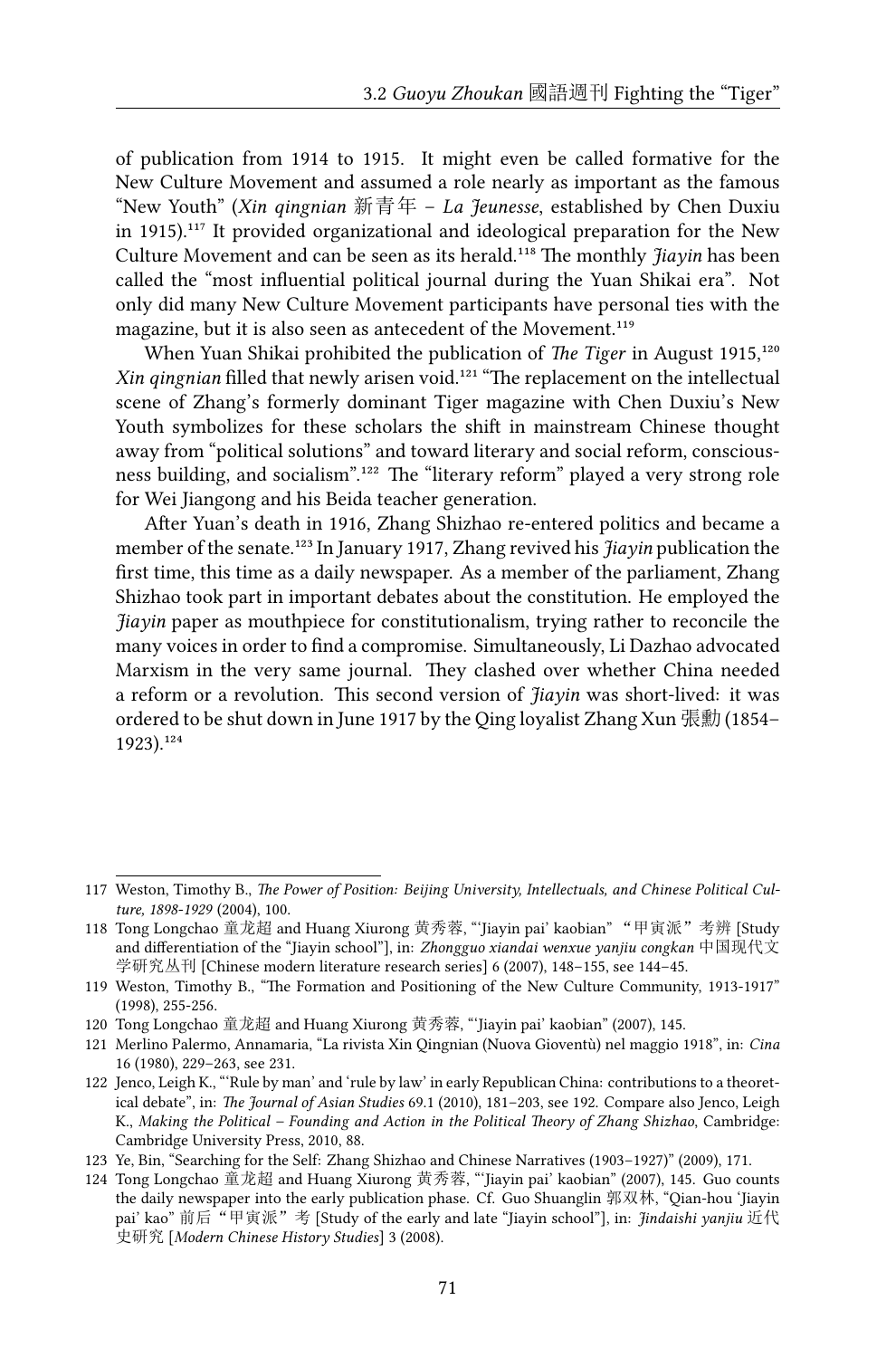of publication from 1914 to 1915. It might even be called formative for the New Culture Movement and assumed a role nearly as important as the famous "New Youth" (*Xin qingnian* 新青年 – *La Jeunesse*, established by Chen Duxiu in 1915).[117] It provided organizational and ideological preparation for the New Culture Movement and can be seen as its herald.[118] The monthly *Jiayin* has been called the "most influential political journal during the Yuan Shikai era". Not only did many New Culture Movement participants have personal ties with the magazine, but it is also seen as antecedent of the Movement.[119]

When Yuan Shikai prohibited the publication of *The Tiger* in August 1915,[120] *Xin qingnian* filled that newly arisen void.[121] "The replacement on the intellectual scene of Zhang's formerly dominant Tiger magazine with Chen Duxiu's New Youth symbolizes for these scholars the shift in mainstream Chinese thought away from "political solutions" and toward literary and social reform, consciousness building, and socialism".[122] The "literary reform" played a very strong role for Wei Jiangong and his Beida teacher generation.

After Yuan's death in 1916, Zhang Shizhao re-entered politics and became a member of the senate.[123] In January 1917, Zhang revived his *Jiayin* publication the first time, this time as a daily newspaper. As a member of the parliament, Zhang Shizhao took part in important debates about the constitution. He employed the *Jiayin* paper as mouthpiece for constitutionalism, trying rather to reconcile the many voices in order to find a compromise. Simultaneously, Li Dazhao advocated Marxism in the very same journal. They clashed over whether China needed a reform or a revolution. This second version of *Jiayin* was short-lived: it was ordered to be shut down in June 1917 by the Qing loyalist Zhang Xun 張勳 (1854–1923).[124]

---

117 Weston, Timothy B., *The Power of Position: Beijing University, Intellectuals, and Chinese Political Culture, 1898-1929* (2004), 100.

118 Tong Longchao 童龙超 and Huang Xiurong 黄秀蓉, "'Jiayin pai' kaobian" "甲寅派"考辨 [Study and differentiation of the "Jiayin school"], in: *Zhongguo xiandai wenxue yanjiu congkan* 中国现代文学研究丛刊 [Chinese modern literature research series] 6 (2007), 148–155, see 144–45.

119 Weston, Timothy B., "The Formation and Positioning of the New Culture Community, 1913-1917" (1998), 255-256.

120 Tong Longchao 童龙超 and Huang Xiurong 黄秀蓉, "'Jiayin pai' kaobian" (2007), 145.

121 Merlino Palermo, Annamaria, "La rivista Xin Qingnian (Nuova Gioventù) nel maggio 1918", in: *Cina* 16 (1980), 229–263, see 231.

122 Jenco, Leigh K., "'Rule by man' and 'rule by law' in early Republican China: contributions to a theoretical debate", in: *The Journal of Asian Studies* 69.1 (2010), 181–203, see 192. Compare also Jenco, Leigh K., *Making the Political – Founding and Action in the Political Theory of Zhang Shizhao*, Cambridge: Cambridge University Press, 2010, 88.

123 Ye, Bin, "Searching for the Self: Zhang Shizhao and Chinese Narratives (1903–1927)" (2009), 171.

124 Tong Longchao 童龙超 and Huang Xiurong 黄秀蓉, "'Jiayin pai' kaobian" (2007), 145. Guo counts the daily newspaper into the early publication phase. Cf. Guo Shuanglin 郭双林, "Qian-hou 'Jiayin pai' kao" 前后"甲寅派"考 [Study of the early and late "Jiayin school"], in: *Jindaishi yanjiu* 近代史研究 [*Modern Chinese History Studies*] 3 (2008).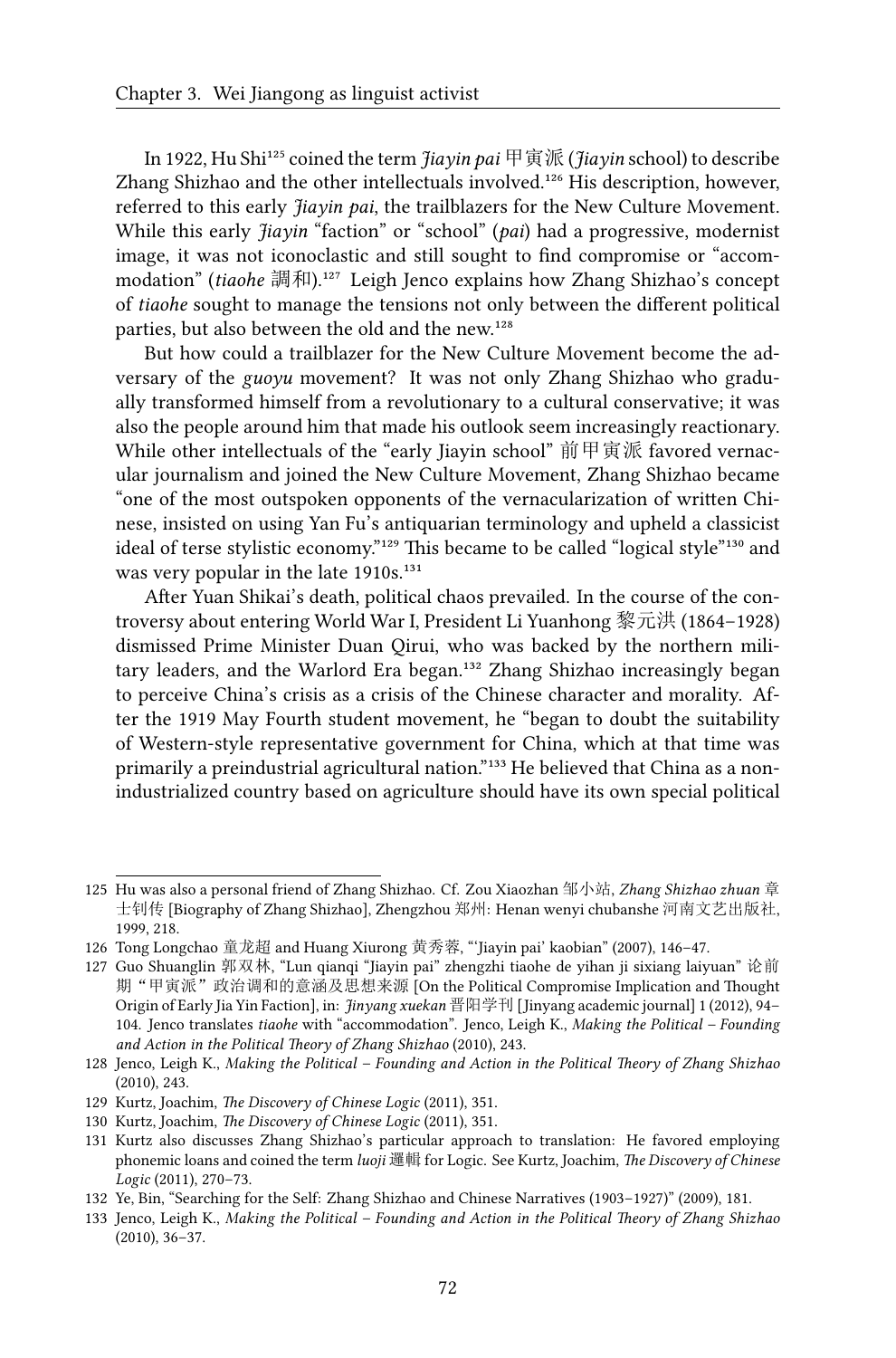In 1922, Hu Shi[125] coined the term *Jiayin pai* 甲寅派 (*Jiayin* school) to describe Zhang Shizhao and the other intellectuals involved.[126] His description, however, referred to this early *Jiayin pai*, the trailblazers for the New Culture Movement. While this early *Jiayin* "faction" or "school" (*pai*) had a progressive, modernist image, it was not iconoclastic and still sought to find compromise or "accommodation" (*tiaohe* 調和).[127] Leigh Jenco explains how Zhang Shizhao's concept of *tiaohe* sought to manage the tensions not only between the different political parties, but also between the old and the new.[128]

But how could a trailblazer for the New Culture Movement become the adversary of the *guoyu* movement? It was not only Zhang Shizhao who gradually transformed himself from a revolutionary to a cultural conservative; it was also the people around him that made his outlook seem increasingly reactionary. While other intellectuals of the "early Jiayin school" 前甲寅派 favored vernacular journalism and joined the New Culture Movement, Zhang Shizhao became "one of the most outspoken opponents of the vernacularization of written Chinese, insisted on using Yan Fu's antiquarian terminology and upheld a classicist ideal of terse stylistic economy."[129] This became to be called "logical style"[130] and was very popular in the late 1910s.[131]

After Yuan Shikai's death, political chaos prevailed. In the course of the controversy about entering World War I, President Li Yuanhong 黎元洪 (1864–1928) dismissed Prime Minister Duan Qirui, who was backed by the northern military leaders, and the Warlord Era began.[132] Zhang Shizhao increasingly began to perceive China's crisis as a crisis of the Chinese character and morality. After the 1919 May Fourth student movement, he "began to doubt the suitability of Western-style representative government for China, which at that time was primarily a preindustrial agricultural nation."[133] He believed that China as a non-industrialized country based on agriculture should have its own special political

---

125 Hu was also a personal friend of Zhang Shizhao. Cf. Zou Xiaozhan 邹小站, *Zhang Shizhao zhuan* 章士钊传 [Biography of Zhang Shizhao], Zhengzhou 郑州: Henan wenyi chubanshe 河南文艺出版社, 1999, 218.

126 Tong Longchao 童龙超 and Huang Xiurong 黄秀蓉, "'Jiayin pai' kaobian" (2007), 146–47.

127 Guo Shuanglin 郭双林, "Lun qianqi "Jiayin pai" zhengzhi tiaohe de yihan ji sixiang laiyuan" 论前期"甲寅派"政治调和的意涵及思想来源 [On the Political Compromise Implication and Thought Origin of Early Jia Yin Faction], in: *Jinyang xuekan* 晋阳学刊 [Jinyang academic journal] 1 (2012), 94–104. Jenco translates *tiaohe* with "accommodation". Jenco, Leigh K., *Making the Political – Founding and Action in the Political Theory of Zhang Shizhao* (2010), 243.

128 Jenco, Leigh K., *Making the Political – Founding and Action in the Political Theory of Zhang Shizhao* (2010), 243.

129 Kurtz, Joachim, *The Discovery of Chinese Logic* (2011), 351.

130 Kurtz, Joachim, *The Discovery of Chinese Logic* (2011), 351.

131 Kurtz also discusses Zhang Shizhao's particular approach to translation: He favored employing phonemic loans and coined the term *luoji* 邏輯 for Logic. See Kurtz, Joachim, *The Discovery of Chinese Logic* (2011), 270–73.

132 Ye, Bin, "Searching for the Self: Zhang Shizhao and Chinese Narratives (1903–1927)" (2009), 181.

133 Jenco, Leigh K., *Making the Political – Founding and Action in the Political Theory of Zhang Shizhao* (2010), 36–37.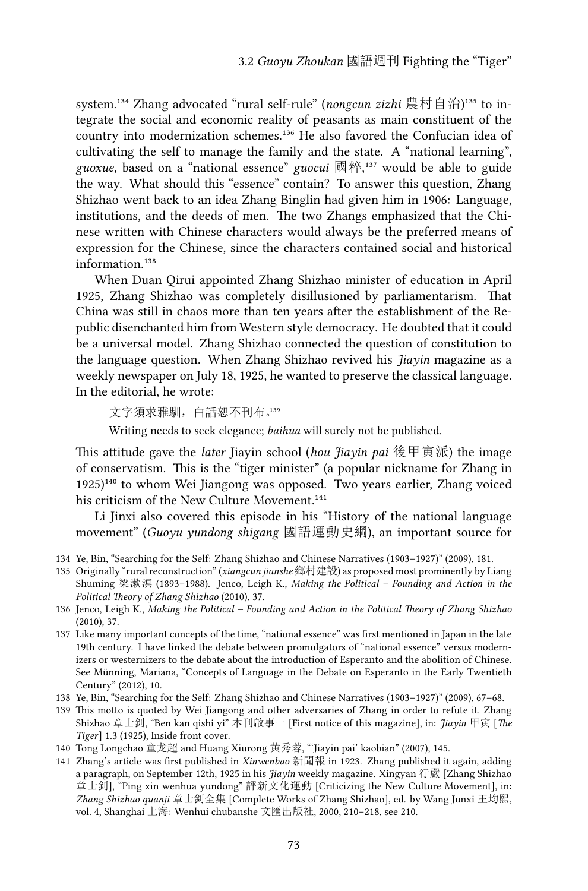system.[134] Zhang advocated "rural self-rule" (*nongcun zizhi* 農村自治)[135] to integrate the social and economic reality of peasants as main constituent of the country into modernization schemes.[136] He also favored the Confucian idea of cultivating the self to manage the family and the state. A "national learning", *guoxue*, based on a "national essence" *guocui* 國粹,[137] would be able to guide the way. What should this "essence" contain? To answer this question, Zhang Shizhao went back to an idea Zhang Binglin had given him in 1906: Language, institutions, and the deeds of men. The two Zhangs emphasized that the Chinese written with Chinese characters would always be the preferred means of expression for the Chinese, since the characters contained social and historical information.[138]

When Duan Qirui appointed Zhang Shizhao minister of education in April 1925, Zhang Shizhao was completely disillusioned by parliamentarism. That China was still in chaos more than ten years after the establishment of the Republic disenchanted him from Western style democracy. He doubted that it could be a universal model. Zhang Shizhao connected the question of constitution to the language question. When Zhang Shizhao revived his *Jiayin* magazine as a weekly newspaper on July 18, 1925, he wanted to preserve the classical language. In the editorial, he wrote:

> 文字須求雅馴，白話恕不刊布。[139]
>
> Writing needs to seek elegance; *baihua* will surely not be published.

This attitude gave the *later* Jiayin school (*hou Jiayin pai* 後甲寅派) the image of conservatism. This is the "tiger minister" (a popular nickname for Zhang in 1925)[140] to whom Wei Jiangong was opposed. Two years earlier, Zhang voiced his criticism of the New Culture Movement.[141]

Li Jinxi also covered this episode in his "History of the national language movement" (*Guoyu yundong shigang* 國語運動史綱), an important source for

---

134 Ye, Bin, "Searching for the Self: Zhang Shizhao and Chinese Narratives (1903–1927)" (2009), 181.

135 Originally "rural reconstruction" (*xiangcun jianshe* 鄉村建設) as proposed most prominently by Liang Shuming 梁漱溟 (1893–1988). Jenco, Leigh K., *Making the Political – Founding and Action in the Political Theory of Zhang Shizhao* (2010), 37.

136 Jenco, Leigh K., *Making the Political – Founding and Action in the Political Theory of Zhang Shizhao* (2010), 37.

137 Like many important concepts of the time, "national essence" was first mentioned in Japan in the late 19th century. I have linked the debate between promulgators of "national essence" versus modernizers or westernizers to the debate about the introduction of Esperanto and the abolition of Chinese. See Münning, Mariana, "Concepts of Language in the Debate on Esperanto in the Early Twentieth Century" (2012), 10.

138 Ye, Bin, "Searching for the Self: Zhang Shizhao and Chinese Narratives (1903–1927)" (2009), 67–68.

139 This motto is quoted by Wei Jiangong and other adversaries of Zhang in order to refute it. Zhang Shizhao 章士釗, "Ben kan qishi yi" 本刊啟事一 [First notice of this magazine], in: *Jiayin* 甲寅 [*The Tiger*] 1.3 (1925), Inside front cover.

140 Tong Longchao 童龙超 and Huang Xiurong 黄秀蓉, "'Jiayin pai' kaobian" (2007), 145.

141 Zhang's article was first published in *Xinwenbao* 新聞報 in 1923. Zhang published it again, adding a paragraph, on September 12th, 1925 in his *Jiayin* weekly magazine. Xingyan 行嚴 [Zhang Shizhao 章士釗], "Ping xin wenhua yundong" 評新文化運動 [Criticizing the New Culture Movement], in: *Zhang Shizhao quanji* 章士釗全集 [Complete Works of Zhang Shizhao], ed. by Wang Junxi 王均熙, vol. 4, Shanghai 上海: Wenhui chubanshe 文匯出版社, 2000, 210–218, see 210.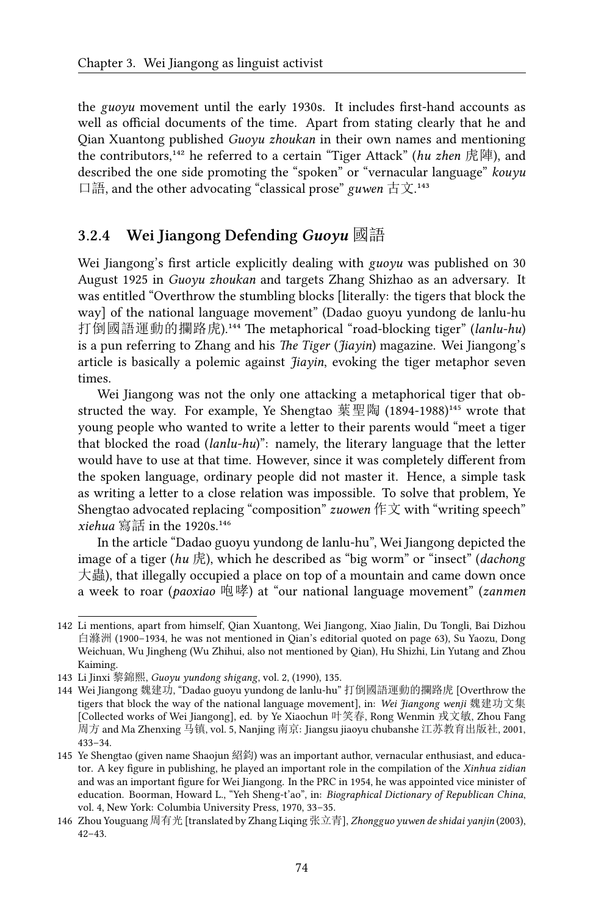the *guoyu* movement until the early 1930s. It includes first-hand accounts as well as official documents of the time. Apart from stating clearly that he and Qian Xuantong published *Guoyu zhoukan* in their own names and mentioning the contributors,[142] he referred to a certain "Tiger Attack" (*hu zhen* 虎陣), and described the one side promoting the "spoken" or "vernacular language" *kouyu* 口語, and the other advocating "classical prose" *guwen* 古文.[143]

### 3.2.4 Wei Jiangong Defending *Guoyu* 國語

Wei Jiangong's first article explicitly dealing with *guoyu* was published on 30 August 1925 in *Guoyu zhoukan* and targets Zhang Shizhao as an adversary. It was entitled "Overthrow the stumbling blocks [literally: the tigers that block the way] of the national language movement" (Dadao guoyu yundong de lanlu-hu 打倒國語運動的攔路虎).[144] The metaphorical "road-blocking tiger" (*lanlu-hu*) is a pun referring to Zhang and his *The Tiger* (*Jiayin*) magazine. Wei Jiangong's article is basically a polemic against *Jiayin*, evoking the tiger metaphor seven times.

Wei Jiangong was not the only one attacking a metaphorical tiger that obstructed the way. For example, Ye Shengtao 葉聖陶 (1894-1988)[145] wrote that young people who wanted to write a letter to their parents would "meet a tiger that blocked the road (*lanlu-hu*)": namely, the literary language that the letter would have to use at that time. However, since it was completely different from the spoken language, ordinary people did not master it. Hence, a simple task as writing a letter to a close relation was impossible. To solve that problem, Ye Shengtao advocated replacing "composition" *zuowen* 作文 with "writing speech" *xiehua* 寫話 in the 1920s.[146]

In the article "Dadao guoyu yundong de lanlu-hu", Wei Jiangong depicted the image of a tiger (*hu* 虎), which he described as "big worm" or "insect" (*dachong* 大蟲), that illegally occupied a place on top of a mountain and came down once a week to roar (*paoxiao* 咆哮) at "our national language movement" (*zanmen*

---

142 Li mentions, apart from himself, Qian Xuantong, Wei Jiangong, Xiao Jialin, Du Tongli, Bai Dizhou 白滌洲 (1900–1934, he was not mentioned in Qian's editorial quoted on page 63), Su Yaozu, Dong Weichuan, Wu Jingheng (Wu Zhihui, also not mentioned by Qian), Hu Shizhi, Lin Yutang and Zhou Kaiming.

143 Li Jinxi 黎錦熙, *Guoyu yundong shigang*, vol. 2, (1990), 135.

144 Wei Jiangong 魏建功, "Dadao guoyu yundong de lanlu-hu" 打倒國語運動的攔路虎 [Overthrow the tigers that block the way of the national language movement], in: *Wei Jiangong wenji* 魏建功文集 [Collected works of Wei Jiangong], ed. by Ye Xiaochun 叶笑春, Rong Wenmin 戎文敏, Zhou Fang 周方 and Ma Zhenxing 马镇, vol. 5, Nanjing 南京: Jiangsu jiaoyu chubanshe 江苏教育出版社, 2001, 433–34.

145 Ye Shengtao (given name Shaojun 紹鈞) was an important author, vernacular enthusiast, and educator. A key figure in publishing, he played an important role in the compilation of the *Xinhua zidian* and was an important figure for Wei Jiangong. In the PRC in 1954, he was appointed vice minister of education. Boorman, Howard L., "Yeh Sheng-t'ao", in: *Biographical Dictionary of Republican China*, vol. 4, New York: Columbia University Press, 1970, 33–35.

146 Zhou Youguang 周有光 [translated by Zhang Liqing 张立青], *Zhongguo yuwen de shidai yanjin* (2003), 42–43.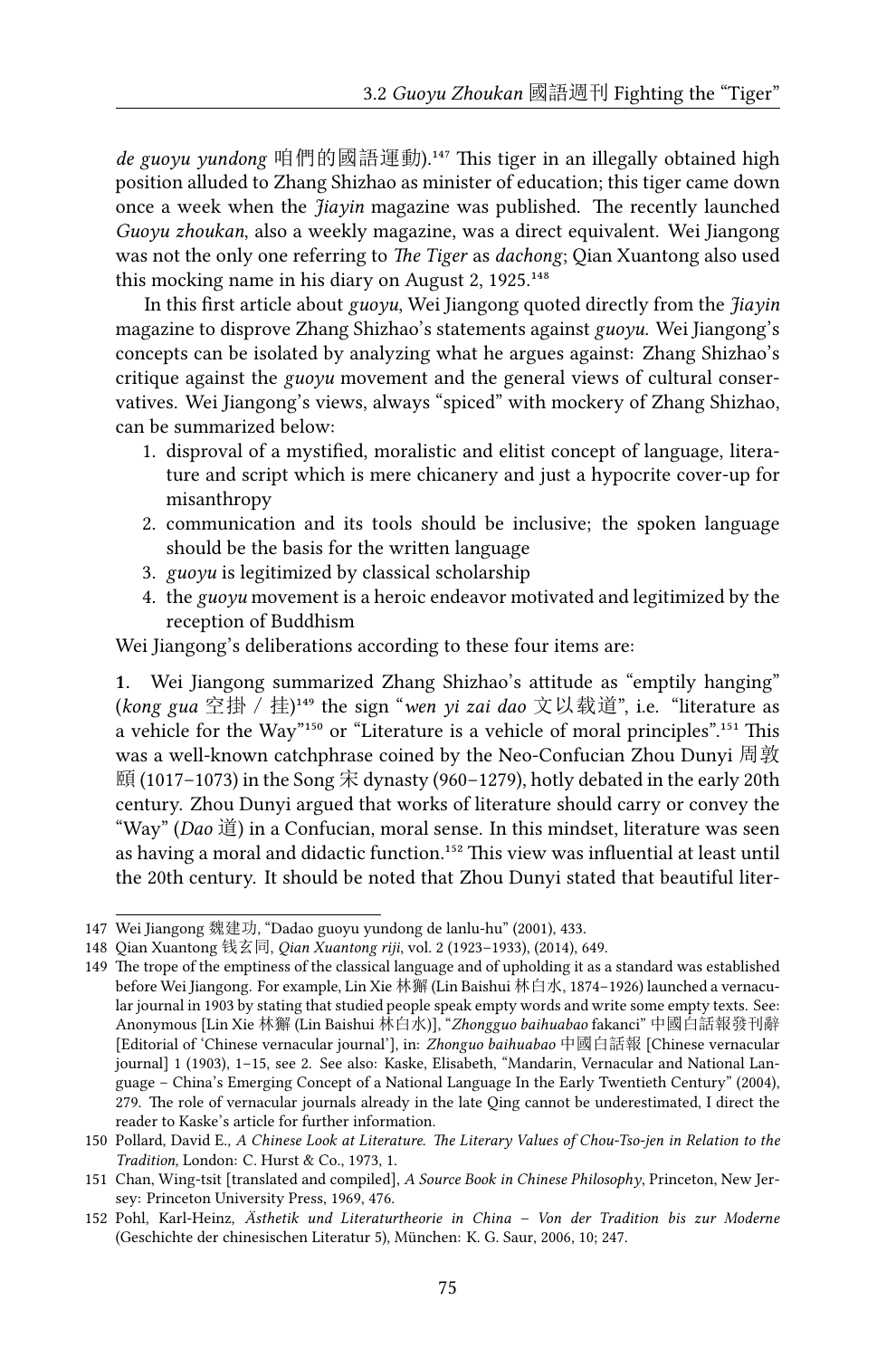*de guoyu yundong* 咱們的國語運動).[147] This tiger in an illegally obtained high position alluded to Zhang Shizhao as minister of education; this tiger came down once a week when the *Jiayin* magazine was published. The recently launched *Guoyu zhoukan*, also a weekly magazine, was a direct equivalent. Wei Jiangong was not the only one referring to *The Tiger* as *dachong*; Qian Xuantong also used this mocking name in his diary on August 2, 1925.[148]

In this first article about *guoyu*, Wei Jiangong quoted directly from the *Jiayin* magazine to disprove Zhang Shizhao's statements against *guoyu*. Wei Jiangong's concepts can be isolated by analyzing what he argues against: Zhang Shizhao's critique against the *guoyu* movement and the general views of cultural conservatives. Wei Jiangong's views, always "spiced" with mockery of Zhang Shizhao, can be summarized below:

1. disproval of a mystified, moralistic and elitist concept of language, literature and script which is mere chicanery and just a hypocrite cover-up for misanthropy
2. communication and its tools should be inclusive; the spoken language should be the basis for the written language
3. *guoyu* is legitimized by classical scholarship
4. the *guoyu* movement is a heroic endeavor motivated and legitimized by the reception of Buddhism

Wei Jiangong's deliberations according to these four items are:

**1**. Wei Jiangong summarized Zhang Shizhao's attitude as "emptily hanging" (*kong gua* 空掛 / 挂)[149] the sign "*wen yi zai dao* 文以载道", i.e. "literature as a vehicle for the Way"[150] or "Literature is a vehicle of moral principles".[151] This was a well-known catchphrase coined by the Neo-Confucian Zhou Dunyi 周敦頤 (1017–1073) in the Song 宋 dynasty (960–1279), hotly debated in the early 20th century. Zhou Dunyi argued that works of literature should carry or convey the "Way" (*Dao* 道) in a Confucian, moral sense. In this mindset, literature was seen as having a moral and didactic function.[152] This view was influential at least until the 20th century. It should be noted that Zhou Dunyi stated that beautiful liter-

---

147 Wei Jiangong 魏建功, "Dadao guoyu yundong de lanlu-hu" (2001), 433.

148 Qian Xuantong 钱玄同, *Qian Xuantong riji*, vol. 2 (1923–1933), (2014), 649.

149 The trope of the emptiness of the classical language and of upholding it as a standard was established before Wei Jiangong. For example, Lin Xie 林獬 (Lin Baishui 林白水, 1874–1926) launched a vernacular journal in 1903 by stating that studied people speak empty words and write some empty texts. See: Anonymous [Lin Xie 林獬 (Lin Baishui 林白水)], "*Zhongguo baihuabao* fakanci" 中國白話報發刊辭 [Editorial of 'Chinese vernacular journal'], in: *Zhonguo baihuabao* 中國白話報 [Chinese vernacular journal] 1 (1903), 1–15, see 2. See also: Kaske, Elisabeth, "Mandarin, Vernacular and National Language – China's Emerging Concept of a National Language In the Early Twentieth Century" (2004), 279. The role of vernacular journals already in the late Qing cannot be underestimated, I direct the reader to Kaske's article for further information.

150 Pollard, David E., *A Chinese Look at Literature. The Literary Values of Chou-Tso-jen in Relation to the Tradition*, London: C. Hurst & Co., 1973, 1.

151 Chan, Wing-tsit [translated and compiled], *A Source Book in Chinese Philosophy*, Princeton, New Jersey: Princeton University Press, 1969, 476.

152 Pohl, Karl-Heinz, *Ästhetik und Literaturtheorie in China – Von der Tradition bis zur Moderne* (Geschichte der chinesischen Literatur 5), München: K. G. Saur, 2006, 10; 247.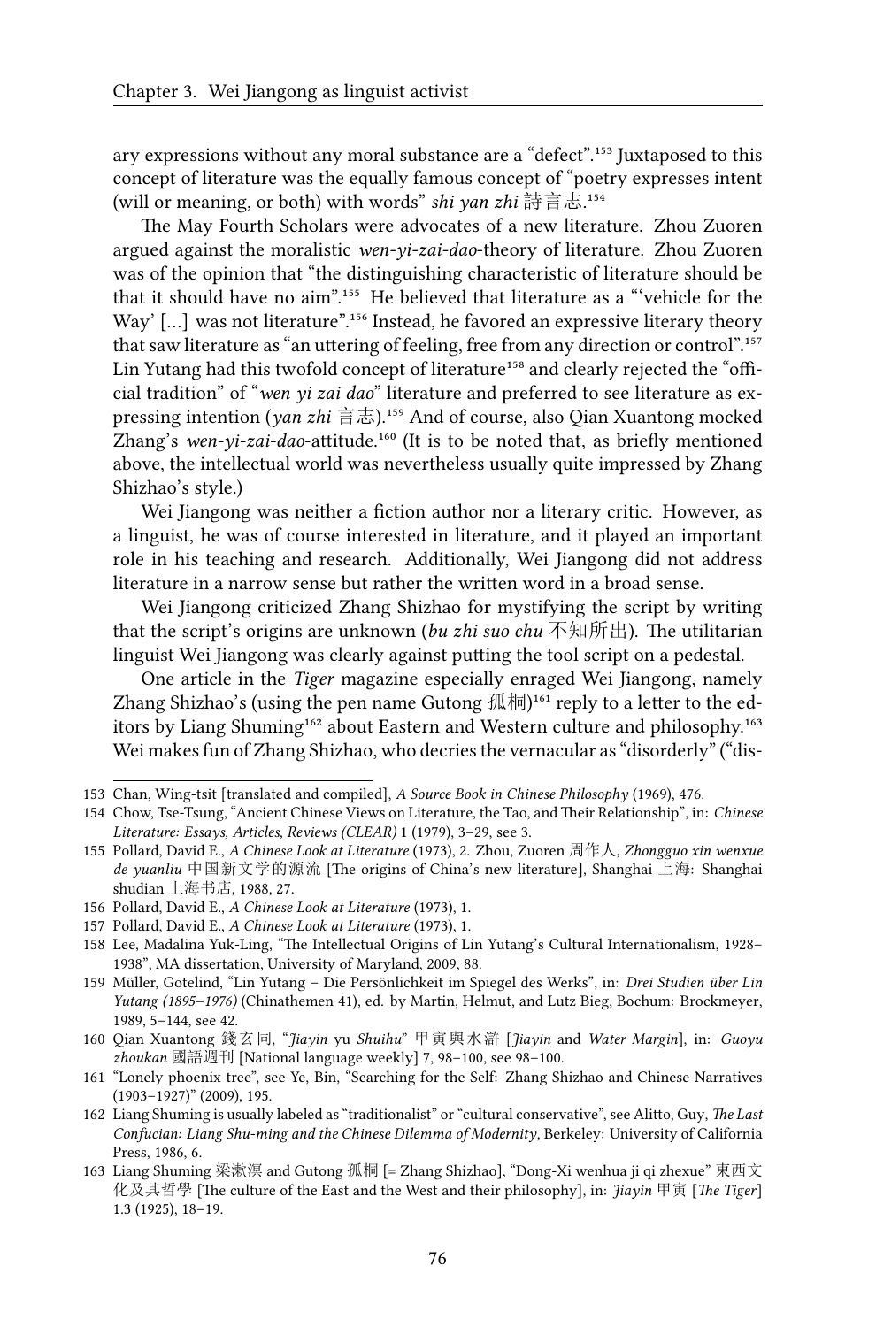ary expressions without any moral substance are a "defect".[153] Juxtaposed to this concept of literature was the equally famous concept of "poetry expresses intent (will or meaning, or both) with words" *shi yan zhi* 詩言志.[154]

The May Fourth Scholars were advocates of a new literature. Zhou Zuoren argued against the moralistic *wen-yi-zai-dao*-theory of literature. Zhou Zuoren was of the opinion that "the distinguishing characteristic of literature should be that it should have no aim".[155] He believed that literature as a "'vehicle for the Way' […] was not literature".[156] Instead, he favored an expressive literary theory that saw literature as "an uttering of feeling, free from any direction or control".[157] Lin Yutang had this twofold concept of literature[158] and clearly rejected the "official tradition" of "*wen yi zai dao*" literature and preferred to see literature as expressing intention (*yan zhi* 言志).[159] And of course, also Qian Xuantong mocked Zhang's *wen-yi-zai-dao*-attitude.[160] (It is to be noted that, as briefly mentioned above, the intellectual world was nevertheless usually quite impressed by Zhang Shizhao's style.)

Wei Jiangong was neither a fiction author nor a literary critic. However, as a linguist, he was of course interested in literature, and it played an important role in his teaching and research. Additionally, Wei Jiangong did not address literature in a narrow sense but rather the written word in a broad sense.

Wei Jiangong criticized Zhang Shizhao for mystifying the script by writing that the script's origins are unknown (*bu zhi suo chu* 不知所出). The utilitarian linguist Wei Jiangong was clearly against putting the tool script on a pedestal.

One article in the *Tiger* magazine especially enraged Wei Jiangong, namely Zhang Shizhao's (using the pen name Gutong 孤桐)[161] reply to a letter to the editors by Liang Shuming[162] about Eastern and Western culture and philosophy.[163] Wei makes fun of Zhang Shizhao, who decries the vernacular as "disorderly" ("dis-

---

153 Chan, Wing-tsit [translated and compiled], *A Source Book in Chinese Philosophy* (1969), 476.

154 Chow, Tse-Tsung, "Ancient Chinese Views on Literature, the Tao, and Their Relationship", in: *Chinese Literature: Essays, Articles, Reviews (CLEAR)* 1 (1979), 3–29, see 3.

155 Pollard, David E., *A Chinese Look at Literature* (1973), 2. Zhou, Zuoren 周作人, *Zhongguo xin wenxue de yuanliu* 中国新文学的源流 [The origins of China's new literature], Shanghai 上海: Shanghai shudian 上海书店, 1988, 27.

156 Pollard, David E., *A Chinese Look at Literature* (1973), 1.

157 Pollard, David E., *A Chinese Look at Literature* (1973), 1.

158 Lee, Madalina Yuk-Ling, "The Intellectual Origins of Lin Yutang's Cultural Internationalism, 1928–1938", MA dissertation, University of Maryland, 2009, 88.

159 Müller, Gotelind, "Lin Yutang – Die Persönlichkeit im Spiegel des Werks", in: *Drei Studien über Lin Yutang (1895–1976)* (Chinathemen 41), ed. by Martin, Helmut, and Lutz Bieg, Bochum: Brockmeyer, 1989, 5–144, see 42.

160 Qian Xuantong 錢玄同, "*Jiayin* yu *Shuihu*" 甲寅與水滸 [*Jiayin* and *Water Margin*], in: *Guoyu zhoukan* 國語週刊 [National language weekly] 7, 98–100, see 98–100.

161 "Lonely phoenix tree", see Ye, Bin, "Searching for the Self: Zhang Shizhao and Chinese Narratives (1903–1927)" (2009), 195.

162 Liang Shuming is usually labeled as "traditionalist" or "cultural conservative", see Alitto, Guy, *The Last Confucian: Liang Shu-ming and the Chinese Dilemma of Modernity*, Berkeley: University of California Press, 1986, 6.

163 Liang Shuming 梁漱溟 and Gutong 孤桐 [= Zhang Shizhao], "Dong-Xi wenhua ji qi zhexue" 東西文化及其哲學 [The culture of the East and the West and their philosophy], in: *Jiayin* 甲寅 [*The Tiger*] 1.3 (1925), 18–19.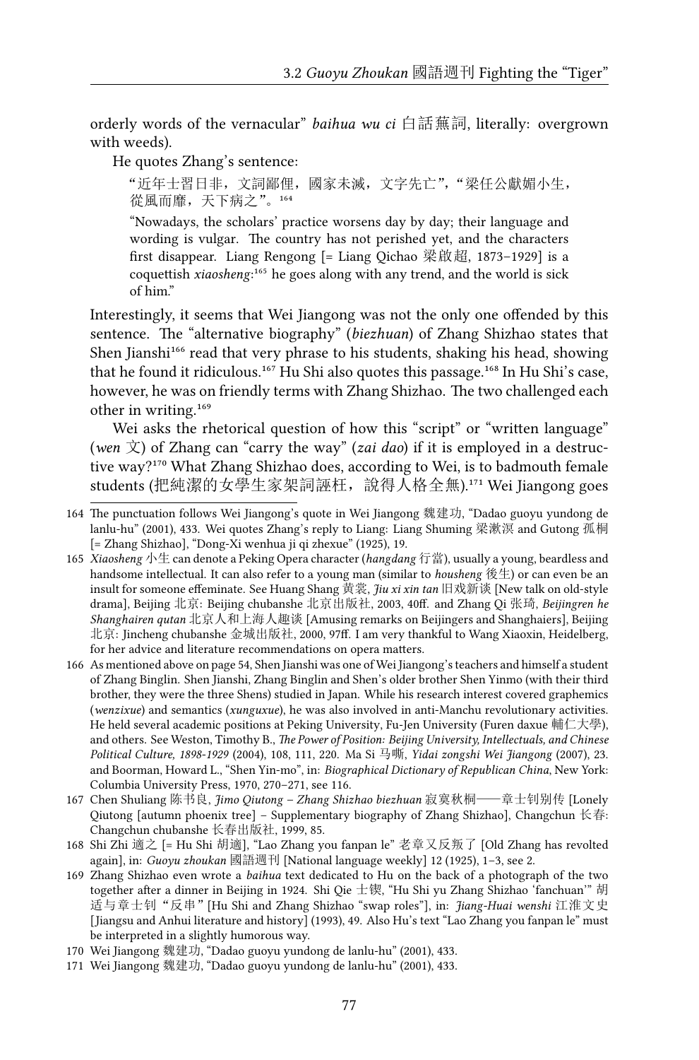orderly words of the vernacular" *baihua wu ci* 白話蕪詞, literally: overgrown with weeds).

He quotes Zhang's sentence:

> "近年士習日非，文詞鄙俚，國家未滅，文字先亡"，"梁任公獻媚小生，從風而靡，天下病之"。[164]
>
> "Nowadays, the scholars' practice worsens day by day; their language and wording is vulgar. The country has not perished yet, and the characters first disappear. Liang Rengong [= Liang Qichao 梁啟超, 1873–1929] is a coquettish *xiaosheng*:[165] he goes along with any trend, and the world is sick of him."

Interestingly, it seems that Wei Jiangong was not the only one offended by this sentence. The "alternative biography" (*biezhuan*) of Zhang Shizhao states that Shen Jianshi[166] read that very phrase to his students, shaking his head, showing that he found it ridiculous.[167] Hu Shi also quotes this passage.[168] In Hu Shi's case, however, he was on friendly terms with Zhang Shizhao. The two challenged each other in writing.[169]

Wei asks the rhetorical question of how this "script" or "written language" (*wen* 文) of Zhang can "carry the way" (*zai dao*) if it is employed in a destructive way?[170] What Zhang Shizhao does, according to Wei, is to badmouth female students (把純潔的女學生家架詞誣枉，說得人格全無).[171] Wei Jiangong goes

---

164 The punctuation follows Wei Jiangong's quote in Wei Jiangong 魏建功, "Dadao guoyu yundong de lanlu-hu" (2001), 433. Wei quotes Zhang's reply to Liang: Liang Shuming 梁漱溟 and Gutong 孤桐 [= Zhang Shizhao], "Dong-Xi wenhua ji qi zhexue" (1925), 19.

165 *Xiaosheng* 小生 can denote a Peking Opera character (*hangdang* 行當), usually a young, beardless and handsome intellectual. It can also refer to a young man (similar to *housheng* 後生) or can even be an insult for someone effeminate. See Huang Shang 黄裳, *Jiu xi xin tan* 旧戏新谈 [New talk on old-style drama], Beijing 北京: Beijing chubanshe 北京出版社, 2003, 40ff. and Zhang Qi 张琦, *Beijingren he Shanghairen qutan* 北京人和上海人趣谈 [Amusing remarks on Beijingers and Shanghaiers], Beijing 北京: Jincheng chubanshe 金城出版社, 2000, 97ff. I am very thankful to Wang Xiaoxin, Heidelberg, for her advice and literature recommendations on opera matters.

166 As mentioned above on page 54, Shen Jianshi was one of Wei Jiangong's teachers and himself a student of Zhang Binglin. Shen Jianshi, Zhang Binglin and Shen's older brother Shen Yinmo (with their third brother, they were the three Shens) studied in Japan. While his research interest covered graphemics (*wenzixue*) and semantics (*xunguxue*), he was also involved in anti-Manchu revolutionary activities. He held several academic positions at Peking University, Fu-Jen University (Furen daxue 輔仁大學), and others. See Weston, Timothy B., *The Power of Position: Beijing University, Intellectuals, and Chinese Political Culture, 1898-1929* (2004), 108, 111, 220. Ma Si 马嘶, *Yidai zongshi Wei Jiangong* (2007), 23. and Boorman, Howard L., "Shen Yin-mo", in: *Biographical Dictionary of Republican China*, New York: Columbia University Press, 1970, 270–271, see 116.

167 Chen Shuliang 陈书良, *Jimo Qiutong – Zhang Shizhao biezhuan* 寂寞秋桐——章士钊别传 [Lonely Qiutong [autumn phoenix tree] – Supplementary biography of Zhang Shizhao], Changchun 长春: Changchun chubanshe 长春出版社, 1999, 85.

168 Shi Zhi 適之 [= Hu Shi 胡適], "Lao Zhang you fanpan le" 老章又反叛了 [Old Zhang has revolted again], in: *Guoyu zhoukan* 國語週刊 [National language weekly] 12 (1925), 1–3, see 2.

169 Zhang Shizhao even wrote a *baihua* text dedicated to Hu on the back of a photograph of the two together after a dinner in Beijing in 1924. Shi Qie 士锲, "Hu Shi yu Zhang Shizhao 'fanchuan'" 胡适与章士钊"反串" [Hu Shi and Zhang Shizhao "swap roles"], in: *Jiang-Huai wenshi* 江淮文史 [Jiangsu and Anhui literature and history] (1993), 49. Also Hu's text "Lao Zhang you fanpan le" must be interpreted in a slightly humorous way.

170 Wei Jiangong 魏建功, "Dadao guoyu yundong de lanlu-hu" (2001), 433.

171 Wei Jiangong 魏建功, "Dadao guoyu yundong de lanlu-hu" (2001), 433.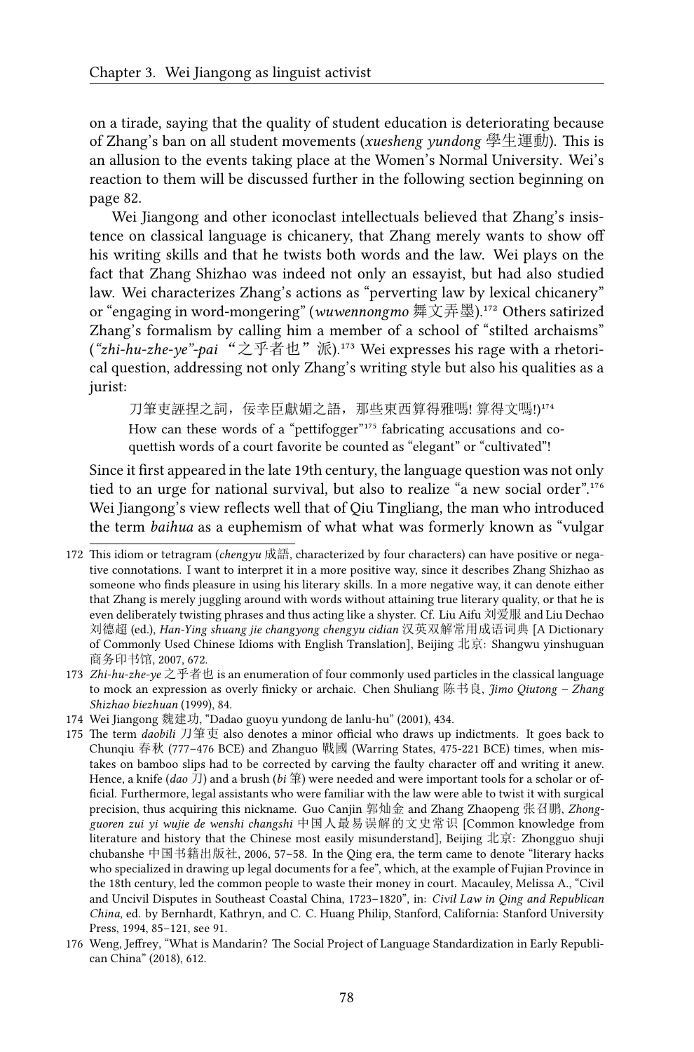on a tirade, saying that the quality of student education is deteriorating because of Zhang's ban on all student movements (*xuesheng yundong* 學生運動). This is an allusion to the events taking place at the Women's Normal University. Wei's reaction to them will be discussed further in the following section beginning on page 82.

Wei Jiangong and other iconoclast intellectuals believed that Zhang's insistence on classical language is chicanery, that Zhang merely wants to show off his writing skills and that he twists both words and the law. Wei plays on the fact that Zhang Shizhao was indeed not only an essayist, but had also studied law. Wei characterizes Zhang's actions as "perverting law by lexical chicanery" or "engaging in word-mongering" (*wuwennongmo* 舞文弄墨).[172] Others satirized Zhang's formalism by calling him a member of a school of "stilted archaisms" (*"zhi-hu-zhe-ye"-pai* "之乎者也"派).[173] Wei expresses his rage with a rhetorical question, addressing not only Zhang's writing style but also his qualities as a jurist:

> 刀筆吏誣捏之詞，佞幸臣獻媚之語，那些東西算得雅嗎! 算得文嗎!)[174]
>
> How can these words of a "pettifogger"[175] fabricating accusations and coquettish words of a court favorite be counted as "elegant" or "cultivated"!

Since it first appeared in the late 19th century, the language question was not only tied to an urge for national survival, but also to realize "a new social order".[176] Wei Jiangong's view reflects well that of Qiu Tingliang, the man who introduced the term *baihua* as a euphemism of what what was formerly known as "vulgar

---

172 This idiom or tetragram (*chengyu* 成語, characterized by four characters) can have positive or negative connotations. I want to interpret it in a more positive way, since it describes Zhang Shizhao as someone who finds pleasure in using his literary skills. In a more negative way, it can denote either that Zhang is merely juggling around with words without attaining true literary quality, or that he is even deliberately twisting phrases and thus acting like a shyster. Cf. Liu Aifu 刘爱服 and Liu Dechao 刘德超 (ed.), *Han-Ying shuang jie changyong chengyu cidian* 汉英双解常用成语词典 [A Dictionary of Commonly Used Chinese Idioms with English Translation], Beijing 北京: Shangwu yinshuguan 商务印书馆, 2007, 672.

173 *Zhi-hu-zhe-ye* 之乎者也 is an enumeration of four commonly used particles in the classical language to mock an expression as overly finicky or archaic. Chen Shuliang 陈书良, *Jimo Qiutong – Zhang Shizhao biezhuan* (1999), 84.

174 Wei Jiangong 魏建功, "Dadao guoyu yundong de lanlu-hu" (2001), 434.

175 The term *daobili* 刀筆吏 also denotes a minor official who draws up indictments. It goes back to Chunqiu 春秋 (777–476 BCE) and Zhanguo 戰國 (Warring States, 475-221 BCE) times, when mistakes on bamboo slips had to be corrected by carving the faulty character off and writing it anew. Hence, a knife (*dao* 刀) and a brush (*bi* 筆) were needed and were important tools for a scholar or official. Furthermore, legal assistants who were familiar with the law were able to twist it with surgical precision, thus acquiring this nickname. Guo Canjin 郭灿金 and Zhang Zhaopeng 张召鹏, *Zhongguoren zui yi wujie de wenshi changshi* 中国人最易误解的文史常识 [Common knowledge from literature and history that the Chinese most easily misunderstand], Beijing 北京: Zhongguo shuji chubanshe 中国书籍出版社, 2006, 57–58. In the Qing era, the term came to denote "literary hacks who specialized in drawing up legal documents for a fee", which, at the example of Fujian Province in the 18th century, led the common people to waste their money in court. Macauley, Melissa A., "Civil and Uncivil Disputes in Southeast Coastal China, 1723–1820", in: *Civil Law in Qing and Republican China*, ed. by Bernhardt, Kathryn, and C. C. Huang Philip, Stanford, California: Stanford University Press, 1994, 85–121, see 91.

176 Weng, Jeffrey, "What is Mandarin? The Social Project of Language Standardization in Early Republican China" (2018), 612.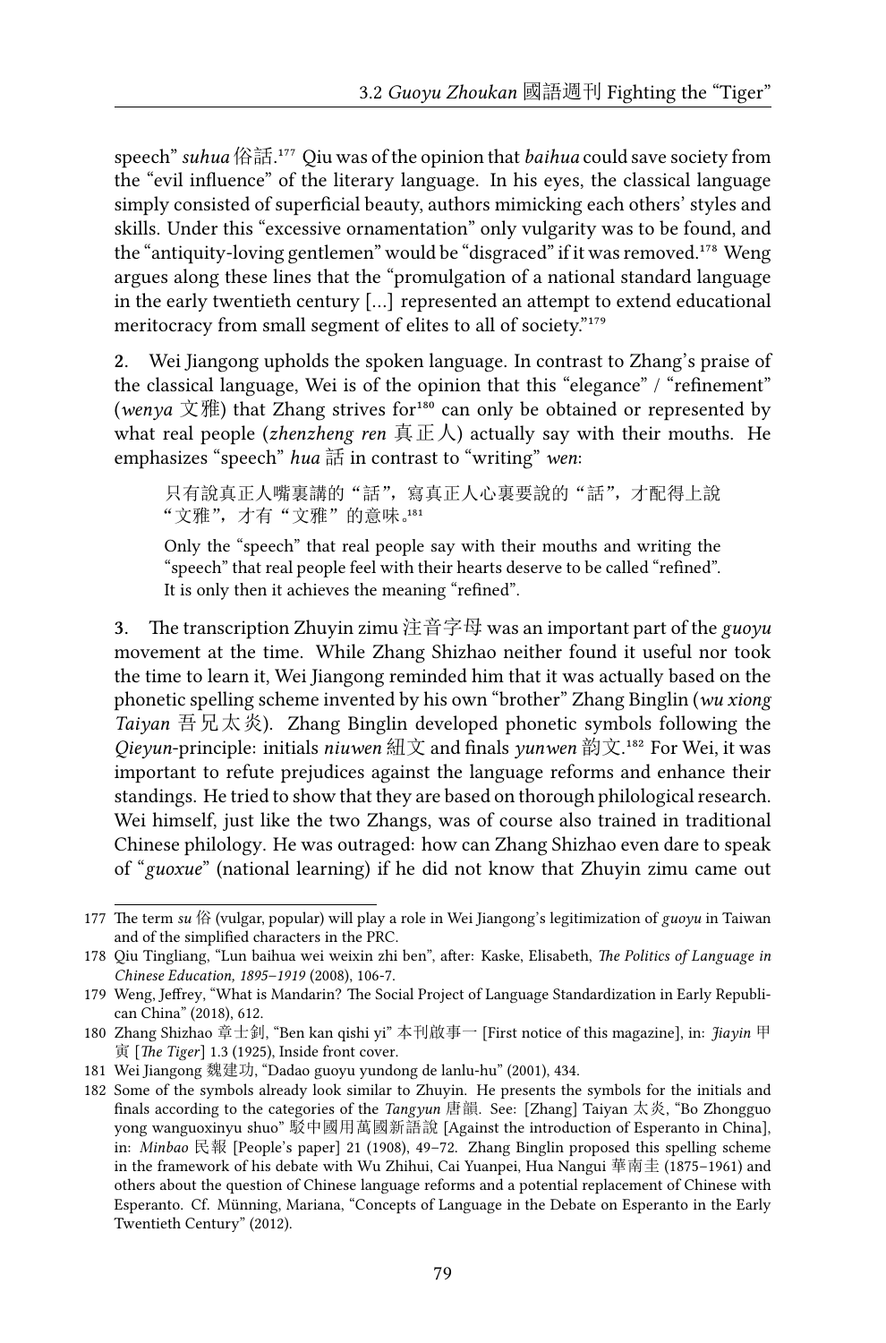speech" *suhua* 俗話.[177] Qiu was of the opinion that *baihua* could save society from the "evil influence" of the literary language. In his eyes, the classical language simply consisted of superficial beauty, authors mimicking each others' styles and skills. Under this "excessive ornamentation" only vulgarity was to be found, and the "antiquity-loving gentlemen" would be "disgraced" if it was removed.[178] Weng argues along these lines that the "promulgation of a national standard language in the early twentieth century [...] represented an attempt to extend educational meritocracy from small segment of elites to all of society."[179]

**2.** Wei Jiangong upholds the spoken language. In contrast to Zhang's praise of the classical language, Wei is of the opinion that this "elegance" / "refinement" (*wenya* 文雅) that Zhang strives for[180] can only be obtained or represented by what real people (*zhenzheng ren* 真正人) actually say with their mouths. He emphasizes "speech" *hua* 話 in contrast to "writing" *wen*:

> 只有說真正人嘴裏講的"話"，寫真正人心裏要說的"話"，才配得上說"文雅"，才有"文雅"的意味。[181]
>
> Only the "speech" that real people say with their mouths and writing the "speech" that real people feel with their hearts deserve to be called "refined". It is only then it achieves the meaning "refined".

**3.** The transcription Zhuyin zimu 注音字母 was an important part of the *guoyu* movement at the time. While Zhang Shizhao neither found it useful nor took the time to learn it, Wei Jiangong reminded him that it was actually based on the phonetic spelling scheme invented by his own "brother" Zhang Binglin (*wu xiong Taiyan* 吾兄太炎). Zhang Binglin developed phonetic symbols following the *Qieyun*-principle: initials *niuwen* 紐文 and finals *yunwen* 韻文.[182] For Wei, it was important to refute prejudices against the language reforms and enhance their standings. He tried to show that they are based on thorough philological research. Wei himself, just like the two Zhangs, was of course also trained in traditional Chinese philology. He was outraged: how can Zhang Shizhao even dare to speak of "*guoxue*" (national learning) if he did not know that Zhuyin zimu came out

---

177 The term *su* 俗 (vulgar, popular) will play a role in Wei Jiangong's legitimization of *guoyu* in Taiwan and of the simplified characters in the PRC.

178 Qiu Tingliang, "Lun baihua wei weixin zhi ben", after: Kaske, Elisabeth, *The Politics of Language in Chinese Education, 1895–1919* (2008), 106-7.

179 Weng, Jeffrey, "What is Mandarin? The Social Project of Language Standardization in Early Republican China" (2018), 612.

180 Zhang Shizhao 章士釗, "Ben kan qishi yi" 本刊啟事一 [First notice of this magazine], in: *Jiayin* 甲寅 [*The Tiger*] 1.3 (1925), Inside front cover.

181 Wei Jiangong 魏建功, "Dadao guoyu yundong de lanlu-hu" (2001), 434.

182 Some of the symbols already look similar to Zhuyin. He presents the symbols for the initials and finals according to the categories of the *Tangyun* 唐韻. See: [Zhang] Taiyan 太炎, "Bo Zhongguo yong wanguoxinyu shuo" 駁中國用萬國新語說 [Against the introduction of Esperanto in China], in: *Minbao* 民報 [People's paper] 21 (1908), 49–72. Zhang Binglin proposed this spelling scheme in the framework of his debate with Wu Zhihui, Cai Yuanpei, Hua Nangui 華南圭 (1875–1961) and others about the question of Chinese language reforms and a potential replacement of Chinese with Esperanto. Cf. Münning, Mariana, "Concepts of Language in the Debate on Esperanto in the Early Twentieth Century" (2012).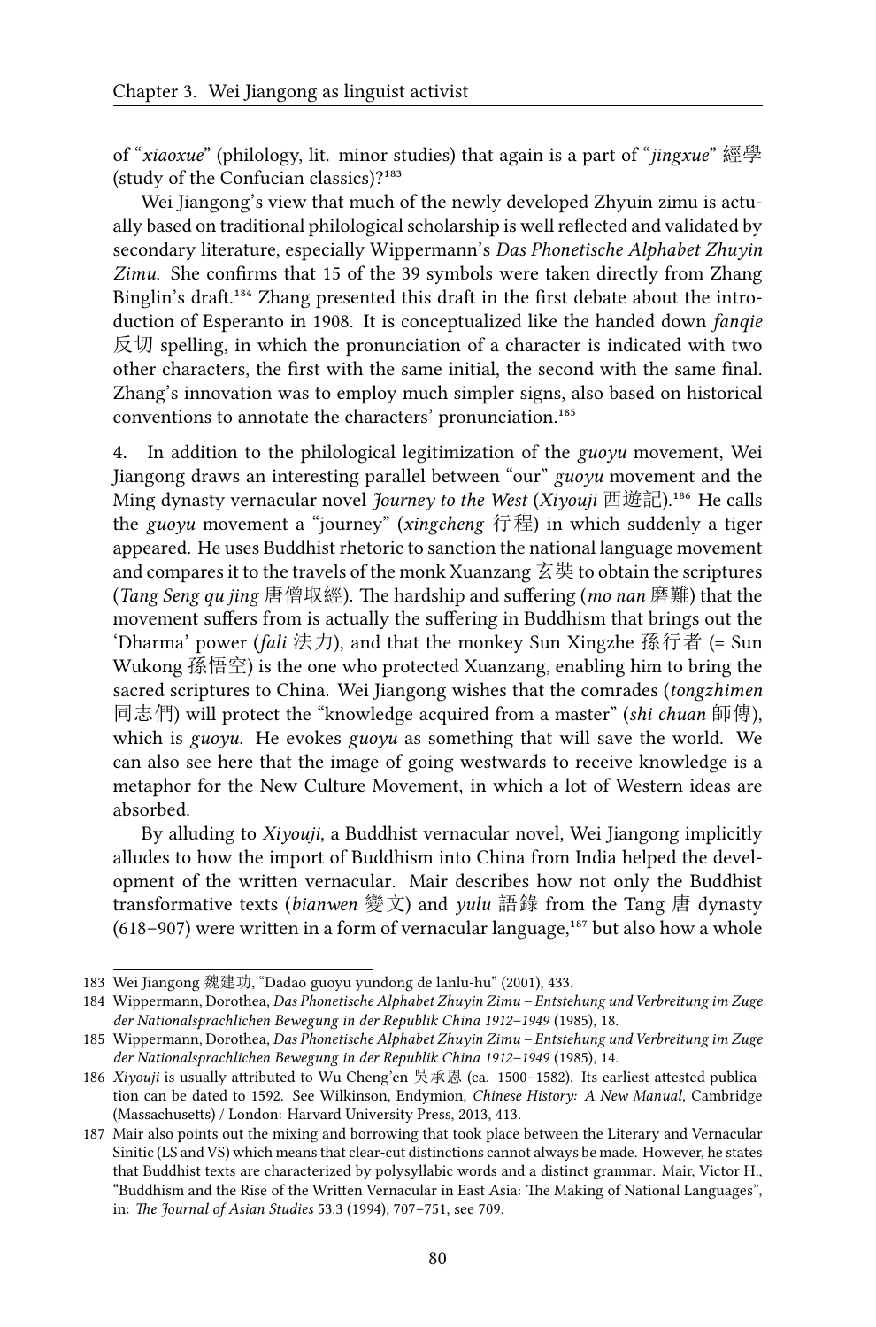of "*xiaoxue*" (philology, lit. minor studies) that again is a part of "*jingxue*" 經學 (study of the Confucian classics)?[183]

Wei Jiangong's view that much of the newly developed Zhyuin zimu is actually based on traditional philological scholarship is well reflected and validated by secondary literature, especially Wippermann's *Das Phonetische Alphabet Zhuyin Zimu*. She confirms that 15 of the 39 symbols were taken directly from Zhang Binglin's draft.[184] Zhang presented this draft in the first debate about the introduction of Esperanto in 1908. It is conceptualized like the handed down *fanqie* 反切 spelling, in which the pronunciation of a character is indicated with two other characters, the first with the same initial, the second with the same final. Zhang's innovation was to employ much simpler signs, also based on historical conventions to annotate the characters' pronunciation.[185]

**4.** In addition to the philological legitimization of the *guoyu* movement, Wei Jiangong draws an interesting parallel between "our" *guoyu* movement and the Ming dynasty vernacular novel *Journey to the West* (*Xiyouji* 西遊記).[186] He calls the *guoyu* movement a "journey" (*xingcheng* 行程) in which suddenly a tiger appeared. He uses Buddhist rhetoric to sanction the national language movement and compares it to the travels of the monk Xuanzang 玄奘 to obtain the scriptures (*Tang Seng qu jing* 唐僧取經). The hardship and suffering (*mo nan* 磨難) that the movement suffers from is actually the suffering in Buddhism that brings out the 'Dharma' power (*fali* 法力), and that the monkey Sun Xingzhe 孫行者 (= Sun Wukong 孫悟空) is the one who protected Xuanzang, enabling him to bring the sacred scriptures to China. Wei Jiangong wishes that the comrades (*tongzhimen* 同志們) will protect the "knowledge acquired from a master" (*shi chuan* 師傳), which is *guoyu*. He evokes *guoyu* as something that will save the world. We can also see here that the image of going westwards to receive knowledge is a metaphor for the New Culture Movement, in which a lot of Western ideas are absorbed.

By alluding to *Xiyouji*, a Buddhist vernacular novel, Wei Jiangong implicitly alludes to how the import of Buddhism into China from India helped the development of the written vernacular. Mair describes how not only the Buddhist transformative texts (*bianwen* 變文) and *yulu* 語錄 from the Tang 唐 dynasty (618–907) were written in a form of vernacular language,[187] but also how a whole

---

183 Wei Jiangong 魏建功, "Dadao guoyu yundong de lanlu-hu" (2001), 433.

184 Wippermann, Dorothea, *Das Phonetische Alphabet Zhuyin Zimu – Entstehung und Verbreitung im Zuge der Nationalsprachlichen Bewegung in der Republik China 1912–1949* (1985), 18.

185 Wippermann, Dorothea, *Das Phonetische Alphabet Zhuyin Zimu – Entstehung und Verbreitung im Zuge der Nationalsprachlichen Bewegung in der Republik China 1912–1949* (1985), 14.

186 *Xiyouji* is usually attributed to Wu Cheng'en 吳承恩 (ca. 1500–1582). Its earliest attested publication can be dated to 1592. See Wilkinson, Endymion, *Chinese History: A New Manual*, Cambridge (Massachusetts) / London: Harvard University Press, 2013, 413.

187 Mair also points out the mixing and borrowing that took place between the Literary and Vernacular Sinitic (LS and VS) which means that clear-cut distinctions cannot always be made. However, he states that Buddhist texts are characterized by polysyllabic words and a distinct grammar. Mair, Victor H., "Buddhism and the Rise of the Written Vernacular in East Asia: The Making of National Languages", in: *The Journal of Asian Studies* 53.3 (1994), 707–751, see 709.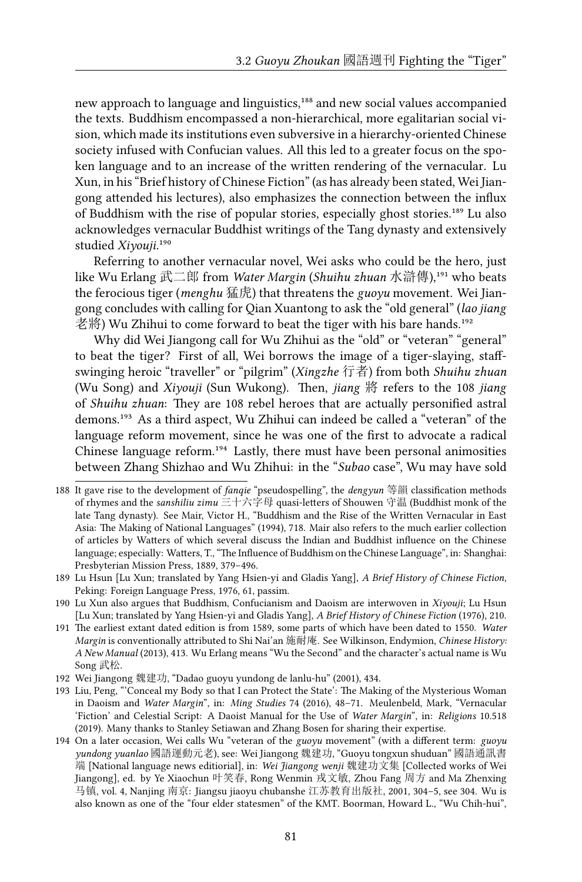new approach to language and linguistics,[188] and new social values accompanied the texts. Buddhism encompassed a non-hierarchical, more egalitarian social vision, which made its institutions even subversive in a hierarchy-oriented Chinese society infused with Confucian values. All this led to a greater focus on the spoken language and to an increase of the written rendering of the vernacular. Lu Xun, in his "Brief history of Chinese Fiction" (as has already been stated, Wei Jiangong attended his lectures), also emphasizes the connection between the influx of Buddhism with the rise of popular stories, especially ghost stories.[189] Lu also acknowledges vernacular Buddhist writings of the Tang dynasty and extensively studied *Xiyouji*.[190]

Referring to another vernacular novel, Wei asks who could be the hero, just like Wu Erlang 武二郎 from *Water Margin* (*Shuihu zhuan* 水滸傳),[191] who beats the ferocious tiger (*menghu* 猛虎) that threatens the *guoyu* movement. Wei Jiangong concludes with calling for Qian Xuantong to ask the "old general" (*lao jiang* 老將) Wu Zhihui to come forward to beat the tiger with his bare hands.[192]

Why did Wei Jiangong call for Wu Zhihui as the "old" or "veteran" "general" to beat the tiger? First of all, Wei borrows the image of a tiger-slaying, staff-swinging heroic "traveller" or "pilgrim" (*Xingzhe* 行者) from both *Shuihu zhuan* (Wu Song) and *Xiyouji* (Sun Wukong). Then, *jiang* 將 refers to the 108 *jiang* of *Shuihu zhuan*: They are 108 rebel heroes that are actually personified astral demons.[193] As a third aspect, Wu Zhihui can indeed be called a "veteran" of the language reform movement, since he was one of the first to advocate a radical Chinese language reform.[194] Lastly, there must have been personal animosities between Zhang Shizhao and Wu Zhihui: in the "*Subao* case", Wu may have sold

---

188 It gave rise to the development of *fanqie* "pseudospelling", the *dengyun* 等韻 classification methods of rhymes and the *sanshiliu zimu* 三十六字母 quasi-letters of Shouwen 守温 (Buddhist monk of the late Tang dynasty). See Mair, Victor H., "Buddhism and the Rise of the Written Vernacular in East Asia: The Making of National Languages" (1994), 718. Mair also refers to the much earlier collection of articles by Watters of which several discuss the Indian and Buddhist influence on the Chinese language; especially: Watters, T., "The Influence of Buddhism on the Chinese Language", in: Shanghai: Presbyterian Mission Press, 1889, 379–496.

189 Lu Hsun [Lu Xun; translated by Yang Hsien-yi and Gladis Yang], *A Brief History of Chinese Fiction*, Peking: Foreign Language Press, 1976, 61, passim.

190 Lu Xun also argues that Buddhism, Confucianism and Daoism are interwoven in *Xiyouji*; Lu Hsun [Lu Xun; translated by Yang Hsien-yi and Gladis Yang], *A Brief History of Chinese Fiction* (1976), 210.

191 The earliest extant dated edition is from 1589, some parts of which have been dated to 1550. *Water Margin* is conventionally attributed to Shi Nai'an 施耐庵. See Wilkinson, Endymion, *Chinese History: A New Manual* (2013), 413. Wu Erlang means "Wu the Second" and the character's actual name is Wu Song 武松.

192 Wei Jiangong 魏建功, "Dadao guoyu yundong de lanlu-hu" (2001), 434.

193 Liu, Peng, "'Conceal my Body so that I can Protect the State': The Making of the Mysterious Woman in Daoism and *Water Margin*", in: *Ming Studies* 74 (2016), 48–71. Meulenbeld, Mark, "Vernacular 'Fiction' and Celestial Script: A Daoist Manual for the Use of *Water Margin*", in: *Religions* 10.518 (2019). Many thanks to Stanley Setiawan and Zhang Bosen for sharing their expertise.

194 On a later occasion, Wei calls Wu "veteran of the *guoyu* movement" (with a different term: *guoyu yundong yuanlao* 國語運動元老), see: Wei Jiangong 魏建功, "Guoyu tongxun shuduan" 國語通訊書端 [National language news editiorial], in: *Wei Jiangong wenji* 魏建功文集 [Collected works of Wei Jiangong], ed. by Ye Xiaochun 叶笑春, Rong Wenmin 戎文敏, Zhou Fang 周方 and Ma Zhenxing 马镇, vol. 4, Nanjing 南京: Jiangsu jiaoyu chubanshe 江苏教育出版社, 2001, 304–5, see 304. Wu is also known as one of the "four elder statesmen" of the KMT. Boorman, Howard L., "Wu Chih-hui",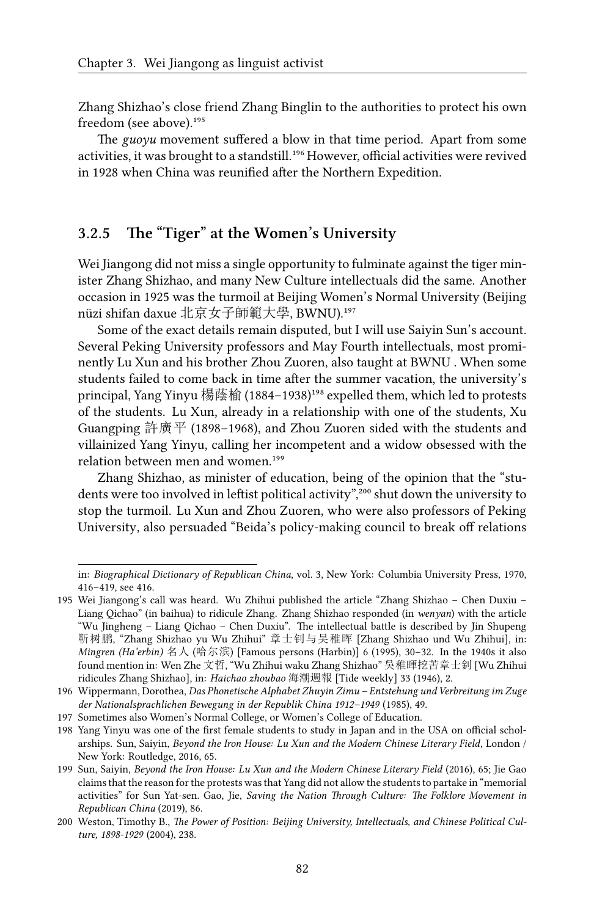Zhang Shizhao's close friend Zhang Binglin to the authorities to protect his own freedom (see above).[195]

The *guoyu* movement suffered a blow in that time period. Apart from some activities, it was brought to a standstill.[196] However, official activities were revived in 1928 when China was reunified after the Northern Expedition.

### 3.2.5 The "Tiger" at the Women's University

Wei Jiangong did not miss a single opportunity to fulminate against the tiger minister Zhang Shizhao, and many New Culture intellectuals did the same. Another occasion in 1925 was the turmoil at Beijing Women's Normal University (Beijing nüzi shifan daxue 北京女子師範大學, BWNU).[197]

Some of the exact details remain disputed, but I will use Saiyin Sun's account. Several Peking University professors and May Fourth intellectuals, most prominently Lu Xun and his brother Zhou Zuoren, also taught at BWNU . When some students failed to come back in time after the summer vacation, the university's principal, Yang Yinyu 楊蔭榆 (1884–1938)[198] expelled them, which led to protests of the students. Lu Xun, already in a relationship with one of the students, Xu Guangping 許廣平 (1898–1968), and Zhou Zuoren sided with the students and villainized Yang Yinyu, calling her incompetent and a widow obsessed with the relation between men and women.[199]

Zhang Shizhao, as minister of education, being of the opinion that the "students were too involved in leftist political activity",[200] shut down the university to stop the turmoil. Lu Xun and Zhou Zuoren, who were also professors of Peking University, also persuaded "Beida's policy-making council to break off relations

---

in: *Biographical Dictionary of Republican China*, vol. 3, New York: Columbia University Press, 1970, 416–419, see 416.

195 Wei Jiangong's call was heard. Wu Zhihui published the article "Zhang Shizhao – Chen Duxiu – Liang Qichao" (in baihua) to ridicule Zhang. Zhang Shizhao responded (in *wenyan*) with the article "Wu Jingheng – Liang Qichao – Chen Duxiu". The intellectual battle is described by Jin Shupeng 靳树鹏, "Zhang Shizhao yu Wu Zhihui" 章士钊与吴稚晖 [Zhang Shizhao und Wu Zhihui], in: *Mingren (Ha'erbin)* 名人 (哈尔滨) [Famous persons (Harbin)] 6 (1995), 30–32. In the 1940s it also found mention in: Wen Zhe 文哲, "Wu Zhihui waku Zhang Shizhao" 吳稚暉挖苦章士釗 [Wu Zhihui ridicules Zhang Shizhao], in: *Haichao zhoubao* 海潮週報 [Tide weekly] 33 (1946), 2.

196 Wippermann, Dorothea, *Das Phonetische Alphabet Zhuyin Zimu – Entstehung und Verbreitung im Zuge der Nationalsprachlichen Bewegung in der Republik China 1912–1949* (1985), 49.

197 Sometimes also Women's Normal College, or Women's College of Education.

198 Yang Yinyu was one of the first female students to study in Japan and in the USA on official scholarships. Sun, Saiyin, *Beyond the Iron House: Lu Xun and the Modern Chinese Literary Field*, London / New York: Routledge, 2016, 65.

199 Sun, Saiyin, *Beyond the Iron House: Lu Xun and the Modern Chinese Literary Field* (2016), 65; Jie Gao claims that the reason for the protests was that Yang did not allow the students to partake in "memorial activities" for Sun Yat-sen. Gao, Jie, *Saving the Nation Through Culture: The Folklore Movement in Republican China* (2019), 86.

200 Weston, Timothy B., *The Power of Position: Beijing University, Intellectuals, and Chinese Political Culture, 1898-1929* (2004), 238.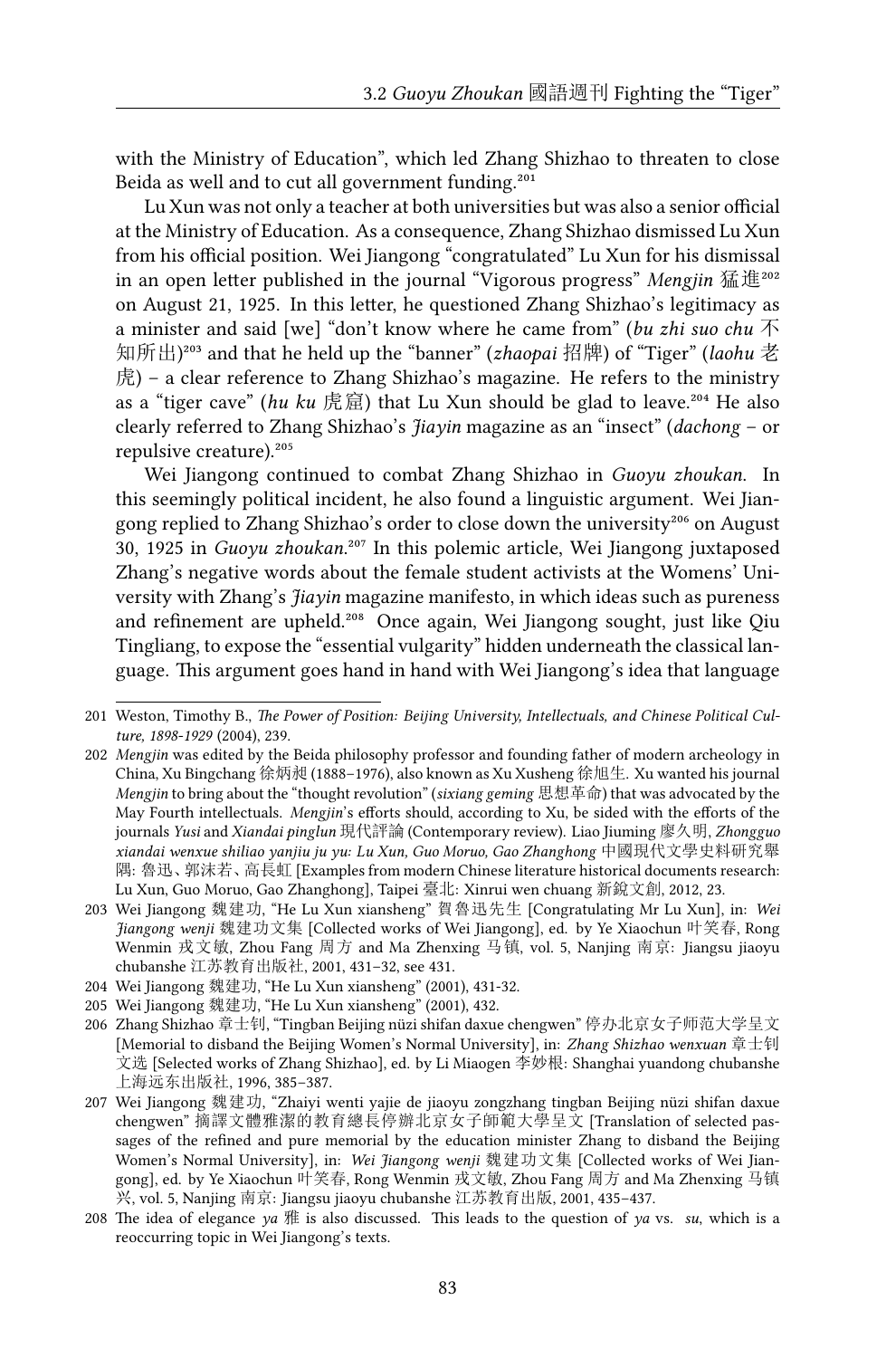with the Ministry of Education", which led Zhang Shizhao to threaten to close Beida as well and to cut all government funding.[201]

Lu Xun was not only a teacher at both universities but was also a senior official at the Ministry of Education. As a consequence, Zhang Shizhao dismissed Lu Xun from his official position. Wei Jiangong "congratulated" Lu Xun for his dismissal in an open letter published in the journal "Vigorous progress" *Mengjin* 猛進[202] on August 21, 1925. In this letter, he questioned Zhang Shizhao's legitimacy as a minister and said [we] "don't know where he came from" (*bu zhi suo chu* 不知所出)[203] and that he held up the "banner" (*zhaopai* 招牌) of "Tiger" (*laohu* 老虎) – a clear reference to Zhang Shizhao's magazine. He refers to the ministry as a "tiger cave" (*hu ku* 虎窟) that Lu Xun should be glad to leave.[204] He also clearly referred to Zhang Shizhao's *Jiayin* magazine as an "insect" (*dachong* – or repulsive creature).[205]

Wei Jiangong continued to combat Zhang Shizhao in *Guoyu zhoukan*. In this seemingly political incident, he also found a linguistic argument. Wei Jiangong replied to Zhang Shizhao's order to close down the university[206] on August 30, 1925 in *Guoyu zhoukan*.[207] In this polemic article, Wei Jiangong juxtaposed Zhang's negative words about the female student activists at the Womens' University with Zhang's *Jiayin* magazine manifesto, in which ideas such as pureness and refinement are upheld.[208] Once again, Wei Jiangong sought, just like Qiu Tingliang, to expose the "essential vulgarity" hidden underneath the classical language. This argument goes hand in hand with Wei Jiangong's idea that language

---

201 Weston, Timothy B., *The Power of Position: Beijing University, Intellectuals, and Chinese Political Culture, 1898-1929* (2004), 239.

202 *Mengjin* was edited by the Beida philosophy professor and founding father of modern archeology in China, Xu Bingchang 徐炳昶 (1888–1976), also known as Xu Xusheng 徐旭生. Xu wanted his journal *Mengjin* to bring about the "thought revolution" (*sixiang geming* 思想革命) that was advocated by the May Fourth intellectuals. *Mengjin*'s efforts should, according to Xu, be sided with the efforts of the journals *Yusi* and *Xiandai pinglun* 現代評論 (Contemporary review). Liao Jiuming 廖久明, *Zhongguo xiandai wenxue shiliao yanjiu ju yu: Lu Xun, Guo Moruo, Gao Zhanghong* 中國現代文學史料研究舉隅: 鲁迅、郭沫若、高長虹 [Examples from modern Chinese literature historical documents research: Lu Xun, Guo Moruo, Gao Zhanghong], Taipei 臺北: Xinrui wen chuang 新銳文創, 2012, 23.

203 Wei Jiangong 魏建功, "He Lu Xun xiansheng" 賀魯迅先生 [Congratulating Mr Lu Xun], in: *Wei Jiangong wenji* 魏建功文集 [Collected works of Wei Jiangong], ed. by Ye Xiaochun 叶笑春, Rong Wenmin 戎文敏, Zhou Fang 周方 and Ma Zhenxing 马镇, vol. 5, Nanjing 南京: Jiangsu jiaoyu chubanshe 江苏教育出版社, 2001, 431–32, see 431.

204 Wei Jiangong 魏建功, "He Lu Xun xiansheng" (2001), 431-32.

205 Wei Jiangong 魏建功, "He Lu Xun xiansheng" (2001), 432.

206 Zhang Shizhao 章士钊, "Tingban Beijing nüzi shifan daxue chengwen" 停办北京女子师范大学呈文 [Memorial to disband the Beijing Women's Normal University], in: *Zhang Shizhao wenxuan* 章士钊文选 [Selected works of Zhang Shizhao], ed. by Li Miaogen 李妙根: Shanghai yuandong chubanshe 上海远东出版社, 1996, 385–387.

207 Wei Jiangong 魏建功, "Zhaiyi wenti yajie de jiaoyu zongzhang tingban Beijing nüzi shifan daxue chengwen" 摘譯文體雅潔的教育總長停辦北京女子師範大學呈文 [Translation of selected passages of the refined and pure memorial by the education minister Zhang to disband the Beijing Women's Normal University], in: *Wei Jiangong wenji* 魏建功文集 [Collected works of Wei Jiangong], ed. by Ye Xiaochun 叶笑春, Rong Wenmin 戎文敏, Zhou Fang 周方 and Ma Zhenxing 马镇兴, vol. 5, Nanjing 南京: Jiangsu jiaoyu chubanshe 江苏教育出版, 2001, 435–437.

208 The idea of elegance *ya* 雅 is also discussed. This leads to the question of *ya* vs. *su*, which is a reoccurring topic in Wei Jiangong's texts.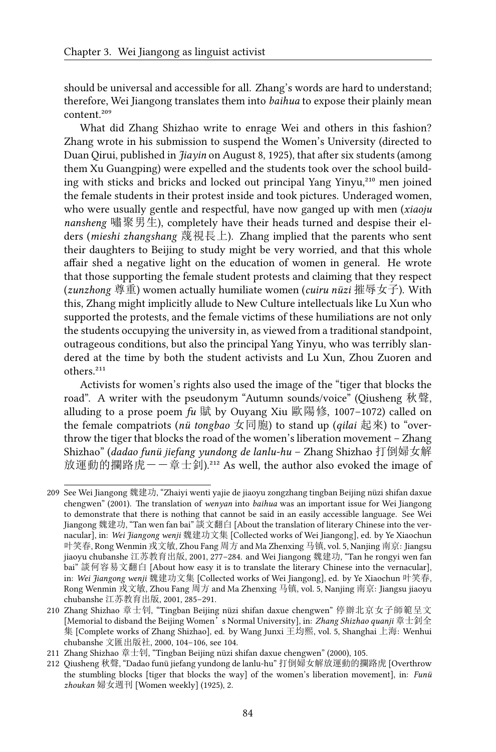should be universal and accessible for all. Zhang's words are hard to understand; therefore, Wei Jiangong translates them into *baihua* to expose their plainly mean content.[209]

What did Zhang Shizhao write to enrage Wei and others in this fashion? Zhang wrote in his submission to suspend the Women's University (directed to Duan Qirui, published in *Jiayin* on August 8, 1925), that after six students (among them Xu Guangping) were expelled and the students took over the school building with sticks and bricks and locked out principal Yang Yinyu,[210] men joined the female students in their protest inside and took pictures. Underaged women, who were usually gentle and respectful, have now ganged up with men (*xiaoju nansheng* 嘯聚男生), completely have their heads turned and despise their elders (*mieshi zhangshang* 蔑視長上). Zhang implied that the parents who sent their daughters to Beijing to study might be very worried, and that this whole affair shed a negative light on the education of women in general. He wrote that those supporting the female student protests and claiming that they respect (*zunzhong* 尊重) women actually humiliate women (*cuiru nüzi* 摧辱女子). With this, Zhang might implicitly allude to New Culture intellectuals like Lu Xun who supported the protests, and the female victims of these humiliations are not only the students occupying the university in, as viewed from a traditional standpoint, outrageous conditions, but also the principal Yang Yinyu, who was terribly slandered at the time by both the student activists and Lu Xun, Zhou Zuoren and others.[211]

Activists for women's rights also used the image of the "tiger that blocks the road". A writer with the pseudonym "Autumn sounds/voice" (Qiusheng 秋聲, alluding to a prose poem *fu* 賦 by Ouyang Xiu 歐陽修, 1007–1072) called on the female compatriots (*nü tongbao* 女同胞) to stand up (*qilai* 起來) to "overthrow the tiger that blocks the road of the women's liberation movement – Zhang Shizhao" (*dadao funü jiefang yundong de lanlu-hu* – Zhang Shizhao 打倒婦女解放運動的攔路虎——章士釗).[212] As well, the author also evoked the image of

---

209 See Wei Jiangong 魏建功, "Zhaiyi wenti yajie de jiaoyu zongzhang tingban Beijing nüzi shifan daxue chengwen" (2001). The translation of *wenyan* into *baihua* was an important issue for Wei Jiangong to demonstrate that there is nothing that cannot be said in an easily accessible language. See Wei Jiangong 魏建功, "Tan wen fan bai" 談文翻白 [About the translation of literary Chinese into the vernacular], in: *Wei Jiangong wenji* 魏建功文集 [Collected works of Wei Jiangong], ed. by Ye Xiaochun 叶笑春, Rong Wenmin 戎文敏, Zhou Fang 周方 and Ma Zhenxing 马镇, vol. 5, Nanjing 南京: Jiangsu jiaoyu chubanshe 江苏教育出版, 2001, 277–284. and Wei Jiangong 魏建功, "Tan he rongyi wen fan bai" 談何容易文翻白 [About how easy it is to translate the literary Chinese into the vernacular], in: *Wei Jiangong wenji* 魏建功文集 [Collected works of Wei Jiangong], ed. by Ye Xiaochun 叶笑春, Rong Wenmin 戎文敏, Zhou Fang 周方 and Ma Zhenxing 马镇, vol. 5, Nanjing 南京: Jiangsu jiaoyu chubanshe 江苏教育出版, 2001, 285–291.

210 Zhang Shizhao 章士钊, "Tingban Beijing nüzi shifan daxue chengwen" 停辦北京女子師範呈文 [Memorial to disband the Beijing Women's Normal University], in: *Zhang Shizhao quanji* 章士釗全集 [Complete works of Zhang Shizhao], ed. by Wang Junxi 王均熙, vol. 5, Shanghai 上海: Wenhui chubanshe 文匯出版社, 2000, 104–106, see 104.

211 Zhang Shizhao 章士钊, "Tingban Beijing nüzi shifan daxue chengwen" (2000), 105.

212 Qiusheng 秋聲, "Dadao funü jiefang yundong de lanlu-hu" 打倒婦女解放運動的攔路虎 [Overthrow the stumbling blocks [tiger that blocks the way] of the women's liberation movement], in: *Funü zhoukan* 婦女週刊 [Women weekly] (1925), 2.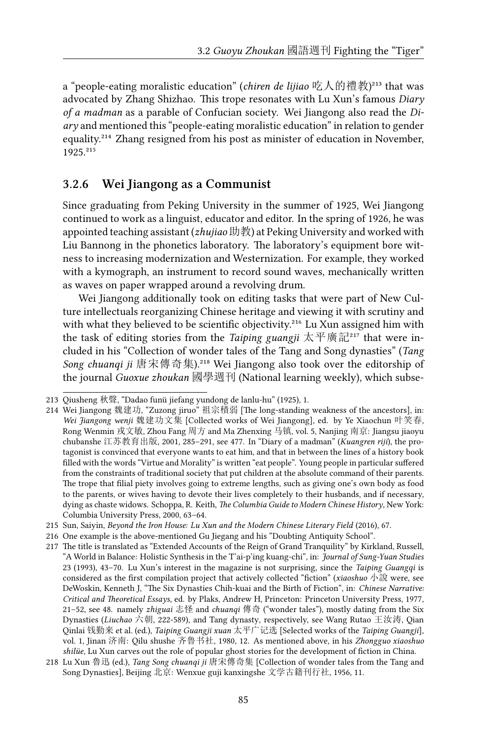a "people-eating moralistic education" (*chiren de lijiao* 吃人的禮教)[213] that was advocated by Zhang Shizhao. This trope resonates with Lu Xun's famous *Diary of a madman* as a parable of Confucian society. Wei Jiangong also read the *Diary* and mentioned this "people-eating moralistic education" in relation to gender equality.[214] Zhang resigned from his post as minister of education in November, 1925.[215]

### 3.2.6 Wei Jiangong as a Communist

Since graduating from Peking University in the summer of 1925, Wei Jiangong continued to work as a linguist, educator and editor. In the spring of 1926, he was appointed teaching assistant (*zhujiao* 助教) at Peking University and worked with Liu Bannong in the phonetics laboratory. The laboratory's equipment bore witness to increasing modernization and Westernization. For example, they worked with a kymograph, an instrument to record sound waves, mechanically written as waves on paper wrapped around a revolving drum.

Wei Jiangong additionally took on editing tasks that were part of New Culture intellectuals reorganizing Chinese heritage and viewing it with scrutiny and with what they believed to be scientific objectivity.[216] Lu Xun assigned him with the task of editing stories from the *Taiping guangji* 太平廣記[217] that were included in his "Collection of wonder tales of the Tang and Song dynasties" (*Tang Song chuanqi ji* 唐宋傳奇集).[218] Wei Jiangong also took over the editorship of the journal *Guoxue zhoukan* 國學週刊 (National learning weekly), which subse-

---

213 Qiusheng 秋聲, "Dadao funü jiefang yundong de lanlu-hu" (1925), 1.

214 Wei Jiangong 魏建功, "Zuzong jiruo" 祖宗積弱 [The long-standing weakness of the ancestors], in: *Wei Jiangong wenji* 魏建功文集 [Collected works of Wei Jiangong], ed. by Ye Xiaochun 叶笑春, Rong Wenmin 戎文敏, Zhou Fang 周方 and Ma Zhenxing 马镇, vol. 5, Nanjing 南京: Jiangsu jiaoyu chubanshe 江苏教育出版, 2001, 285–291, see 477. In "Diary of a madman" (*Kuangren riji*), the protagonist is convinced that everyone wants to eat him, and that in between the lines of a history book filled with the words "Virtue and Morality" is written "eat people". Young people in particular suffered from the constraints of traditional society that put children at the absolute command of their parents. The trope that filial piety involves going to extreme lengths, such as giving one's own body as food to the parents, or wives having to devote their lives completely to their husbands, and if necessary, dying as chaste widows. Schoppa, R. Keith, *The Columbia Guide to Modern Chinese History*, New York: Columbia University Press, 2000, 63–64.

215 Sun, Saiyin, *Beyond the Iron House: Lu Xun and the Modern Chinese Literary Field* (2016), 67.

216 One example is the above-mentioned Gu Jiegang and his "Doubting Antiquity School".

217 The title is translated as "Extended Accounts of the Reign of Grand Tranquility" by Kirkland, Russell, "A World in Balance: Holistic Synthesis in the T'ai-p'ing kuang-chi", in: *Journal of Sung-Yuan Studies* 23 (1993), 43–70. Lu Xun's interest in the magazine is not surprising, since the *Taiping Guangqi* is considered as the first compilation project that actively collected "fiction" (*xiaoshuo* 小說 were, see DeWoskin, Kenneth J, "The Six Dynasties Chih-kuai and the Birth of Fiction", in: *Chinese Narrative: Critical and Theoretical Essays*, ed. by Plaks, Andrew H, Princeton: Princeton University Press, 1977, 21–52, see 48. namely *zhiguai* 志怪 and *chuanqi* 傳奇 ("wonder tales"), mostly dating from the Six Dynasties (*Liuchao* 六朝, 222-589), and Tang dynasty, respectively, see Wang Rutao 王汝涛, Qian Qinlai 钱勤来 et al. (ed.), *Taiping Guangji xuan* 太平广记选 [Selected works of the *Taiping Guangji*], vol. 1, Jinan 济南: Qilu shushe 齐鲁书社, 1980, 12. As mentioned above, in his *Zhongguo xiaoshuo shilüe*, Lu Xun carves out the role of popular ghost stories for the development of fiction in China.

218 Lu Xun 魯迅 (ed.), *Tang Song chuanqi ji* 唐宋傳奇集 [Collection of wonder tales from the Tang and Song Dynasties], Beijing 北京: Wenxue guji kanxingshe 文学古籍刊行社, 1956, 11.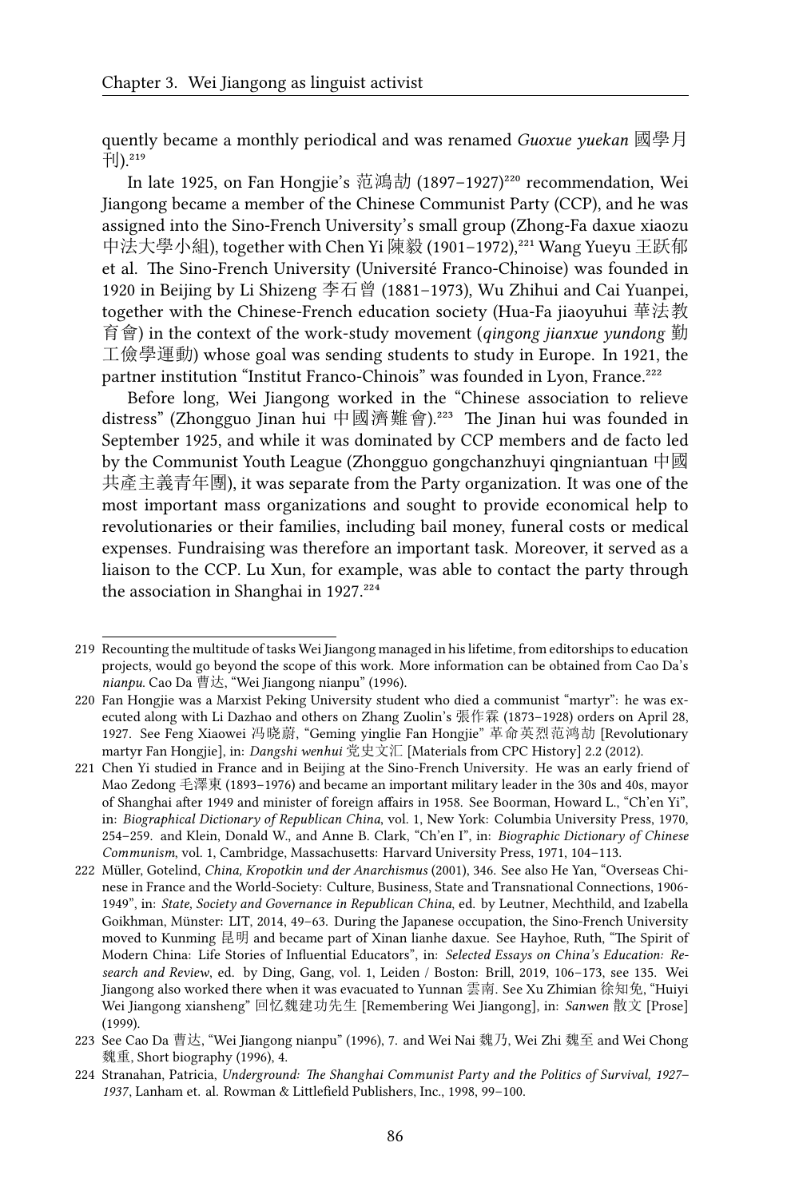quently became a monthly periodical and was renamed *Guoxue yuekan* 國學月刊).[219]

In late 1925, on Fan Hongjie's 范鴻劼 (1897–1927)[220] recommendation, Wei Jiangong became a member of the Chinese Communist Party (CCP), and he was assigned into the Sino-French University's small group (Zhong-Fa daxue xiaozu 中法大學小組), together with Chen Yi 陳毅 (1901–1972),[221] Wang Yueyu 王跃郁 et al. The Sino-French University (Université Franco-Chinoise) was founded in 1920 in Beijing by Li Shizeng 李石曾 (1881–1973), Wu Zhihui and Cai Yuanpei, together with the Chinese-French education society (Hua-Fa jiaoyuhui 華法教育會) in the context of the work-study movement (*qingong jianxue yundong* 勤工儉學運動) whose goal was sending students to study in Europe. In 1921, the partner institution "Institut Franco-Chinois" was founded in Lyon, France.[222]

Before long, Wei Jiangong worked in the "Chinese association to relieve distress" (Zhongguo Jinan hui 中國濟難會).[223] The Jinan hui was founded in September 1925, and while it was dominated by CCP members and de facto led by the Communist Youth League (Zhongguo gongchanzhuyi qingniantuan 中國共產主義青年團), it was separate from the Party organization. It was one of the most important mass organizations and sought to provide economical help to revolutionaries or their families, including bail money, funeral costs or medical expenses. Fundraising was therefore an important task. Moreover, it served as a liaison to the CCP. Lu Xun, for example, was able to contact the party through the association in Shanghai in 1927.[224]

---

219 Recounting the multitude of tasks Wei Jiangong managed in his lifetime, from editorships to education projects, would go beyond the scope of this work. More information can be obtained from Cao Da's *nianpu*. Cao Da 曹达, "Wei Jiangong nianpu" (1996).

220 Fan Hongjie was a Marxist Peking University student who died a communist "martyr": he was executed along with Li Dazhao and others on Zhang Zuolin's 張作霖 (1873–1928) orders on April 28, 1927. See Feng Xiaowei 冯晓蔚, "Geming yinglie Fan Hongjie" 革命英烈范鸿劼 [Revolutionary martyr Fan Hongjie], in: *Dangshi wenhui* 党史文汇 [Materials from CPC History] 2.2 (2012).

221 Chen Yi studied in France and in Beijing at the Sino-French University. He was an early friend of Mao Zedong 毛澤東 (1893–1976) and became an important military leader in the 30s and 40s, mayor of Shanghai after 1949 and minister of foreign affairs in 1958. See Boorman, Howard L., "Ch'en Yi", in: *Biographical Dictionary of Republican China*, vol. 1, New York: Columbia University Press, 1970, 254–259. and Klein, Donald W., and Anne B. Clark, "Ch'en I", in: *Biographic Dictionary of Chinese Communism*, vol. 1, Cambridge, Massachusetts: Harvard University Press, 1971, 104–113.

222 Müller, Gotelind, *China, Kropotkin und der Anarchismus* (2001), 346. See also He Yan, "Overseas Chinese in France and the World-Society: Culture, Business, State and Transnational Connections, 1906-1949", in: *State, Society and Governance in Republican China*, ed. by Leutner, Mechthild, and Izabella Goikhman, Münster: LIT, 2014, 49–63. During the Japanese occupation, the Sino-French University moved to Kunming 昆明 and became part of Xinan lianhe daxue. See Hayhoe, Ruth, "The Spirit of Modern China: Life Stories of Influential Educators", in: *Selected Essays on China's Education: Research and Review*, ed. by Ding, Gang, vol. 1, Leiden / Boston: Brill, 2019, 106–173, see 135. Wei Jiangong also worked there when it was evacuated to Yunnan 雲南. See Xu Zhimian 徐知免, "Huiyi Wei Jiangong xiansheng" 回忆魏建功先生 [Remembering Wei Jiangong], in: *Sanwen* 散文 [Prose] (1999).

223 See Cao Da 曹达, "Wei Jiangong nianpu" (1996), 7. and Wei Nai 魏乃, Wei Zhi 魏至 and Wei Chong 魏重, Short biography (1996), 4.

224 Stranahan, Patricia, *Underground: The Shanghai Communist Party and the Politics of Survival, 1927–1937*, Lanham et. al. Rowman & Littlefield Publishers, Inc., 1998, 99–100.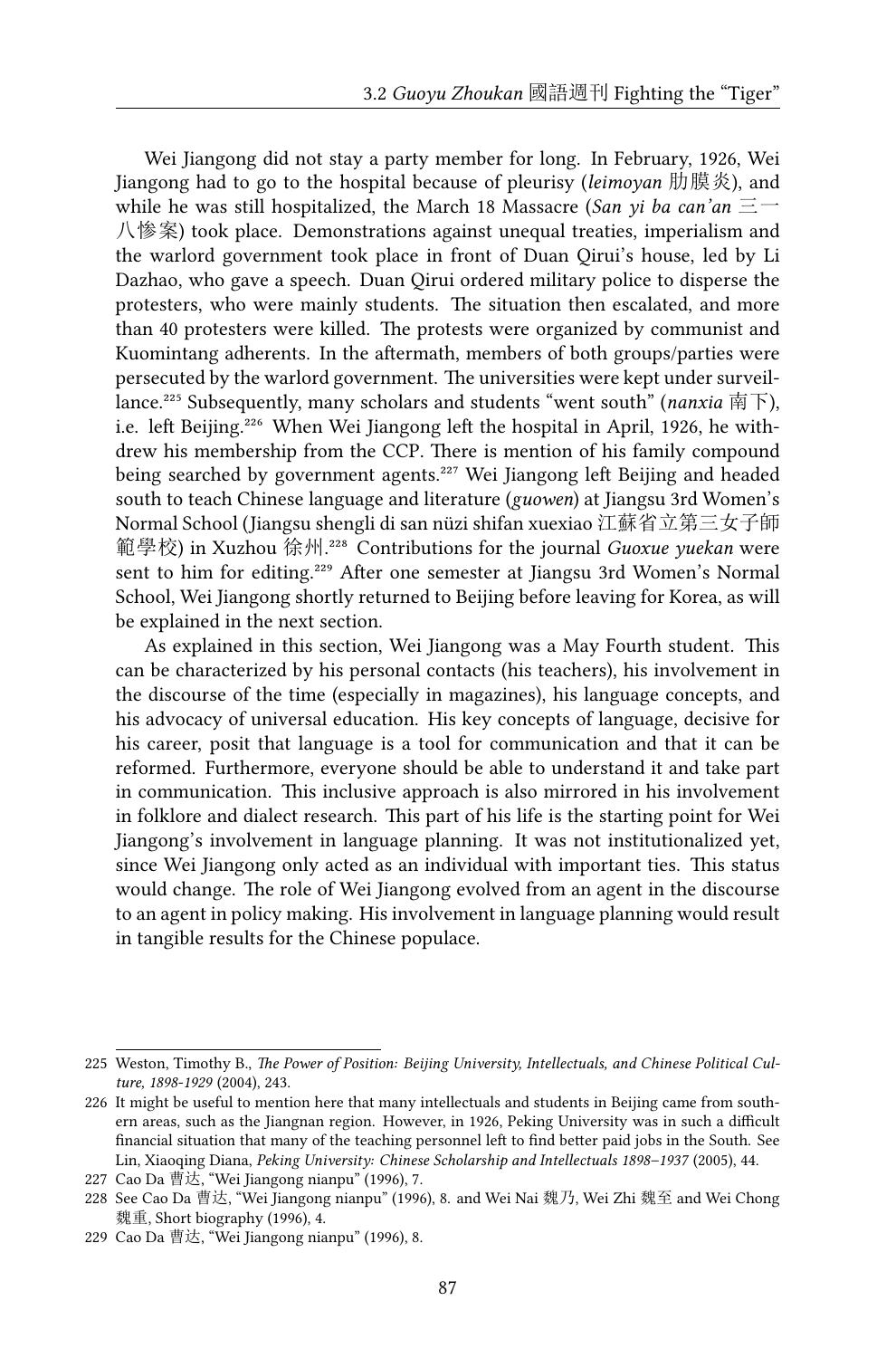Wei Jiangong did not stay a party member for long. In February, 1926, Wei Jiangong had to go to the hospital because of pleurisy (*leimoyan* 肋膜炎), and while he was still hospitalized, the March 18 Massacre (*San yi ba can'an* 三一八惨案) took place. Demonstrations against unequal treaties, imperialism and the warlord government took place in front of Duan Qirui's house, led by Li Dazhao, who gave a speech. Duan Qirui ordered military police to disperse the protesters, who were mainly students. The situation then escalated, and more than 40 protesters were killed. The protests were organized by communist and Kuomintang adherents. In the aftermath, members of both groups/parties were persecuted by the warlord government. The universities were kept under surveillance.[225] Subsequently, many scholars and students "went south" (*nanxia* 南下), i.e. left Beijing.[226] When Wei Jiangong left the hospital in April, 1926, he withdrew his membership from the CCP. There is mention of his family compound being searched by government agents.[227] Wei Jiangong left Beijing and headed south to teach Chinese language and literature (*guowen*) at Jiangsu 3rd Women's Normal School (Jiangsu shengli di san nüzi shifan xuexiao 江蘇省立第三女子師範學校) in Xuzhou 徐州.[228] Contributions for the journal *Guoxue yuekan* were sent to him for editing.[229] After one semester at Jiangsu 3rd Women's Normal School, Wei Jiangong shortly returned to Beijing before leaving for Korea, as will be explained in the next section.

As explained in this section, Wei Jiangong was a May Fourth student. This can be characterized by his personal contacts (his teachers), his involvement in the discourse of the time (especially in magazines), his language concepts, and his advocacy of universal education. His key concepts of language, decisive for his career, posit that language is a tool for communication and that it can be reformed. Furthermore, everyone should be able to understand it and take part in communication. This inclusive approach is also mirrored in his involvement in folklore and dialect research. This part of his life is the starting point for Wei Jiangong's involvement in language planning. It was not institutionalized yet, since Wei Jiangong only acted as an individual with important ties. This status would change. The role of Wei Jiangong evolved from an agent in the discourse to an agent in policy making. His involvement in language planning would result in tangible results for the Chinese populace.

---

225 Weston, Timothy B., *The Power of Position: Beijing University, Intellectuals, and Chinese Political Culture, 1898-1929* (2004), 243.

226 It might be useful to mention here that many intellectuals and students in Beijing came from southern areas, such as the Jiangnan region. However, in 1926, Peking University was in such a difficult financial situation that many of the teaching personnel left to find better paid jobs in the South. See Lin, Xiaoqing Diana, *Peking University: Chinese Scholarship and Intellectuals 1898–1937* (2005), 44.

227 Cao Da 曹达, "Wei Jiangong nianpu" (1996), 7.

228 See Cao Da 曹达, "Wei Jiangong nianpu" (1996), 8. and Wei Nai 魏乃, Wei Zhi 魏至 and Wei Chong 魏重, Short biography (1996), 4.

229 Cao Da 曹达, "Wei Jiangong nianpu" (1996), 8.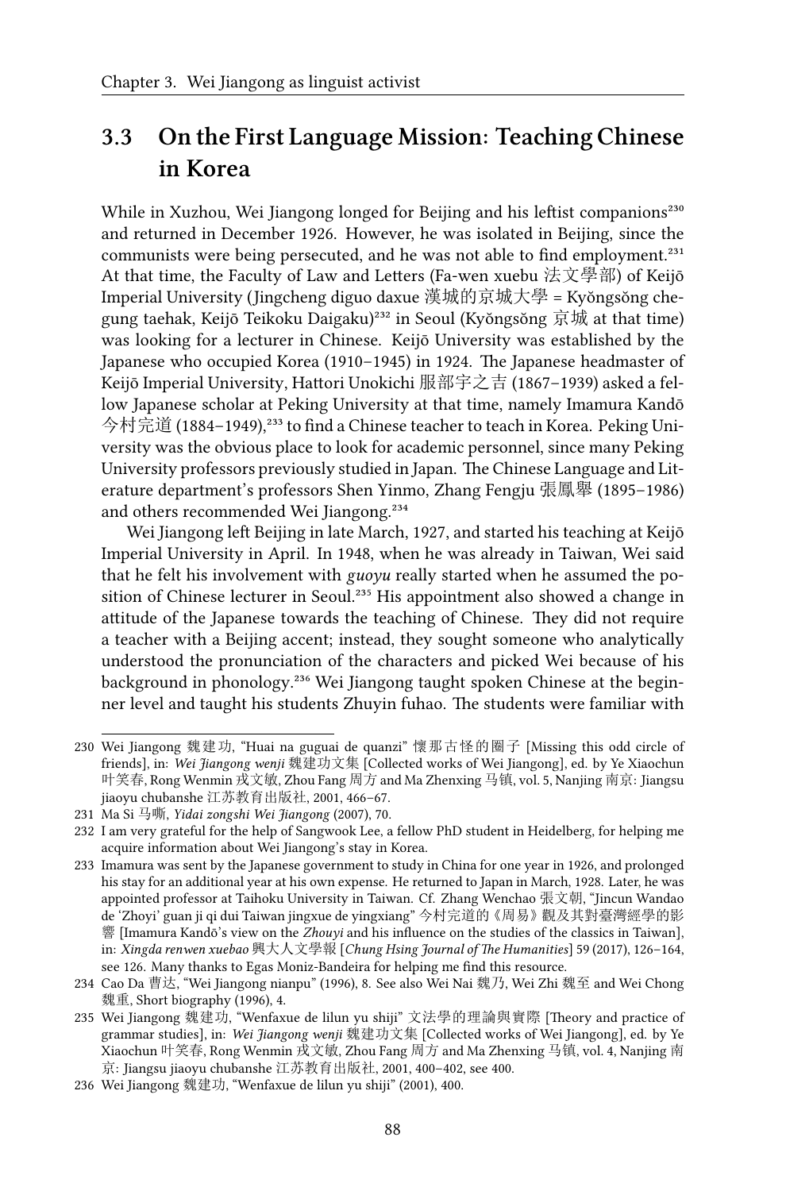## 3.3 On the First Language Mission: Teaching Chinese in Korea

While in Xuzhou, Wei Jiangong longed for Beijing and his leftist companions[230] and returned in December 1926. However, he was isolated in Beijing, since the communists were being persecuted, and he was not able to find employment.[231] At that time, the Faculty of Law and Letters (Fa-wen xuebu 法文學部) of Keijō Imperial University (Jingcheng diguo daxue 漢城的京城大學 = Kyŏngsŏng chegung taehak, Keijō Teikoku Daigaku)[232] in Seoul (Kyŏngsŏng 京城 at that time) was looking for a lecturer in Chinese. Keijō University was established by the Japanese who occupied Korea (1910–1945) in 1924. The Japanese headmaster of Keijō Imperial University, Hattori Unokichi 服部宇之吉 (1867–1939) asked a fellow Japanese scholar at Peking University at that time, namely Imamura Kandō 今村完道 (1884–1949),[233] to find a Chinese teacher to teach in Korea. Peking University was the obvious place to look for academic personnel, since many Peking University professors previously studied in Japan. The Chinese Language and Literature department's professors Shen Yinmo, Zhang Fengju 張鳳舉 (1895–1986) and others recommended Wei Jiangong.[234]

Wei Jiangong left Beijing in late March, 1927, and started his teaching at Keijō Imperial University in April. In 1948, when he was already in Taiwan, Wei said that he felt his involvement with *guoyu* really started when he assumed the position of Chinese lecturer in Seoul.[235] His appointment also showed a change in attitude of the Japanese towards the teaching of Chinese. They did not require a teacher with a Beijing accent; instead, they sought someone who analytically understood the pronunciation of the characters and picked Wei because of his background in phonology.[236] Wei Jiangong taught spoken Chinese at the beginner level and taught his students Zhuyin fuhao. The students were familiar with

---

230 Wei Jiangong 魏建功, "Huai na guguai de quanzi" 懷那古怪的圈子 [Missing this odd circle of friends], in: *Wei Jiangong wenji* 魏建功文集 [Collected works of Wei Jiangong], ed. by Ye Xiaochun 叶笑春, Rong Wenmin 戎文敏, Zhou Fang 周方 and Ma Zhenxing 马镇, vol. 5, Nanjing 南京: Jiangsu jiaoyu chubanshe 江苏教育出版社, 2001, 466–67.

231 Ma Si 马嘶, *Yidai zongshi Wei Jiangong* (2007), 70.

232 I am very grateful for the help of Sangwook Lee, a fellow PhD student in Heidelberg, for helping me acquire information about Wei Jiangong's stay in Korea.

233 Imamura was sent by the Japanese government to study in China for one year in 1926, and prolonged his stay for an additional year at his own expense. He returned to Japan in March, 1928. Later, he was appointed professor at Taihoku University in Taiwan. Cf. Zhang Wenchao 張文朝, "Jincun Wandao de 'Zhoyi' guan ji qi dui Taiwan jingxue de yingxiang" 今村完道的《周易》觀及其對臺灣經學的影響 [Imamura Kandō's view on the *Zhouyi* and his influence on the studies of the classics in Taiwan], in: *Xingda renwen xuebao* 興大人文學報 [*Chung Hsing Journal of The Humanities*] 59 (2017), 126–164, see 126. Many thanks to Egas Moniz-Bandeira for helping me find this resource.

234 Cao Da 曹达, "Wei Jiangong nianpu" (1996), 8. See also Wei Nai 魏乃, Wei Zhi 魏至 and Wei Chong 魏重, Short biography (1996), 4.

235 Wei Jiangong 魏建功, "Wenfaxue de lilun yu shiji" 文法學的理論與實際 [Theory and practice of grammar studies], in: *Wei Jiangong wenji* 魏建功文集 [Collected works of Wei Jiangong], ed. by Ye Xiaochun 叶笑春, Rong Wenmin 戎文敏, Zhou Fang 周方 and Ma Zhenxing 马镇, vol. 4, Nanjing 南京: Jiangsu jiaoyu chubanshe 江苏教育出版社, 2001, 400–402, see 400.

236 Wei Jiangong 魏建功, "Wenfaxue de lilun yu shiji" (2001), 400.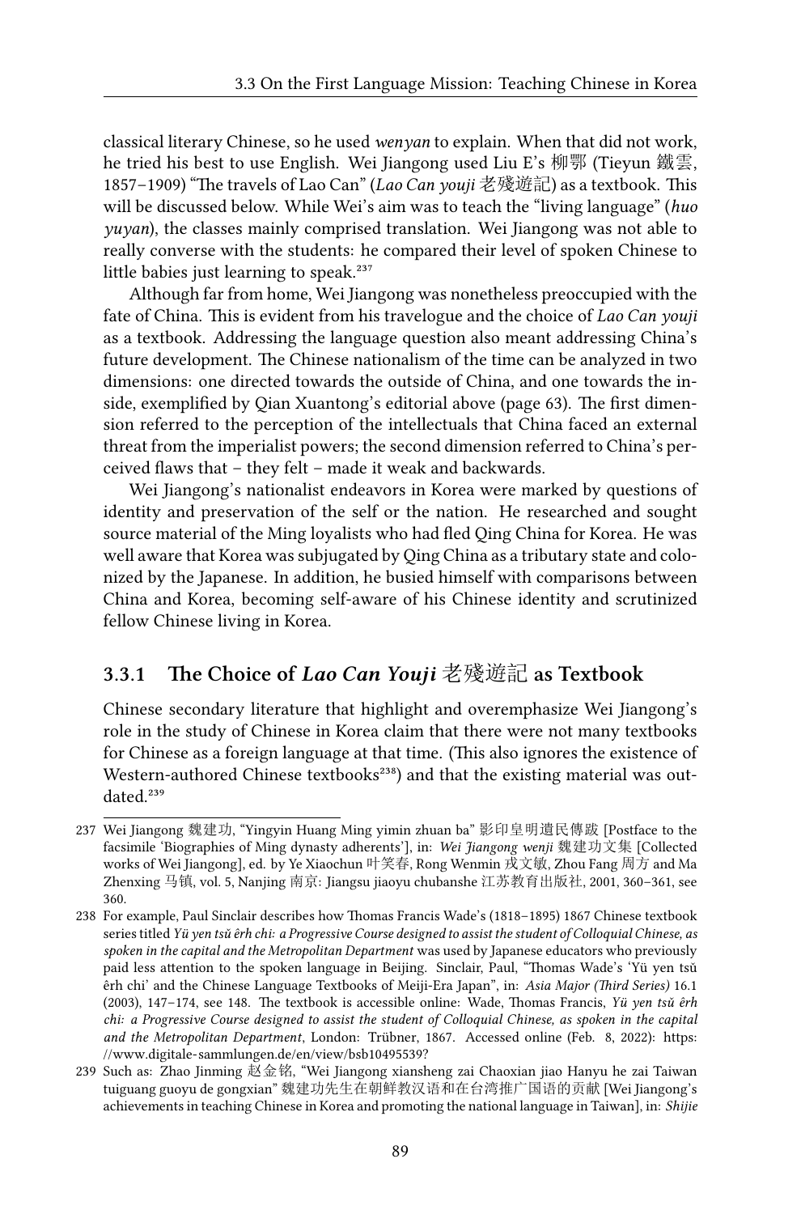classical literary Chinese, so he used *wenyan* to explain. When that did not work, he tried his best to use English. Wei Jiangong used Liu E's 柳鄂 (Tieyun 鐵雲, 1857–1909) "The travels of Lao Can" (*Lao Can youji* 老殘遊記) as a textbook. This will be discussed below. While Wei's aim was to teach the "living language" (*huo yuyan*), the classes mainly comprised translation. Wei Jiangong was not able to really converse with the students: he compared their level of spoken Chinese to little babies just learning to speak.[237]

Although far from home, Wei Jiangong was nonetheless preoccupied with the fate of China. This is evident from his travelogue and the choice of *Lao Can youji* as a textbook. Addressing the language question also meant addressing China's future development. The Chinese nationalism of the time can be analyzed in two dimensions: one directed towards the outside of China, and one towards the inside, exemplified by Qian Xuantong's editorial above (page 63). The first dimension referred to the perception of the intellectuals that China faced an external threat from the imperialist powers; the second dimension referred to China's perceived flaws that – they felt – made it weak and backwards.

Wei Jiangong's nationalist endeavors in Korea were marked by questions of identity and preservation of the self or the nation. He researched and sought source material of the Ming loyalists who had fled Qing China for Korea. He was well aware that Korea was subjugated by Qing China as a tributary state and colonized by the Japanese. In addition, he busied himself with comparisons between China and Korea, becoming self-aware of his Chinese identity and scrutinized fellow Chinese living in Korea.

### 3.3.1 The Choice of *Lao Can Youji* 老殘遊記 as Textbook

Chinese secondary literature that highlight and overemphasize Wei Jiangong's role in the study of Chinese in Korea claim that there were not many textbooks for Chinese as a foreign language at that time. (This also ignores the existence of Western-authored Chinese textbooks[238]) and that the existing material was outdated.[239]

---

237 Wei Jiangong 魏建功, "Yingyin Huang Ming yimin zhuan ba" 影印皇明遺民傳跋 [Postface to the facsimile 'Biographies of Ming dynasty adherents'], in: *Wei Jiangong wenji* 魏建功文集 [Collected works of Wei Jiangong], ed. by Ye Xiaochun 叶笑春, Rong Wenmin 戎文敏, Zhou Fang 周方 and Ma Zhenxing 马镇, vol. 5, Nanjing 南京: Jiangsu jiaoyu chubanshe 江苏教育出版社, 2001, 360–361, see 360.

238 For example, Paul Sinclair describes how Thomas Francis Wade's (1818–1895) 1867 Chinese textbook series titled *Yü yen tsŭ êrh chi: a Progressive Course designed to assist the student of Colloquial Chinese, as spoken in the capital and the Metropolitan Department* was used by Japanese educators who previously paid less attention to the spoken language in Beijing. Sinclair, Paul, "Thomas Wade's 'Yü yen tsŭ êrh chi' and the Chinese Language Textbooks of Meiji-Era Japan", in: *Asia Major (Third Series)* 16.1 (2003), 147–174, see 148. The textbook is accessible online: Wade, Thomas Francis, *Yü yen tsŭ êrh chi: a Progressive Course designed to assist the student of Colloquial Chinese, as spoken in the capital and the Metropolitan Department*, London: Trübner, 1867. Accessed online (Feb. 8, 2022): https://www.digitale-sammlungen.de/en/view/bsb10495539?

239 Such as: Zhao Jinming 赵金铭, "Wei Jiangong xiansheng zai Chaoxian jiao Hanyu he zai Taiwan tuiguang guoyu de gongxian" 魏建功先生在朝鲜教汉语和在台湾推广国语的贡献 [Wei Jiangong's achievements in teaching Chinese in Korea and promoting the national language in Taiwan], in: *Shijie*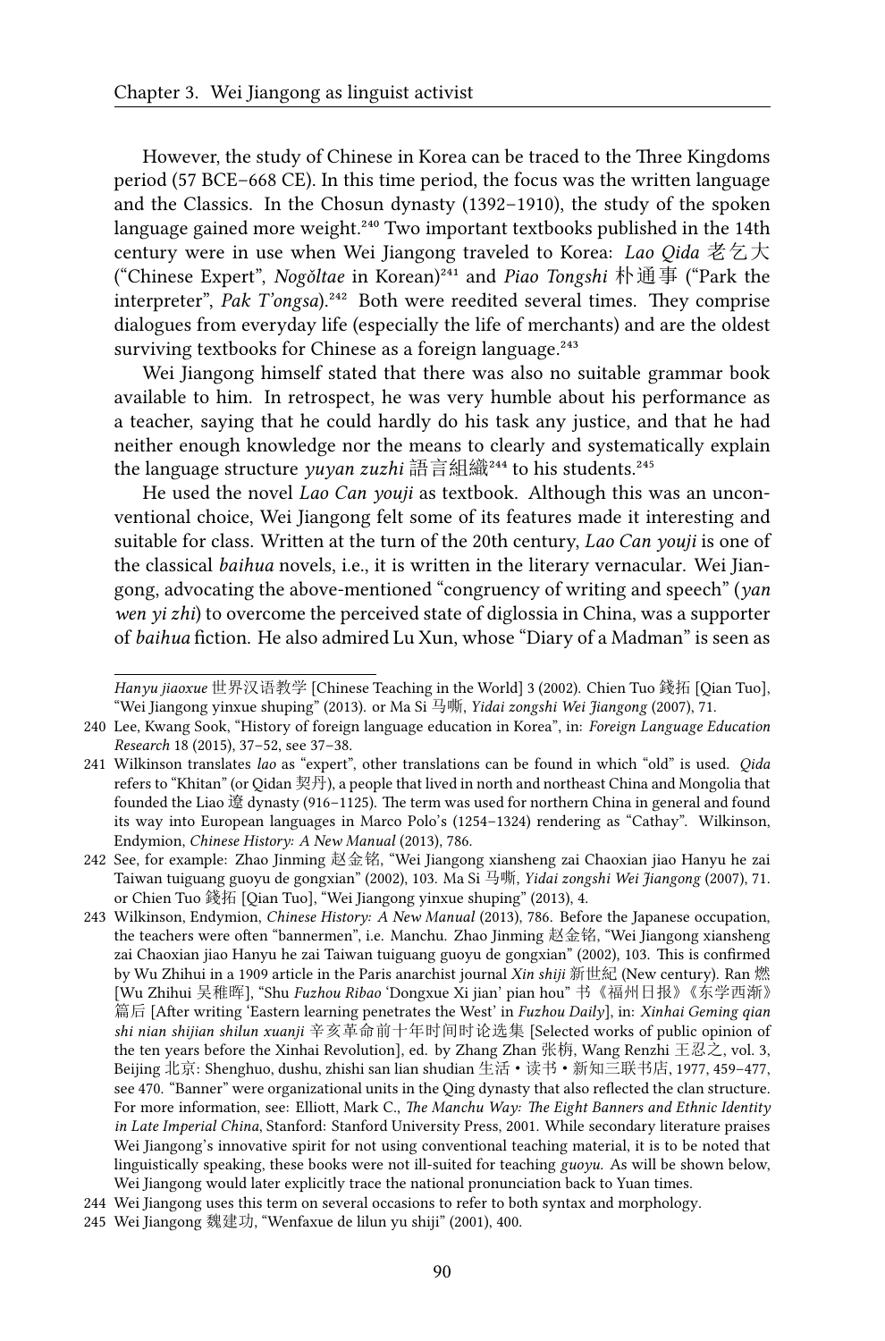However, the study of Chinese in Korea can be traced to the Three Kingdoms period (57 BCE–668 CE). In this time period, the focus was the written language and the Classics. In the Chosun dynasty (1392–1910), the study of the spoken language gained more weight.[240] Two important textbooks published in the 14th century were in use when Wei Jiangong traveled to Korea: *Lao Qida* 老乞大 ("Chinese Expert", *Nogŏltae* in Korean)[241] and *Piao Tongshi* 朴通事 ("Park the interpreter", *Pak T'ongsa*).[242] Both were reedited several times. They comprise dialogues from everyday life (especially the life of merchants) and are the oldest surviving textbooks for Chinese as a foreign language.[243]

Wei Jiangong himself stated that there was also no suitable grammar book available to him. In retrospect, he was very humble about his performance as a teacher, saying that he could hardly do his task any justice, and that he had neither enough knowledge nor the means to clearly and systematically explain the language structure *yuyan zuzhi* 語言組織[244] to his students.[245]

He used the novel *Lao Can youji* as textbook. Although this was an unconventional choice, Wei Jiangong felt some of its features made it interesting and suitable for class. Written at the turn of the 20th century, *Lao Can youji* is one of the classical *baihua* novels, i.e., it is written in the literary vernacular. Wei Jiangong, advocating the above-mentioned "congruency of writing and speech" (*yan wen yi zhi*) to overcome the perceived state of diglossia in China, was a supporter of *baihua* fiction. He also admired Lu Xun, whose "Diary of a Madman" is seen as

---

*Hanyu jiaoxue* 世界汉语教学 [Chinese Teaching in the World] 3 (2002). Chien Tuo 錢拓 [Qian Tuo], "Wei Jiangong yinxue shuping" (2013). or Ma Si 马嘶, *Yidai zongshi Wei Jiangong* (2007), 71.

240 Lee, Kwang Sook, "History of foreign language education in Korea", in: *Foreign Language Education Research* 18 (2015), 37–52, see 37–38.

241 Wilkinson translates *lao* as "expert", other translations can be found in which "old" is used. *Qida* refers to "Khitan" (or Qidan 契丹), a people that lived in north and northeast China and Mongolia that founded the Liao 遼 dynasty (916–1125). The term was used for northern China in general and found its way into European languages in Marco Polo's (1254–1324) rendering as "Cathay". Wilkinson, Endymion, *Chinese History: A New Manual* (2013), 786.

242 See, for example: Zhao Jinming 赵金铭, "Wei Jiangong xiansheng zai Chaoxian jiao Hanyu he zai Taiwan tuiguang guoyu de gongxian" (2002), 103. Ma Si 马嘶, *Yidai zongshi Wei Jiangong* (2007), 71. or Chien Tuo 錢拓 [Qian Tuo], "Wei Jiangong yinxue shuping" (2013), 4.

243 Wilkinson, Endymion, *Chinese History: A New Manual* (2013), 786. Before the Japanese occupation, the teachers were often "bannermen", i.e. Manchu. Zhao Jinming 赵金铭, "Wei Jiangong xiansheng zai Chaoxian jiao Hanyu he zai Taiwan tuiguang guoyu de gongxian" (2002), 103. This is confirmed by Wu Zhihui in a 1909 article in the Paris anarchist journal *Xin shiji* 新世紀 (New century). Ran 燃 [Wu Zhihui 吴稚晖], "Shu *Fuzhou Ribao* 'Dongxue Xi jian' pian hou" 书《福州日报》《东学西渐》篇后 [After writing 'Eastern learning penetrates the West' in *Fuzhou Daily*], in: *Xinhai Geming qian shi nian shijian shilun xuanji* 辛亥革命前十年时间时论选集 [Selected works of public opinion of the ten years before the Xinhai Revolution], ed. by Zhang Zhan 张枬, Wang Renzhi 王忍之, vol. 3, Beijing 北京: Shenghuo, dushu, zhishi san lian shudian 生活・读书・新知三联书店, 1977, 459–477, see 470. "Banner" were organizational units in the Qing dynasty that also reflected the clan structure. For more information, see: Elliott, Mark C., *The Manchu Way: The Eight Banners and Ethnic Identity in Late Imperial China*, Stanford: Stanford University Press, 2001. While secondary literature praises Wei Jiangong's innovative spirit for not using conventional teaching material, it is to be noted that linguistically speaking, these books were not ill-suited for teaching *guoyu*. As will be shown below, Wei Jiangong would later explicitly trace the national pronunciation back to Yuan times.

244 Wei Jiangong uses this term on several occasions to refer to both syntax and morphology.

245 Wei Jiangong 魏建功, "Wenfaxue de lilun yu shiji" (2001), 400.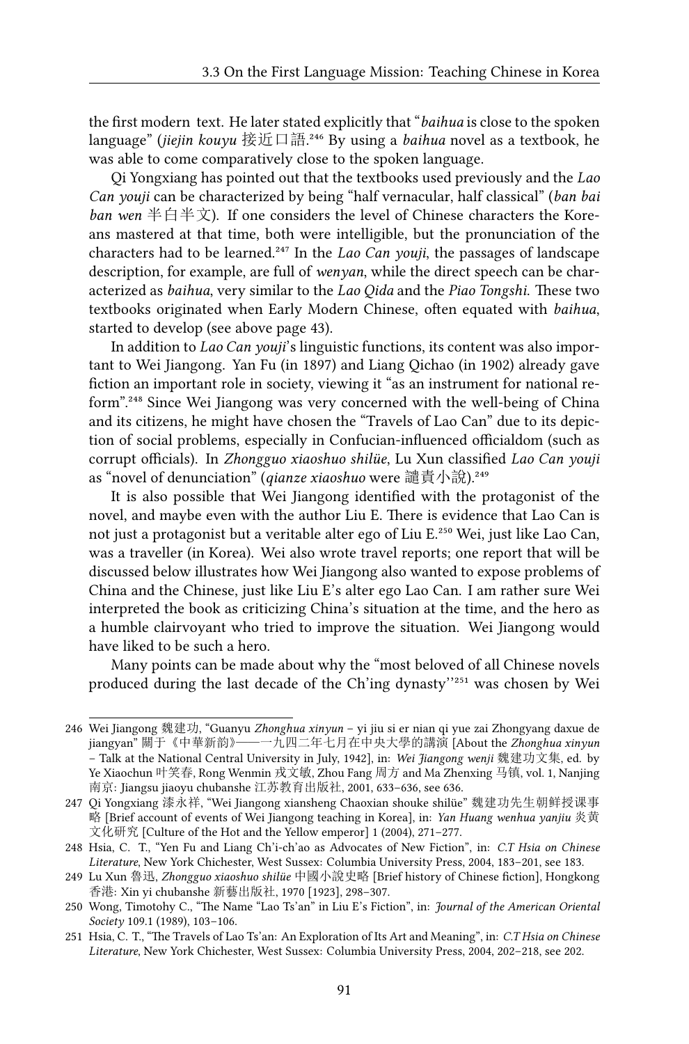the first modern text. He later stated explicitly that "*baihua* is close to the spoken language" (*jiejin kouyu* 接近口語.[246] By using a *baihua* novel as a textbook, he was able to come comparatively close to the spoken language.

Qi Yongxiang has pointed out that the textbooks used previously and the *Lao Can youji* can be characterized by being "half vernacular, half classical" (*ban bai ban wen* 半白半文). If one considers the level of Chinese characters the Koreans mastered at that time, both were intelligible, but the pronunciation of the characters had to be learned.[247] In the *Lao Can youji*, the passages of landscape description, for example, are full of *wenyan*, while the direct speech can be characterized as *baihua*, very similar to the *Lao Qida* and the *Piao Tongshi*. These two textbooks originated when Early Modern Chinese, often equated with *baihua*, started to develop (see above page 43).

In addition to *Lao Can youji*'s linguistic functions, its content was also important to Wei Jiangong. Yan Fu (in 1897) and Liang Qichao (in 1902) already gave fiction an important role in society, viewing it "as an instrument for national reform".[248] Since Wei Jiangong was very concerned with the well-being of China and its citizens, he might have chosen the "Travels of Lao Can" due to its depiction of social problems, especially in Confucian-influenced officialdom (such as corrupt officials). In *Zhongguo xiaoshuo shilüe*, Lu Xun classified *Lao Can youji* as "novel of denunciation" (*qianze xiaoshuo* were 譴責小說).[249]

It is also possible that Wei Jiangong identified with the protagonist of the novel, and maybe even with the author Liu E. There is evidence that Lao Can is not just a protagonist but a veritable alter ego of Liu E.[250] Wei, just like Lao Can, was a traveller (in Korea). Wei also wrote travel reports; one report that will be discussed below illustrates how Wei Jiangong also wanted to expose problems of China and the Chinese, just like Liu E's alter ego Lao Can. I am rather sure Wei interpreted the book as criticizing China's situation at the time, and the hero as a humble clairvoyant who tried to improve the situation. Wei Jiangong would have liked to be such a hero.

Many points can be made about why the "most beloved of all Chinese novels produced during the last decade of the Ch'ing dynasty''[251] was chosen by Wei

---

246 Wei Jiangong 魏建功, "Guanyu *Zhonghua xinyun* – yi jiu si er nian qi yue zai Zhongyang daxue de jiangyan" 關于《中華新韵》——一九四二年七月在中央大學的講演 [About the *Zhonghua xinyun* – Talk at the National Central University in July, 1942], in: *Wei Jiangong wenji* 魏建功文集, ed. by Ye Xiaochun 叶笑春, Rong Wenmin 戎文敏, Zhou Fang 周方 and Ma Zhenxing 马镇, vol. 1, Nanjing 南京: Jiangsu jiaoyu chubanshe 江苏教育出版社, 2001, 633–636, see 636.

247 Qi Yongxiang 漆永祥, "Wei Jiangong xiansheng Chaoxian shouke shilüe" 魏建功先生朝鲜授课事略 [Brief account of events of Wei Jiangong teaching in Korea], in: *Yan Huang wenhua yanjiu* 炎黄文化研究 [Culture of the Hot and the Yellow emperor] 1 (2004), 271–277.

248 Hsia, C. T., "Yen Fu and Liang Ch'i-ch'ao as Advocates of New Fiction", in: *C.T Hsia on Chinese Literature*, New York Chichester, West Sussex: Columbia University Press, 2004, 183–201, see 183.

249 Lu Xun 魯迅, *Zhongguo xiaoshuo shilüe* 中國小說史略 [Brief history of Chinese fiction], Hongkong 香港: Xin yi chubanshe 新藝出版社, 1970 [1923], 298–307.

250 Wong, Timotohy C., "The Name "Lao Ts'an" in Liu E's Fiction", in: *Journal of the American Oriental Society* 109.1 (1989), 103–106.

251 Hsia, C. T., "The Travels of Lao Ts'an: An Exploration of Its Art and Meaning", in: *C.T Hsia on Chinese Literature*, New York Chichester, West Sussex: Columbia University Press, 2004, 202–218, see 202.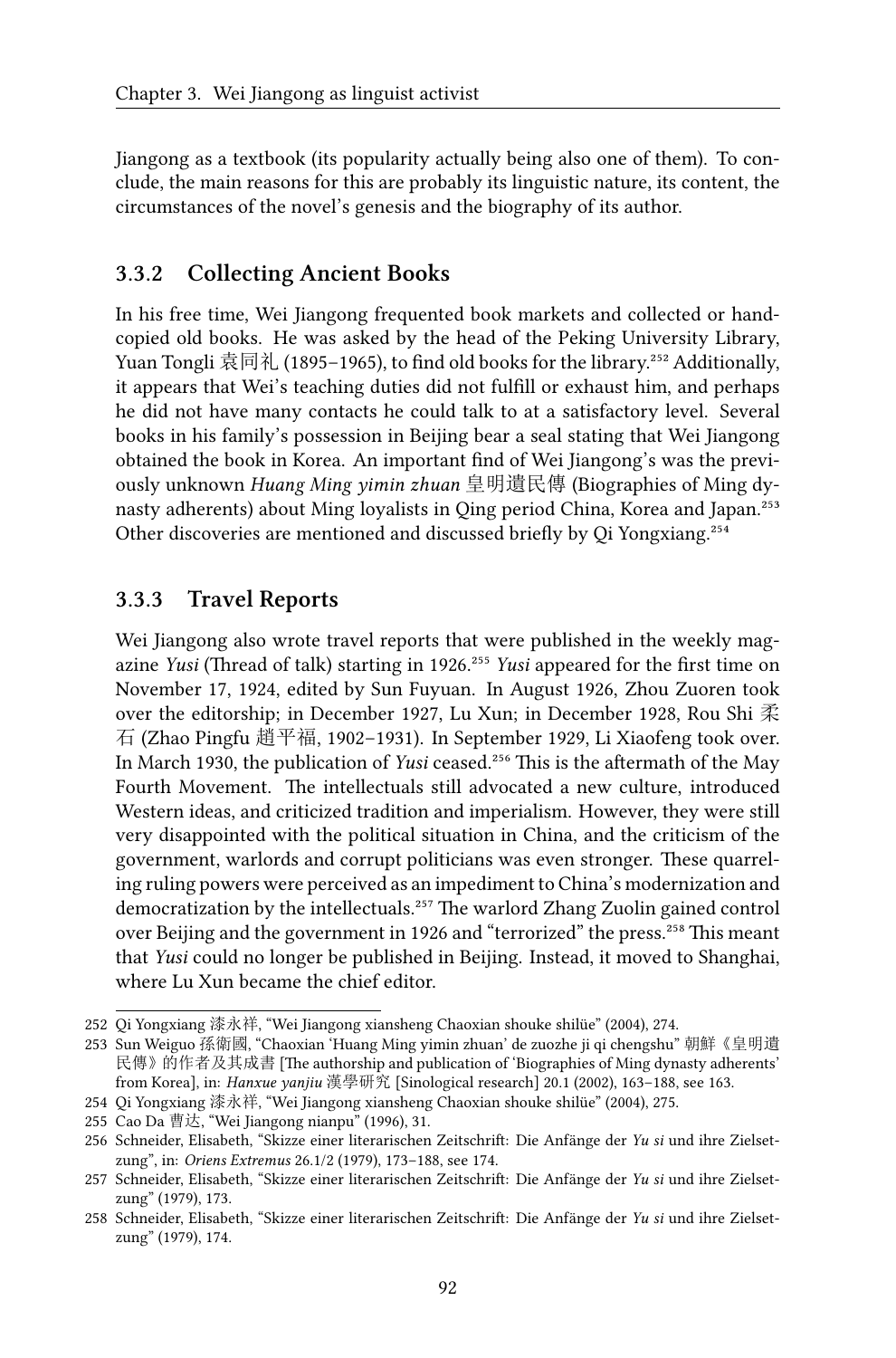Jiangong as a textbook (its popularity actually being also one of them). To conclude, the main reasons for this are probably its linguistic nature, its content, the circumstances of the novel's genesis and the biography of its author.

### 3.3.2 Collecting Ancient Books

In his free time, Wei Jiangong frequented book markets and collected or hand-copied old books. He was asked by the head of the Peking University Library, Yuan Tongli 袁同礼 (1895–1965), to find old books for the library.[252] Additionally, it appears that Wei's teaching duties did not fulfill or exhaust him, and perhaps he did not have many contacts he could talk to at a satisfactory level. Several books in his family's possession in Beijing bear a seal stating that Wei Jiangong obtained the book in Korea. An important find of Wei Jiangong's was the previously unknown *Huang Ming yimin zhuan* 皇明遺民傳 (Biographies of Ming dynasty adherents) about Ming loyalists in Qing period China, Korea and Japan.[253] Other discoveries are mentioned and discussed briefly by Qi Yongxiang.[254]

### 3.3.3 Travel Reports

Wei Jiangong also wrote travel reports that were published in the weekly magazine *Yusi* (Thread of talk) starting in 1926.[255] *Yusi* appeared for the first time on November 17, 1924, edited by Sun Fuyuan. In August 1926, Zhou Zuoren took over the editorship; in December 1927, Lu Xun; in December 1928, Rou Shi 柔石 (Zhao Pingfu 趙平福, 1902–1931). In September 1929, Li Xiaofeng took over. In March 1930, the publication of *Yusi* ceased.[256] This is the aftermath of the May Fourth Movement. The intellectuals still advocated a new culture, introduced Western ideas, and criticized tradition and imperialism. However, they were still very disappointed with the political situation in China, and the criticism of the government, warlords and corrupt politicians was even stronger. These quarreling ruling powers were perceived as an impediment to China's modernization and democratization by the intellectuals.[257] The warlord Zhang Zuolin gained control over Beijing and the government in 1926 and "terrorized" the press.[258] This meant that *Yusi* could no longer be published in Beijing. Instead, it moved to Shanghai, where Lu Xun became the chief editor.

---

252 Qi Yongxiang 漆永祥, "Wei Jiangong xiansheng Chaoxian shouke shilüe" (2004), 274.

253 Sun Weiguo 孫衛國, "Chaoxian 'Huang Ming yimin zhuan' de zuozhe ji qi chengshu" 朝鮮《皇明遺民傳》的作者及其成書 [The authorship and publication of 'Biographies of Ming dynasty adherents' from Korea], in: *Hanxue yanjiu* 漢學研究 [Sinological research] 20.1 (2002), 163–188, see 163.

254 Qi Yongxiang 漆永祥, "Wei Jiangong xiansheng Chaoxian shouke shilüe" (2004), 275.

255 Cao Da 曹达, "Wei Jiangong nianpu" (1996), 31.

256 Schneider, Elisabeth, "Skizze einer literarischen Zeitschrift: Die Anfänge der *Yu si* und ihre Zielsetzung", in: *Oriens Extremus* 26.1/2 (1979), 173–188, see 174.

257 Schneider, Elisabeth, "Skizze einer literarischen Zeitschrift: Die Anfänge der *Yu si* und ihre Zielsetzung" (1979), 173.

258 Schneider, Elisabeth, "Skizze einer literarischen Zeitschrift: Die Anfänge der *Yu si* und ihre Zielsetzung" (1979), 174.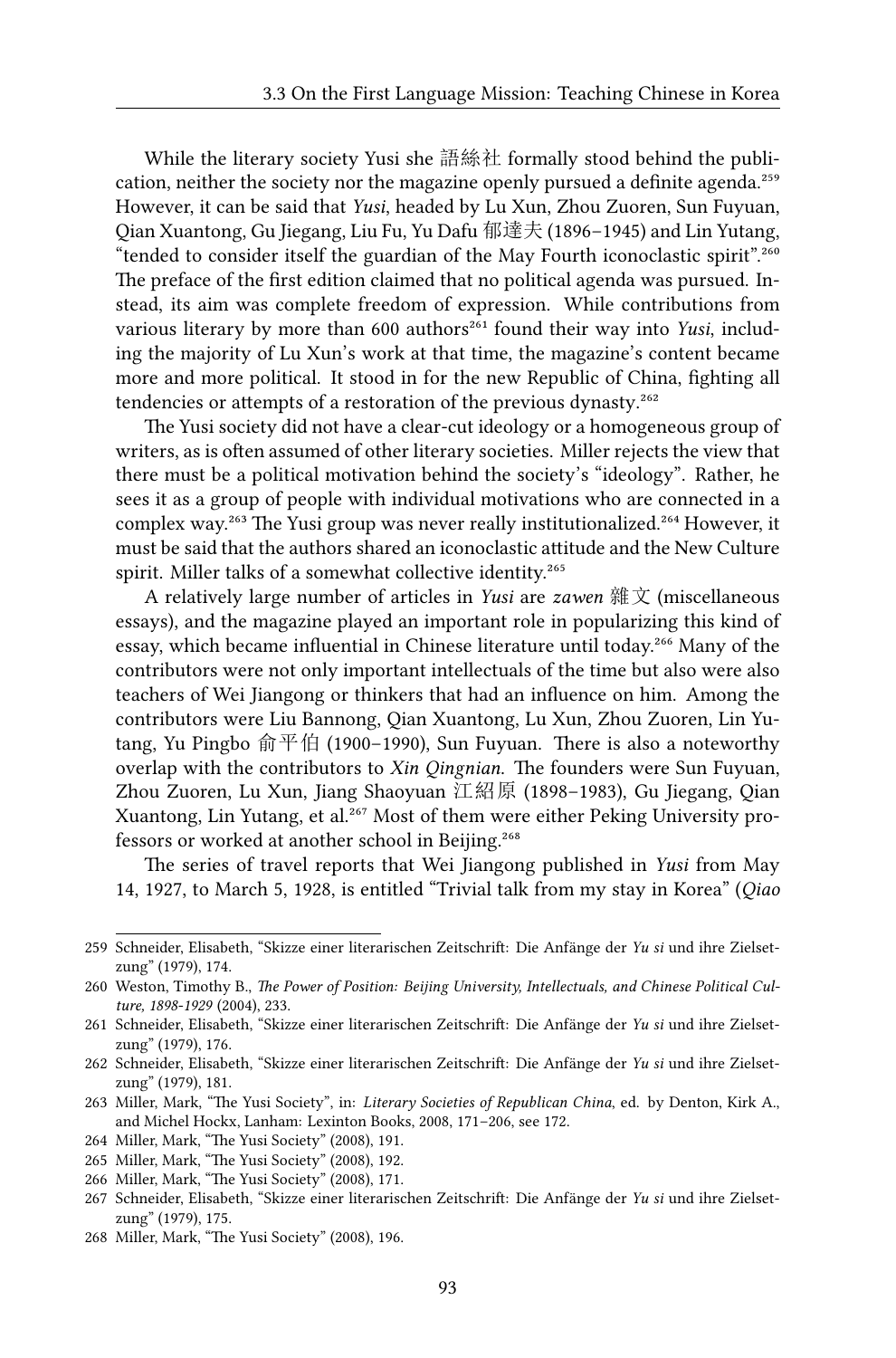While the literary society Yusi she 語絲社 formally stood behind the publication, neither the society nor the magazine openly pursued a definite agenda.[259] However, it can be said that *Yusi*, headed by Lu Xun, Zhou Zuoren, Sun Fuyuan, Qian Xuantong, Gu Jiegang, Liu Fu, Yu Dafu 郁達夫 (1896–1945) and Lin Yutang, "tended to consider itself the guardian of the May Fourth iconoclastic spirit".[260] The preface of the first edition claimed that no political agenda was pursued. Instead, its aim was complete freedom of expression. While contributions from various literary by more than 600 authors[261] found their way into *Yusi*, including the majority of Lu Xun's work at that time, the magazine's content became more and more political. It stood in for the new Republic of China, fighting all tendencies or attempts of a restoration of the previous dynasty.[262]

The Yusi society did not have a clear-cut ideology or a homogeneous group of writers, as is often assumed of other literary societies. Miller rejects the view that there must be a political motivation behind the society's "ideology". Rather, he sees it as a group of people with individual motivations who are connected in a complex way.[263] The Yusi group was never really institutionalized.[264] However, it must be said that the authors shared an iconoclastic attitude and the New Culture spirit. Miller talks of a somewhat collective identity.[265]

A relatively large number of articles in *Yusi* are *zawen* 雜文 (miscellaneous essays), and the magazine played an important role in popularizing this kind of essay, which became influential in Chinese literature until today.[266] Many of the contributors were not only important intellectuals of the time but also were also teachers of Wei Jiangong or thinkers that had an influence on him. Among the contributors were Liu Bannong, Qian Xuantong, Lu Xun, Zhou Zuoren, Lin Yutang, Yu Pingbo 俞平伯 (1900–1990), Sun Fuyuan. There is also a noteworthy overlap with the contributors to *Xin Qingnian*. The founders were Sun Fuyuan, Zhou Zuoren, Lu Xun, Jiang Shaoyuan 江紹原 (1898–1983), Gu Jiegang, Qian Xuantong, Lin Yutang, et al.[267] Most of them were either Peking University professors or worked at another school in Beijing.[268]

The series of travel reports that Wei Jiangong published in *Yusi* from May 14, 1927, to March 5, 1928, is entitled "Trivial talk from my stay in Korea" (*Qiao*

---

259 Schneider, Elisabeth, "Skizze einer literarischen Zeitschrift: Die Anfänge der *Yu si* und ihre Zielsetzung" (1979), 174.

260 Weston, Timothy B., *The Power of Position: Beijing University, Intellectuals, and Chinese Political Culture, 1898-1929* (2004), 233.

261 Schneider, Elisabeth, "Skizze einer literarischen Zeitschrift: Die Anfänge der *Yu si* und ihre Zielsetzung" (1979), 176.

262 Schneider, Elisabeth, "Skizze einer literarischen Zeitschrift: Die Anfänge der *Yu si* und ihre Zielsetzung" (1979), 181.

263 Miller, Mark, "The Yusi Society", in: *Literary Societies of Republican China*, ed. by Denton, Kirk A., and Michel Hockx, Lanham: Lexinton Books, 2008, 171–206, see 172.

264 Miller, Mark, "The Yusi Society" (2008), 191.

265 Miller, Mark, "The Yusi Society" (2008), 192.

266 Miller, Mark, "The Yusi Society" (2008), 171.

267 Schneider, Elisabeth, "Skizze einer literarischen Zeitschrift: Die Anfänge der *Yu si* und ihre Zielsetzung" (1979), 175.

268 Miller, Mark, "The Yusi Society" (2008), 196.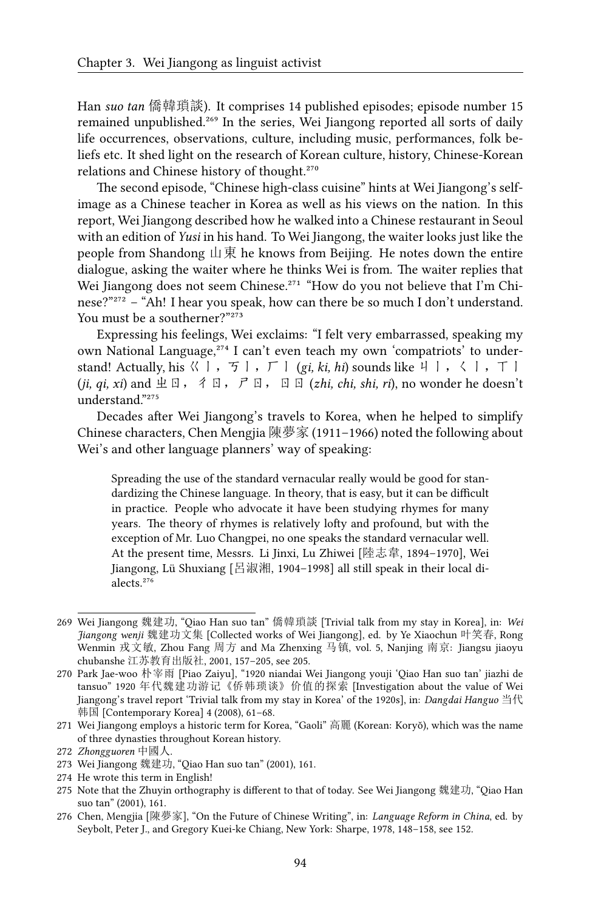Han *suo tan* 僑韓瑣談). It comprises 14 published episodes; episode number 15 remained unpublished.[269] In the series, Wei Jiangong reported all sorts of daily life occurrences, observations, culture, including music, performances, folk beliefs etc. It shed light on the research of Korean culture, history, Chinese-Korean relations and Chinese history of thought.[270]

The second episode, "Chinese high-class cuisine" hints at Wei Jiangong's self-image as a Chinese teacher in Korea as well as his views on the nation. In this report, Wei Jiangong described how he walked into a Chinese restaurant in Seoul with an edition of *Yusi* in his hand. To Wei Jiangong, the waiter looks just like the people from Shandong 山東 he knows from Beijing. He notes down the entire dialogue, asking the waiter where he thinks Wei is from. The waiter replies that Wei Jiangong does not seem Chinese.[271] "How do you not believe that I'm Chinese?"[272] – "Ah! I hear you speak, how can there be so much I don't understand. You must be a southerner?"[273]

Expressing his feelings, Wei exclaims: "I felt very embarrassed, speaking my own National Language,[274] I can't even teach my own 'compatriots' to understand! Actually, his ㄍㄧ，ㄎㄧ，ㄏㄧ (*gi, ki, hi*) sounds like ㄐㄧ，ㄑㄧ，ㄒㄧ (*ji, qi, xi*) and ㄓㄖ，ㄔㄖ，ㄕㄖ，ㄖㄖ (*zhi, chi, shi, ri*), no wonder he doesn't understand."[275]

Decades after Wei Jiangong's travels to Korea, when he helped to simplify Chinese characters, Chen Mengjia 陳夢家 (1911–1966) noted the following about Wei's and other language planners' way of speaking:

> Spreading the use of the standard vernacular really would be good for standardizing the Chinese language. In theory, that is easy, but it can be difficult in practice. People who advocate it have been studying rhymes for many years. The theory of rhymes is relatively lofty and profound, but with the exception of Mr. Luo Changpei, no one speaks the standard vernacular well. At the present time, Messrs. Li Jinxi, Lu Zhiwei [陸志韋, 1894–1970], Wei Jiangong, Lü Shuxiang [吕淑湘, 1904–1998] all still speak in their local dialects.[276]

---

269 Wei Jiangong 魏建功, "Qiao Han suo tan" 僑韓瑣談 [Trivial talk from my stay in Korea], in: *Wei Jiangong wenji* 魏建功文集 [Collected works of Wei Jiangong], ed. by Ye Xiaochun 叶笑春, Rong Wenmin 戎文敏, Zhou Fang 周方 and Ma Zhenxing 马镇, vol. 5, Nanjing 南京: Jiangsu jiaoyu chubanshe 江苏教育出版社, 2001, 157–205, see 205.

270 Park Jae-woo 朴宰雨 [Piao Zaiyu], "1920 niandai Wei Jiangong youji 'Qiao Han suo tan' jiazhi de tansuo" 1920 年代魏建功游记《侨韩琐谈》价值的探索 [Investigation about the value of Wei Jiangong's travel report 'Trivial talk from my stay in Korea' of the 1920s], in: *Dangdai Hanguo* 当代韩国 [Contemporary Korea] 4 (2008), 61–68.

271 Wei Jiangong employs a historic term for Korea, "Gaoli" 高麗 (Korean: Koryŏ), which was the name of three dynasties throughout Korean history.

272 *Zhongguoren* 中國人.

273 Wei Jiangong 魏建功, "Qiao Han suo tan" (2001), 161.

274 He wrote this term in English!

275 Note that the Zhuyin orthography is different to that of today. See Wei Jiangong 魏建功, "Qiao Han suo tan" (2001), 161.

276 Chen, Mengjia [陳夢家], "On the Future of Chinese Writing", in: *Language Reform in China*, ed. by Seybolt, Peter J., and Gregory Kuei-ke Chiang, New York: Sharpe, 1978, 148–158, see 152.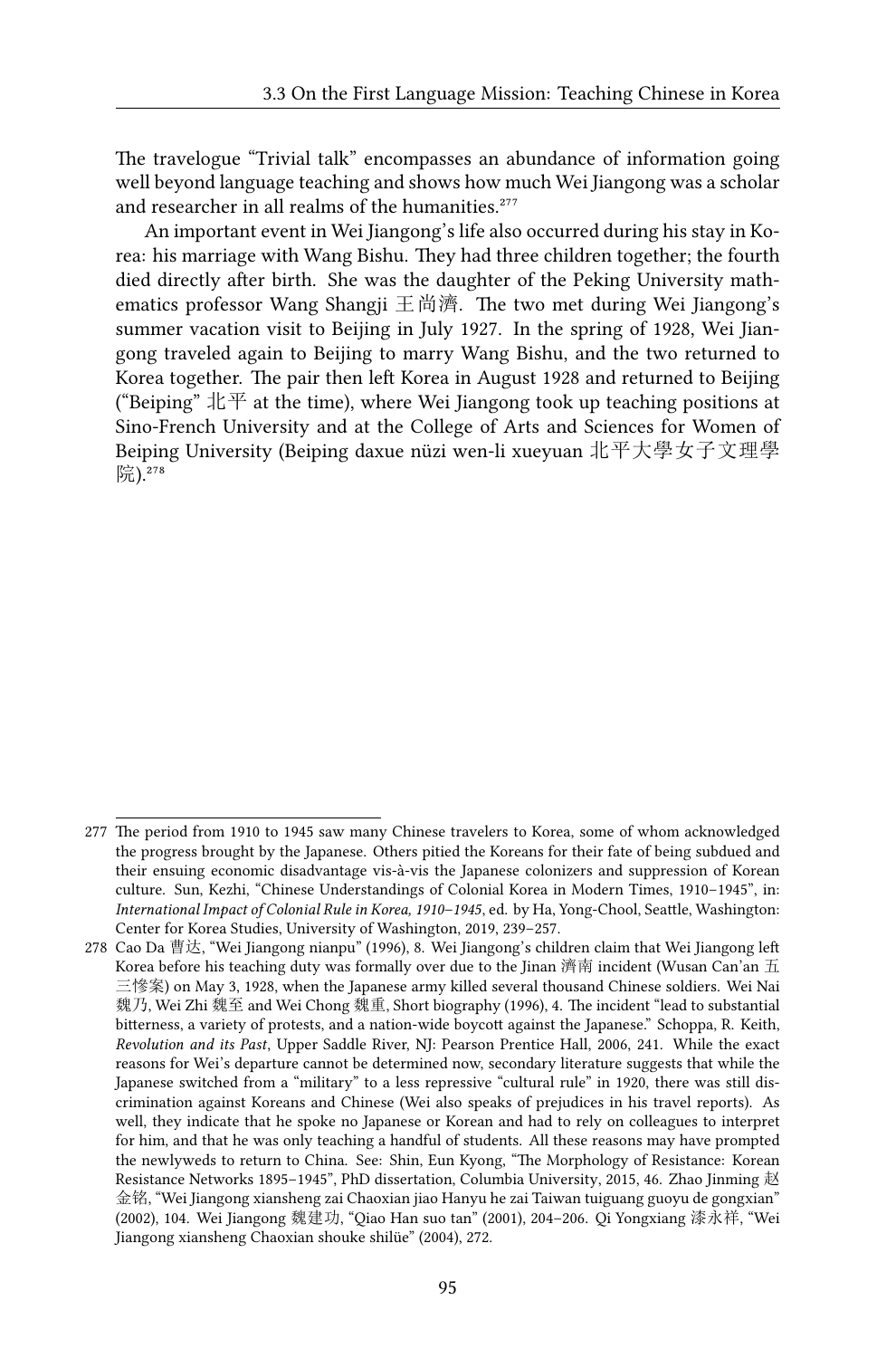The travelogue “Trivial talk” encompasses an abundance of information going well beyond language teaching and shows how much Wei Jiangong was a scholar and researcher in all realms of the humanities.[277]

An important event in Wei Jiangong’s life also occurred during his stay in Korea: his marriage with Wang Bishu. They had three children together; the fourth died directly after birth. She was the daughter of the Peking University mathematics professor Wang Shangji 王尚濟. The two met during Wei Jiangong’s summer vacation visit to Beijing in July 1927. In the spring of 1928, Wei Jiangong traveled again to Beijing to marry Wang Bishu, and the two returned to Korea together. The pair then left Korea in August 1928 and returned to Beijing (“Beiping” 北平 at the time), where Wei Jiangong took up teaching positions at Sino-French University and at the College of Arts and Sciences for Women of Beiping University (Beiping daxue nüzi wen-li xueyuan 北平大學女子文理學院).[278]

---

277 The period from 1910 to 1945 saw many Chinese travelers to Korea, some of whom acknowledged the progress brought by the Japanese. Others pitied the Koreans for their fate of being subdued and their ensuing economic disadvantage vis-à-vis the Japanese colonizers and suppression of Korean culture. Sun, Kezhi, “Chinese Understandings of Colonial Korea in Modern Times, 1910–1945”, in: *International Impact of Colonial Rule in Korea, 1910–1945*, ed. by Ha, Yong-Chool, Seattle, Washington: Center for Korea Studies, University of Washington, 2019, 239–257.

278 Cao Da 曹达, “Wei Jiangong nianpu” (1996), 8. Wei Jiangong’s children claim that Wei Jiangong left Korea before his teaching duty was formally over due to the Jinan 濟南 incident (Wusan Can’an 五三惨案) on May 3, 1928, when the Japanese army killed several thousand Chinese soldiers. Wei Nai 魏乃, Wei Zhi 魏至 and Wei Chong 魏重, Short biography (1996), 4. The incident “lead to substantial bitterness, a variety of protests, and a nation-wide boycott against the Japanese.” Schoppa, R. Keith, *Revolution and its Past*, Upper Saddle River, NJ: Pearson Prentice Hall, 2006, 241. While the exact reasons for Wei’s departure cannot be determined now, secondary literature suggests that while the Japanese switched from a “military” to a less repressive “cultural rule” in 1920, there was still discrimination against Koreans and Chinese (Wei also speaks of prejudices in his travel reports). As well, they indicate that he spoke no Japanese or Korean and had to rely on colleagues to interpret for him, and that he was only teaching a handful of students. All these reasons may have prompted the newlyweds to return to China. See: Shin, Eun Kyong, “The Morphology of Resistance: Korean Resistance Networks 1895–1945”, PhD dissertation, Columbia University, 2015, 46. Zhao Jinming 赵金铭, “Wei Jiangong xiansheng zai Chaoxian jiao Hanyu he zai Taiwan tuiguang guoyu de gongxian” (2002), 104. Wei Jiangong 魏建功, “Qiao Han suo tan” (2001), 204–206. Qi Yongxiang 漆永祥, “Wei Jiangong xiansheng Chaoxian shouke shilüe” (2004), 272.